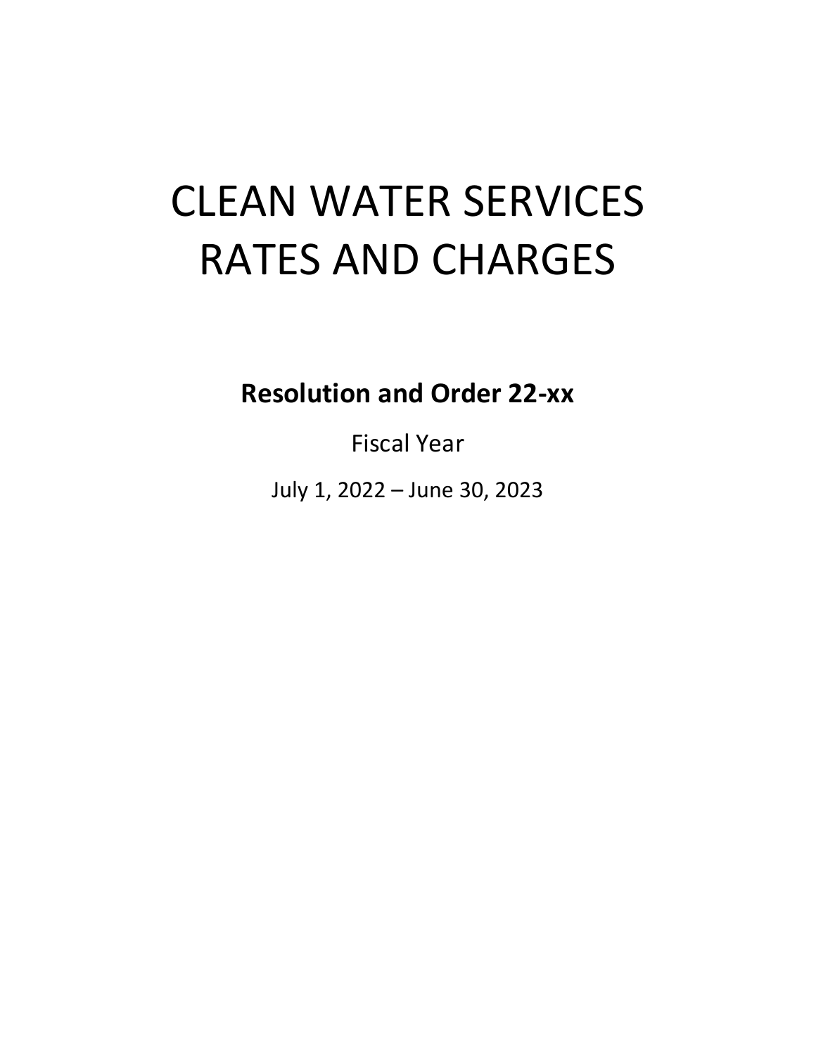# CLEAN WATER SERVICES RATES AND CHARGES

**Resolution and Order 22-xx**

Fiscal Year

July 1, 2022 – June 30, 2023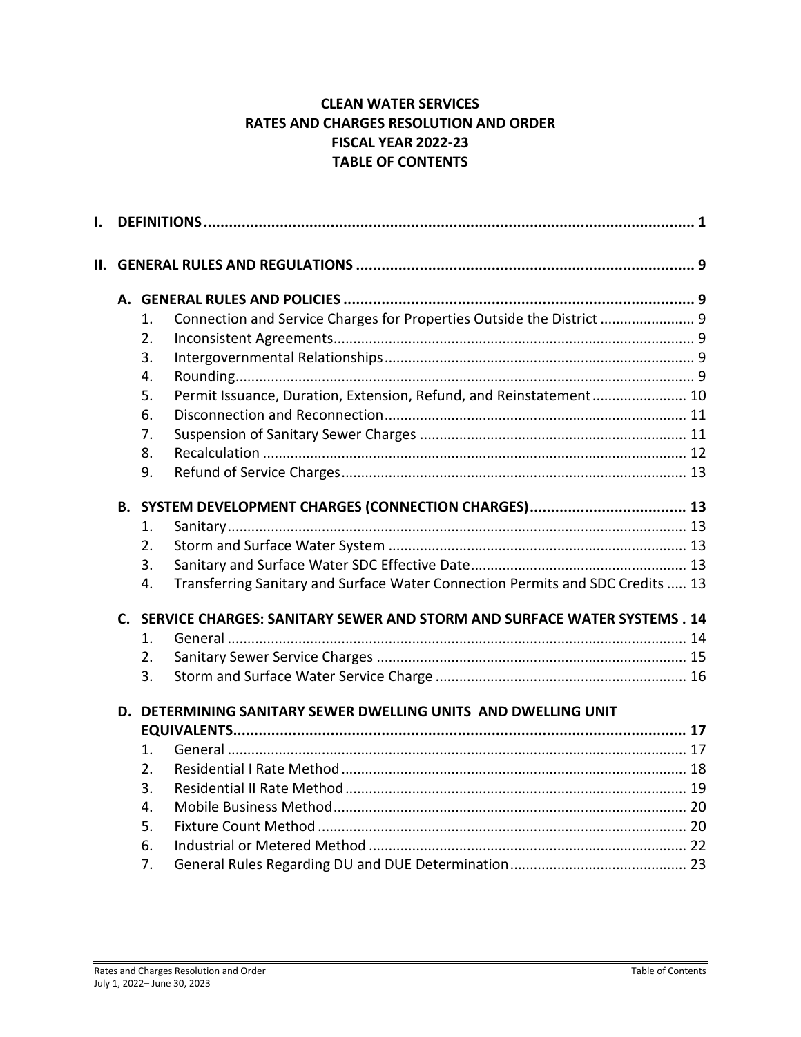# CLEAN WATER SERVICES
# RATES AND CHARGES RESOLUTION AND ORDER
# FISCAL YEAR 2022-23
# TABLE OF CONTENTS

**I. DEFINITIONS** .......... 1

**II. GENERAL RULES AND REGULATIONS** .......... 9

**A. GENERAL RULES AND POLICIES** .......... 9

1. Connection and Service Charges for Properties Outside the District .......... 9
2. Inconsistent Agreements .......... 9
3. Intergovernmental Relationships .......... 9
4. Rounding .......... 9
5. Permit Issuance, Duration, Extension, Refund, and Reinstatement .......... 10
6. Disconnection and Reconnection .......... 11
7. Suspension of Sanitary Sewer Charges .......... 11
8. Recalculation .......... 12
9. Refund of Service Charges .......... 13

**B. SYSTEM DEVELOPMENT CHARGES (CONNECTION CHARGES)** .......... 13

1. Sanitary .......... 13
2. Storm and Surface Water System .......... 13
3. Sanitary and Surface Water SDC Effective Date .......... 13
4. Transferring Sanitary and Surface Water Connection Permits and SDC Credits .......... 13

**C. SERVICE CHARGES: SANITARY SEWER AND STORM AND SURFACE WATER SYSTEMS** .......... 14

1. General .......... 14
2. Sanitary Sewer Service Charges .......... 15
3. Storm and Surface Water Service Charge .......... 16

**D. DETERMINING SANITARY SEWER DWELLING UNITS AND DWELLING UNIT EQUIVALENTS** .......... 17

1. General .......... 17
2. Residential I Rate Method .......... 18
3. Residential II Rate Method .......... 19
4. Mobile Business Method .......... 20
5. Fixture Count Method .......... 20
6. Industrial or Metered Method .......... 22
7. General Rules Regarding DU and DUE Determination .......... 23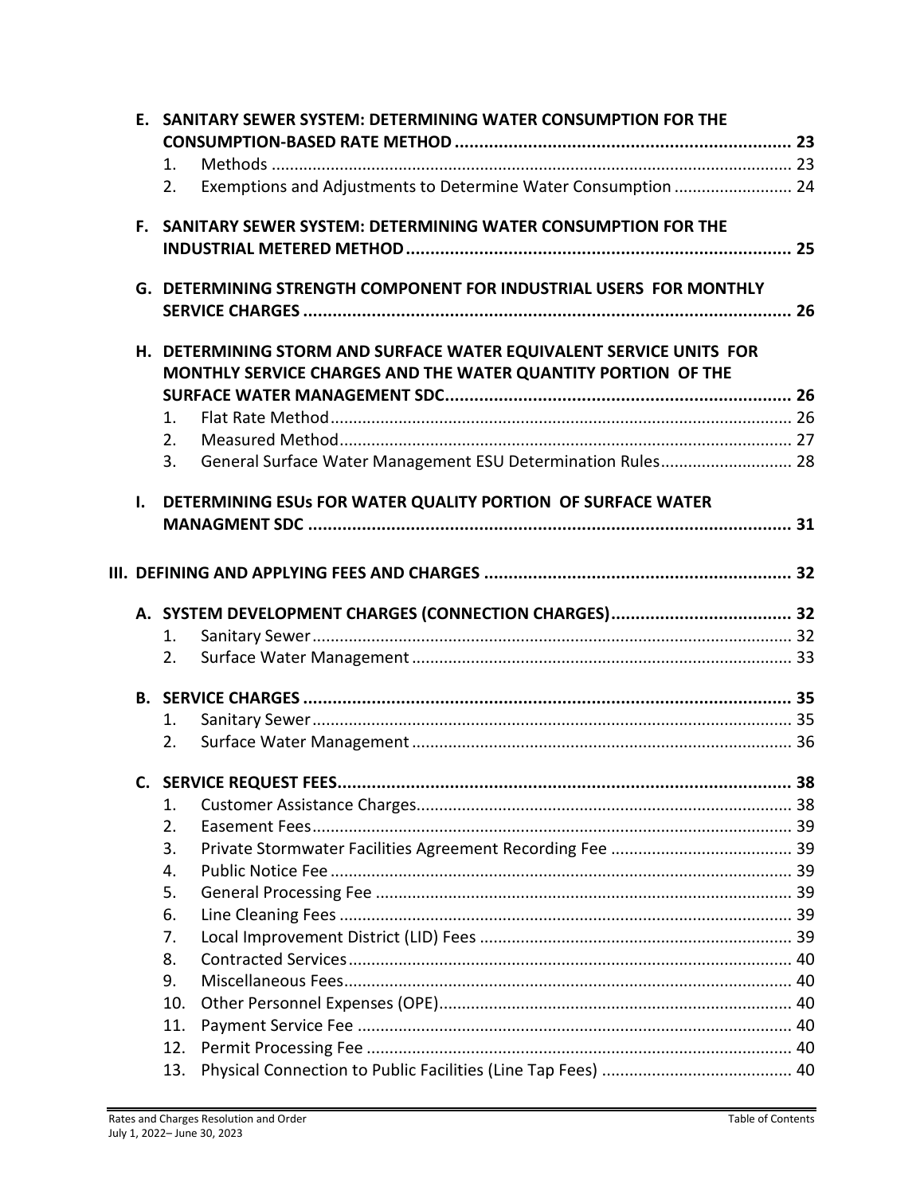E. SANITARY SEWER SYSTEM: DETERMINING WATER CONSUMPTION FOR THE CONSUMPTION-BASED RATE METHOD ..... 23

1. Methods ..... 23
2. Exemptions and Adjustments to Determine Water Consumption ..... 24

F. SANITARY SEWER SYSTEM: DETERMINING WATER CONSUMPTION FOR THE INDUSTRIAL METERED METHOD ..... 25

G. DETERMINING STRENGTH COMPONENT FOR INDUSTRIAL USERS FOR MONTHLY SERVICE CHARGES ..... 26

H. DETERMINING STORM AND SURFACE WATER EQUIVALENT SERVICE UNITS FOR MONTHLY SERVICE CHARGES AND THE WATER QUANTITY PORTION OF THE SURFACE WATER MANAGEMENT SDC ..... 26

1. Flat Rate Method ..... 26
2. Measured Method ..... 27
3. General Surface Water Management ESU Determination Rules ..... 28

I. DETERMINING ESUs FOR WATER QUALITY PORTION OF SURFACE WATER MANAGMENT SDC ..... 31

III. DEFINING AND APPLYING FEES AND CHARGES ..... 32

A. SYSTEM DEVELOPMENT CHARGES (CONNECTION CHARGES) ..... 32

1. Sanitary Sewer ..... 32
2. Surface Water Management ..... 33

B. SERVICE CHARGES ..... 35

1. Sanitary Sewer ..... 35
2. Surface Water Management ..... 36

C. SERVICE REQUEST FEES ..... 38

1. Customer Assistance Charges ..... 38
2. Easement Fees ..... 39
3. Private Stormwater Facilities Agreement Recording Fee ..... 39
4. Public Notice Fee ..... 39
5. General Processing Fee ..... 39
6. Line Cleaning Fees ..... 39
7. Local Improvement District (LID) Fees ..... 39
8. Contracted Services ..... 40
9. Miscellaneous Fees ..... 40
10. Other Personnel Expenses (OPE) ..... 40
11. Payment Service Fee ..... 40
12. Permit Processing Fee ..... 40
13. Physical Connection to Public Facilities (Line Tap Fees) ..... 40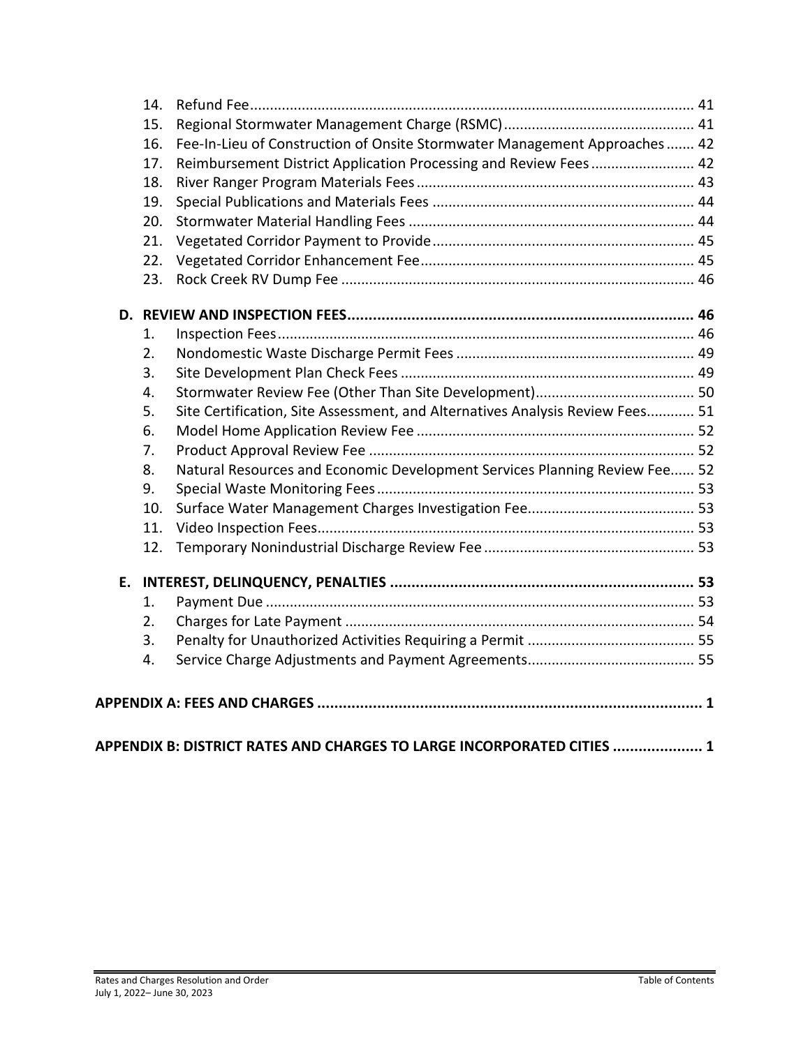14. Refund Fee ............ 41
15. Regional Stormwater Management Charge (RSMC) ............ 41
16. Fee-In-Lieu of Construction of Onsite Stormwater Management Approaches ............ 42
17. Reimbursement District Application Processing and Review Fees ............ 42
18. River Ranger Program Materials Fees ............ 43
19. Special Publications and Materials Fees ............ 44
20. Stormwater Material Handling Fees ............ 44
21. Vegetated Corridor Payment to Provide ............ 45
22. Vegetated Corridor Enhancement Fee ............ 45
23. Rock Creek RV Dump Fee ............ 46

**D. REVIEW AND INSPECTION FEES ............ 46**

1. Inspection Fees ............ 46
2. Nondomestic Waste Discharge Permit Fees ............ 49
3. Site Development Plan Check Fees ............ 49
4. Stormwater Review Fee (Other Than Site Development) ............ 50
5. Site Certification, Site Assessment, and Alternatives Analysis Review Fees ............ 51
6. Model Home Application Review Fee ............ 52
7. Product Approval Review Fee ............ 52
8. Natural Resources and Economic Development Services Planning Review Fee ............ 52
9. Special Waste Monitoring Fees ............ 53
10. Surface Water Management Charges Investigation Fee ............ 53
11. Video Inspection Fees ............ 53
12. Temporary Nonindustrial Discharge Review Fee ............ 53

**E. INTEREST, DELINQUENCY, PENALTIES ............ 53**

1. Payment Due ............ 53
2. Charges for Late Payment ............ 54
3. Penalty for Unauthorized Activities Requiring a Permit ............ 55
4. Service Charge Adjustments and Payment Agreements ............ 55

**APPENDIX A: FEES AND CHARGES ............ 1**

**APPENDIX B: DISTRICT RATES AND CHARGES TO LARGE INCORPORATED CITIES ............ 1**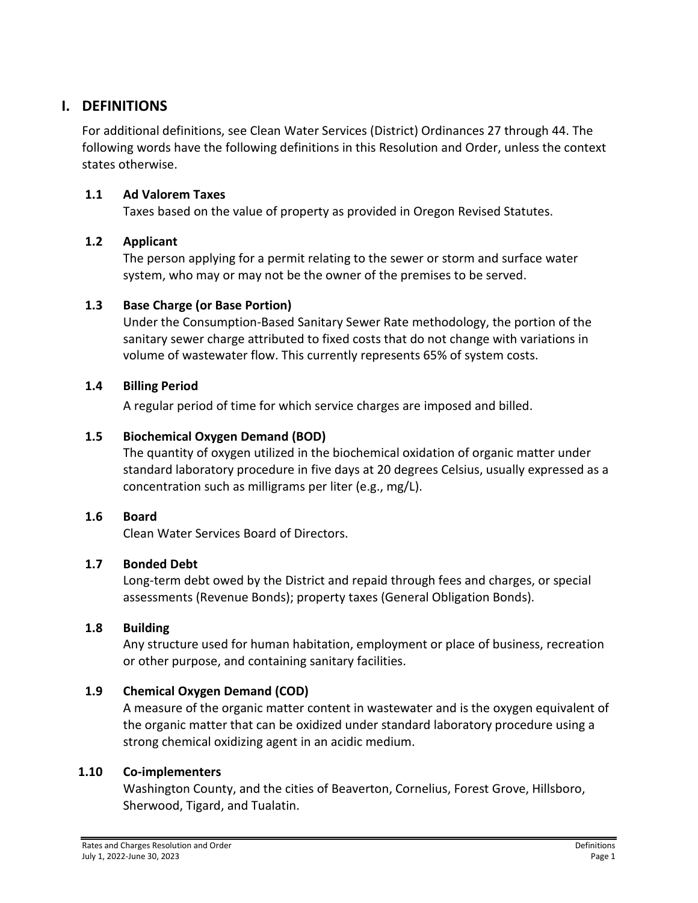## I. DEFINITIONS

For additional definitions, see Clean Water Services (District) Ordinances 27 through 44. The following words have the following definitions in this Resolution and Order, unless the context states otherwise.

### 1.1 Ad Valorem Taxes

Taxes based on the value of property as provided in Oregon Revised Statutes.

### 1.2 Applicant

The person applying for a permit relating to the sewer or storm and surface water system, who may or may not be the owner of the premises to be served.

### 1.3 Base Charge (or Base Portion)

Under the Consumption-Based Sanitary Sewer Rate methodology, the portion of the sanitary sewer charge attributed to fixed costs that do not change with variations in volume of wastewater flow. This currently represents 65% of system costs.

### 1.4 Billing Period

A regular period of time for which service charges are imposed and billed.

### 1.5 Biochemical Oxygen Demand (BOD)

The quantity of oxygen utilized in the biochemical oxidation of organic matter under standard laboratory procedure in five days at 20 degrees Celsius, usually expressed as a concentration such as milligrams per liter (e.g., mg/L).

### 1.6 Board

Clean Water Services Board of Directors.

### 1.7 Bonded Debt

Long-term debt owed by the District and repaid through fees and charges, or special assessments (Revenue Bonds); property taxes (General Obligation Bonds).

### 1.8 Building

Any structure used for human habitation, employment or place of business, recreation or other purpose, and containing sanitary facilities.

### 1.9 Chemical Oxygen Demand (COD)

A measure of the organic matter content in wastewater and is the oxygen equivalent of the organic matter that can be oxidized under standard laboratory procedure using a strong chemical oxidizing agent in an acidic medium.

### 1.10 Co-implementers

Washington County, and the cities of Beaverton, Cornelius, Forest Grove, Hillsboro, Sherwood, Tigard, and Tualatin.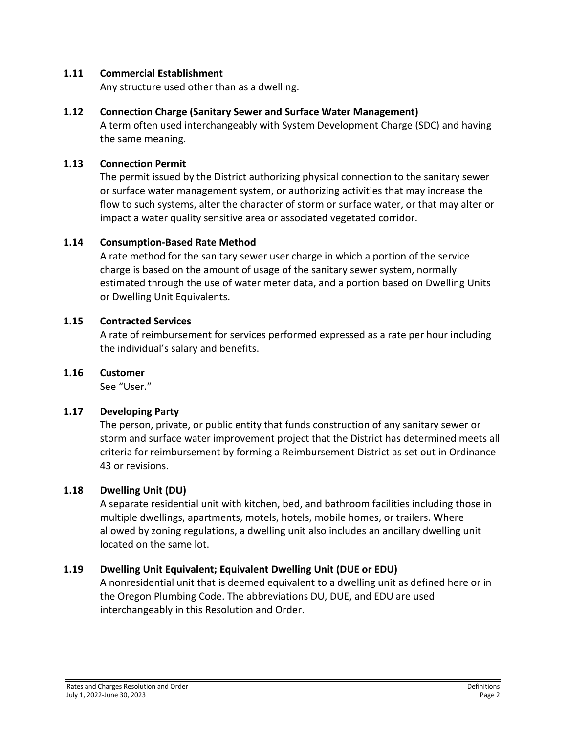### 1.11 Commercial Establishment

Any structure used other than as a dwelling.

### 1.12 Connection Charge (Sanitary Sewer and Surface Water Management)

A term often used interchangeably with System Development Charge (SDC) and having the same meaning.

### 1.13 Connection Permit

The permit issued by the District authorizing physical connection to the sanitary sewer or surface water management system, or authorizing activities that may increase the flow to such systems, alter the character of storm or surface water, or that may alter or impact a water quality sensitive area or associated vegetated corridor.

### 1.14 Consumption-Based Rate Method

A rate method for the sanitary sewer user charge in which a portion of the service charge is based on the amount of usage of the sanitary sewer system, normally estimated through the use of water meter data, and a portion based on Dwelling Units or Dwelling Unit Equivalents.

### 1.15 Contracted Services

A rate of reimbursement for services performed expressed as a rate per hour including the individual's salary and benefits.

### 1.16 Customer

See "User."

### 1.17 Developing Party

The person, private, or public entity that funds construction of any sanitary sewer or storm and surface water improvement project that the District has determined meets all criteria for reimbursement by forming a Reimbursement District as set out in Ordinance 43 or revisions.

### 1.18 Dwelling Unit (DU)

A separate residential unit with kitchen, bed, and bathroom facilities including those in multiple dwellings, apartments, motels, hotels, mobile homes, or trailers. Where allowed by zoning regulations, a dwelling unit also includes an ancillary dwelling unit located on the same lot.

### 1.19 Dwelling Unit Equivalent; Equivalent Dwelling Unit (DUE or EDU)

A nonresidential unit that is deemed equivalent to a dwelling unit as defined here or in the Oregon Plumbing Code. The abbreviations DU, DUE, and EDU are used interchangeably in this Resolution and Order.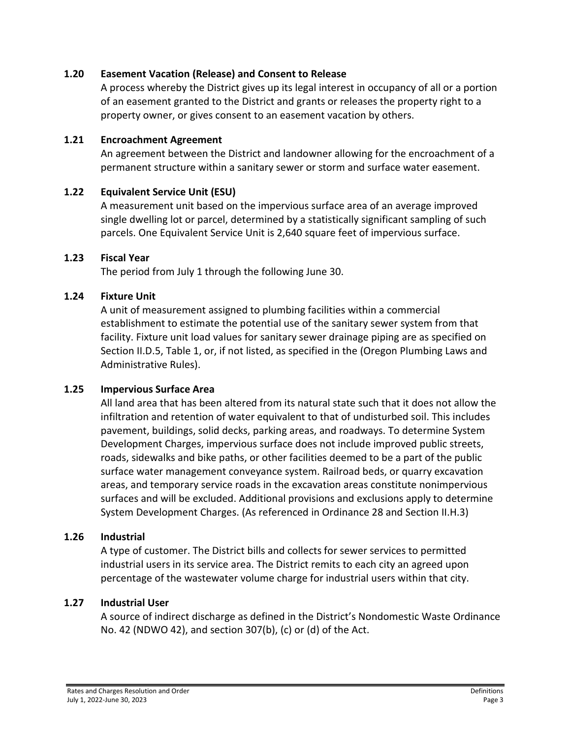### 1.20 Easement Vacation (Release) and Consent to Release

A process whereby the District gives up its legal interest in occupancy of all or a portion of an easement granted to the District and grants or releases the property right to a property owner, or gives consent to an easement vacation by others.

### 1.21 Encroachment Agreement

An agreement between the District and landowner allowing for the encroachment of a permanent structure within a sanitary sewer or storm and surface water easement.

### 1.22 Equivalent Service Unit (ESU)

A measurement unit based on the impervious surface area of an average improved single dwelling lot or parcel, determined by a statistically significant sampling of such parcels. One Equivalent Service Unit is 2,640 square feet of impervious surface.

### 1.23 Fiscal Year

The period from July 1 through the following June 30.

### 1.24 Fixture Unit

A unit of measurement assigned to plumbing facilities within a commercial establishment to estimate the potential use of the sanitary sewer system from that facility. Fixture unit load values for sanitary sewer drainage piping are as specified on Section II.D.5, Table 1, or, if not listed, as specified in the (Oregon Plumbing Laws and Administrative Rules).

### 1.25 Impervious Surface Area

All land area that has been altered from its natural state such that it does not allow the infiltration and retention of water equivalent to that of undisturbed soil. This includes pavement, buildings, solid decks, parking areas, and roadways. To determine System Development Charges, impervious surface does not include improved public streets, roads, sidewalks and bike paths, or other facilities deemed to be a part of the public surface water management conveyance system. Railroad beds, or quarry excavation areas, and temporary service roads in the excavation areas constitute nonimpervious surfaces and will be excluded. Additional provisions and exclusions apply to determine System Development Charges. (As referenced in Ordinance 28 and Section II.H.3)

### 1.26 Industrial

A type of customer. The District bills and collects for sewer services to permitted industrial users in its service area. The District remits to each city an agreed upon percentage of the wastewater volume charge for industrial users within that city.

### 1.27 Industrial User

A source of indirect discharge as defined in the District's Nondomestic Waste Ordinance No. 42 (NDWO 42), and section 307(b), (c) or (d) of the Act.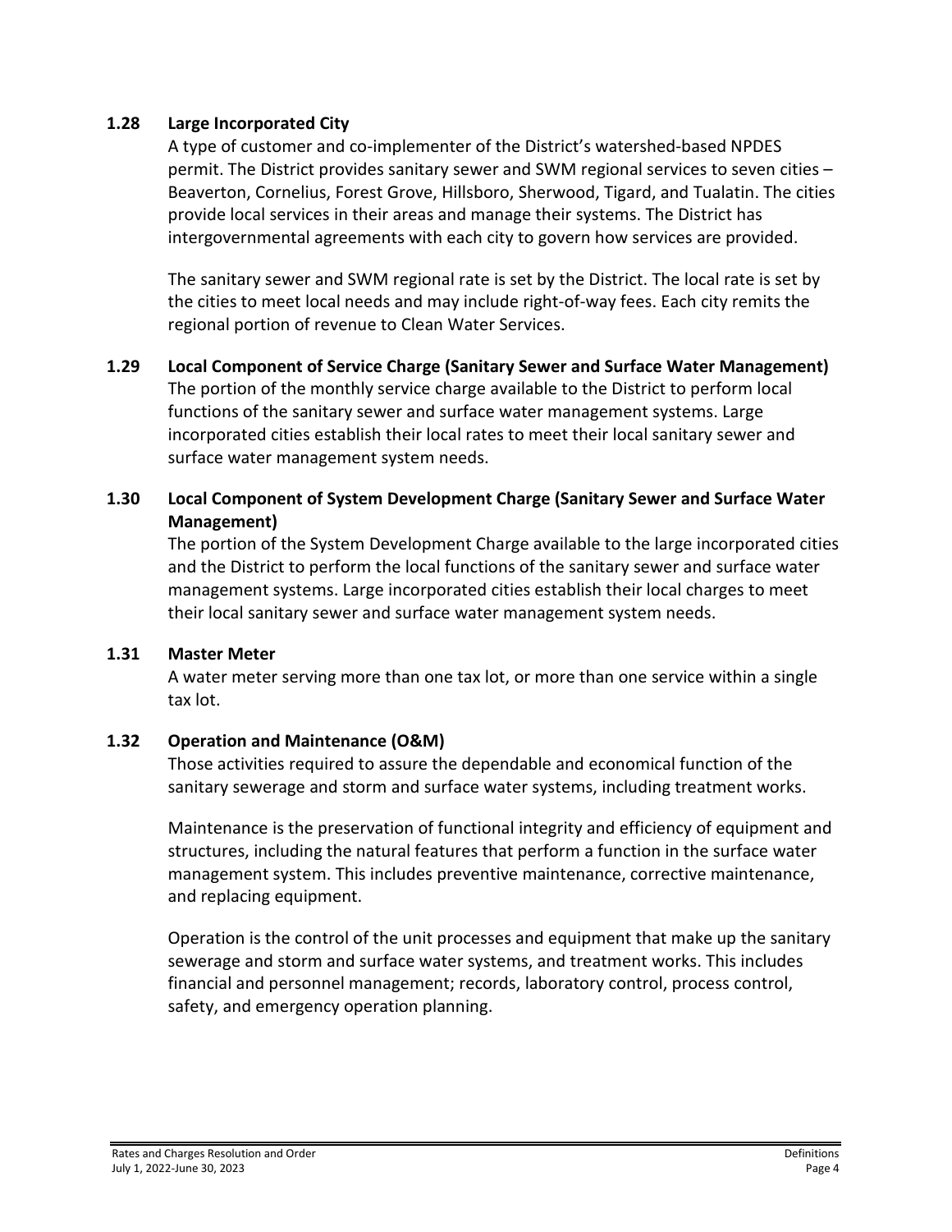### 1.28 Large Incorporated City

A type of customer and co-implementer of the District's watershed-based NPDES permit. The District provides sanitary sewer and SWM regional services to seven cities – Beaverton, Cornelius, Forest Grove, Hillsboro, Sherwood, Tigard, and Tualatin. The cities provide local services in their areas and manage their systems. The District has intergovernmental agreements with each city to govern how services are provided.

The sanitary sewer and SWM regional rate is set by the District. The local rate is set by the cities to meet local needs and may include right-of-way fees. Each city remits the regional portion of revenue to Clean Water Services.

### 1.29 Local Component of Service Charge (Sanitary Sewer and Surface Water Management)

The portion of the monthly service charge available to the District to perform local functions of the sanitary sewer and surface water management systems. Large incorporated cities establish their local rates to meet their local sanitary sewer and surface water management system needs.

### 1.30 Local Component of System Development Charge (Sanitary Sewer and Surface Water Management)

The portion of the System Development Charge available to the large incorporated cities and the District to perform the local functions of the sanitary sewer and surface water management systems. Large incorporated cities establish their local charges to meet their local sanitary sewer and surface water management system needs.

### 1.31 Master Meter

A water meter serving more than one tax lot, or more than one service within a single tax lot.

### 1.32 Operation and Maintenance (O&M)

Those activities required to assure the dependable and economical function of the sanitary sewerage and storm and surface water systems, including treatment works.

Maintenance is the preservation of functional integrity and efficiency of equipment and structures, including the natural features that perform a function in the surface water management system. This includes preventive maintenance, corrective maintenance, and replacing equipment.

Operation is the control of the unit processes and equipment that make up the sanitary sewerage and storm and surface water systems, and treatment works. This includes financial and personnel management; records, laboratory control, process control, safety, and emergency operation planning.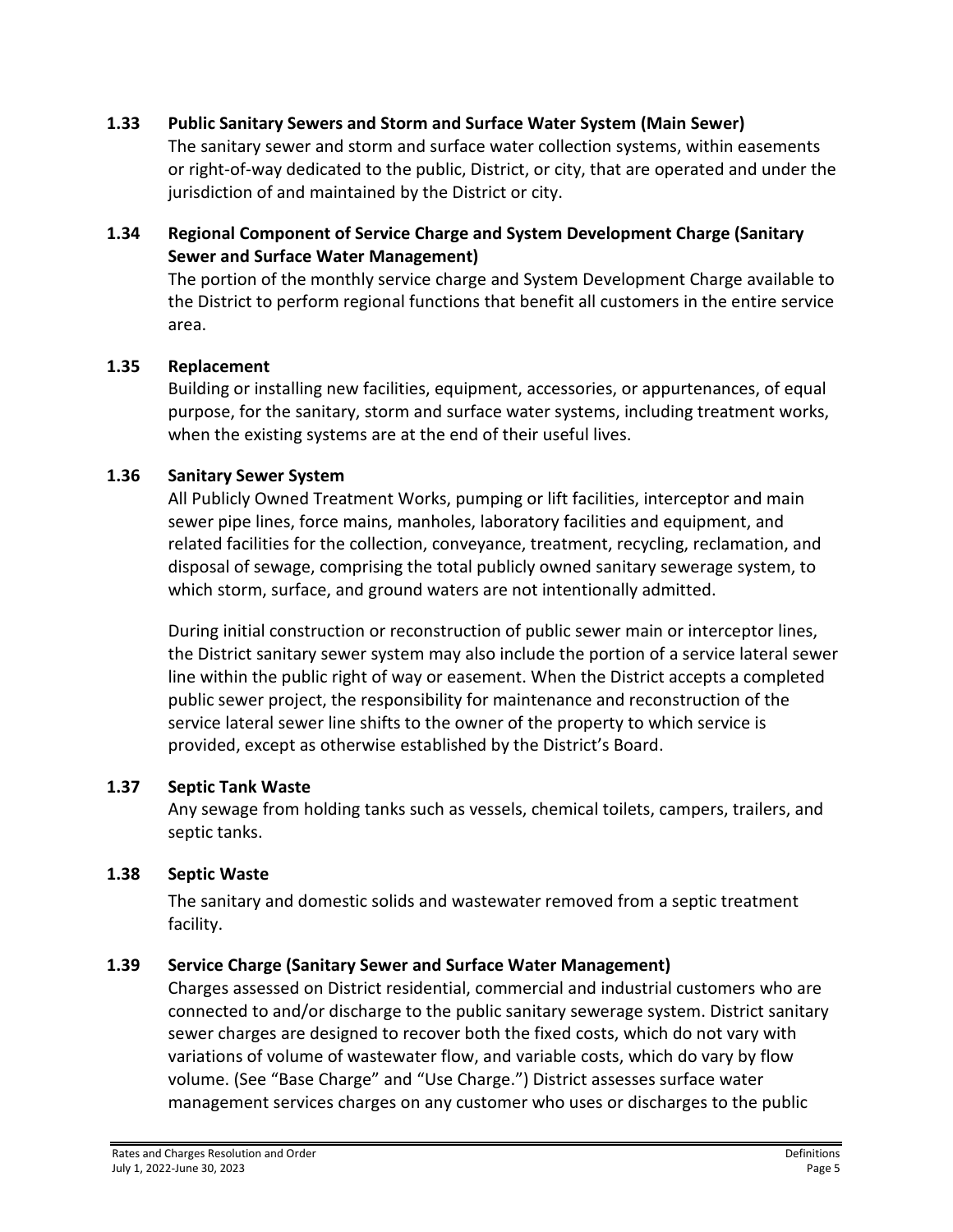### 1.33 Public Sanitary Sewers and Storm and Surface Water System (Main Sewer)

The sanitary sewer and storm and surface water collection systems, within easements or right-of-way dedicated to the public, District, or city, that are operated and under the jurisdiction of and maintained by the District or city.

### 1.34 Regional Component of Service Charge and System Development Charge (Sanitary Sewer and Surface Water Management)

The portion of the monthly service charge and System Development Charge available to the District to perform regional functions that benefit all customers in the entire service area.

### 1.35 Replacement

Building or installing new facilities, equipment, accessories, or appurtenances, of equal purpose, for the sanitary, storm and surface water systems, including treatment works, when the existing systems are at the end of their useful lives.

### 1.36 Sanitary Sewer System

All Publicly Owned Treatment Works, pumping or lift facilities, interceptor and main sewer pipe lines, force mains, manholes, laboratory facilities and equipment, and related facilities for the collection, conveyance, treatment, recycling, reclamation, and disposal of sewage, comprising the total publicly owned sanitary sewerage system, to which storm, surface, and ground waters are not intentionally admitted.

During initial construction or reconstruction of public sewer main or interceptor lines, the District sanitary sewer system may also include the portion of a service lateral sewer line within the public right of way or easement. When the District accepts a completed public sewer project, the responsibility for maintenance and reconstruction of the service lateral sewer line shifts to the owner of the property to which service is provided, except as otherwise established by the District's Board.

### 1.37 Septic Tank Waste

Any sewage from holding tanks such as vessels, chemical toilets, campers, trailers, and septic tanks.

### 1.38 Septic Waste

The sanitary and domestic solids and wastewater removed from a septic treatment facility.

### 1.39 Service Charge (Sanitary Sewer and Surface Water Management)

Charges assessed on District residential, commercial and industrial customers who are connected to and/or discharge to the public sanitary sewerage system. District sanitary sewer charges are designed to recover both the fixed costs, which do not vary with variations of volume of wastewater flow, and variable costs, which do vary by flow volume. (See "Base Charge" and "Use Charge.") District assesses surface water management services charges on any customer who uses or discharges to the public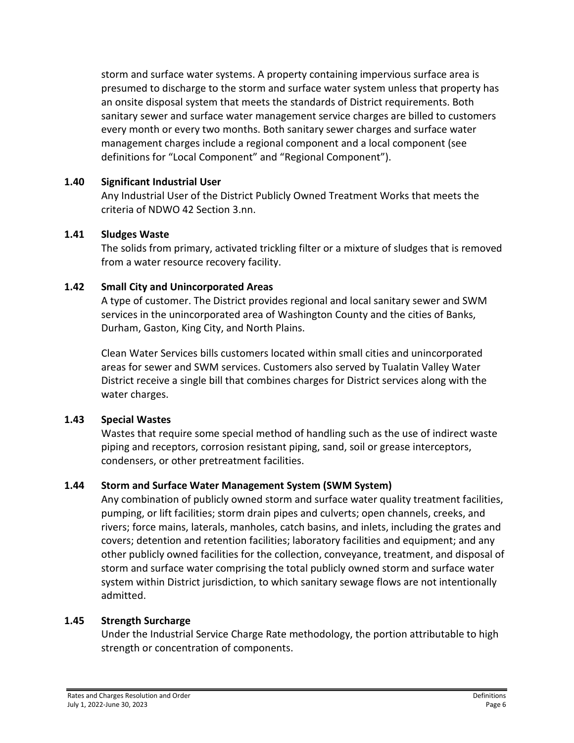storm and surface water systems. A property containing impervious surface area is presumed to discharge to the storm and surface water system unless that property has an onsite disposal system that meets the standards of District requirements. Both sanitary sewer and surface water management service charges are billed to customers every month or every two months. Both sanitary sewer charges and surface water management charges include a regional component and a local component (see definitions for "Local Component" and "Regional Component").

### 1.40 Significant Industrial User

Any Industrial User of the District Publicly Owned Treatment Works that meets the criteria of NDWO 42 Section 3.nn.

### 1.41 Sludges Waste

The solids from primary, activated trickling filter or a mixture of sludges that is removed from a water resource recovery facility.

### 1.42 Small City and Unincorporated Areas

A type of customer. The District provides regional and local sanitary sewer and SWM services in the unincorporated area of Washington County and the cities of Banks, Durham, Gaston, King City, and North Plains.

Clean Water Services bills customers located within small cities and unincorporated areas for sewer and SWM services. Customers also served by Tualatin Valley Water District receive a single bill that combines charges for District services along with the water charges.

### 1.43 Special Wastes

Wastes that require some special method of handling such as the use of indirect waste piping and receptors, corrosion resistant piping, sand, soil or grease interceptors, condensers, or other pretreatment facilities.

### 1.44 Storm and Surface Water Management System (SWM System)

Any combination of publicly owned storm and surface water quality treatment facilities, pumping, or lift facilities; storm drain pipes and culverts; open channels, creeks, and rivers; force mains, laterals, manholes, catch basins, and inlets, including the grates and covers; detention and retention facilities; laboratory facilities and equipment; and any other publicly owned facilities for the collection, conveyance, treatment, and disposal of storm and surface water comprising the total publicly owned storm and surface water system within District jurisdiction, to which sanitary sewage flows are not intentionally admitted.

### 1.45 Strength Surcharge

Under the Industrial Service Charge Rate methodology, the portion attributable to high strength or concentration of components.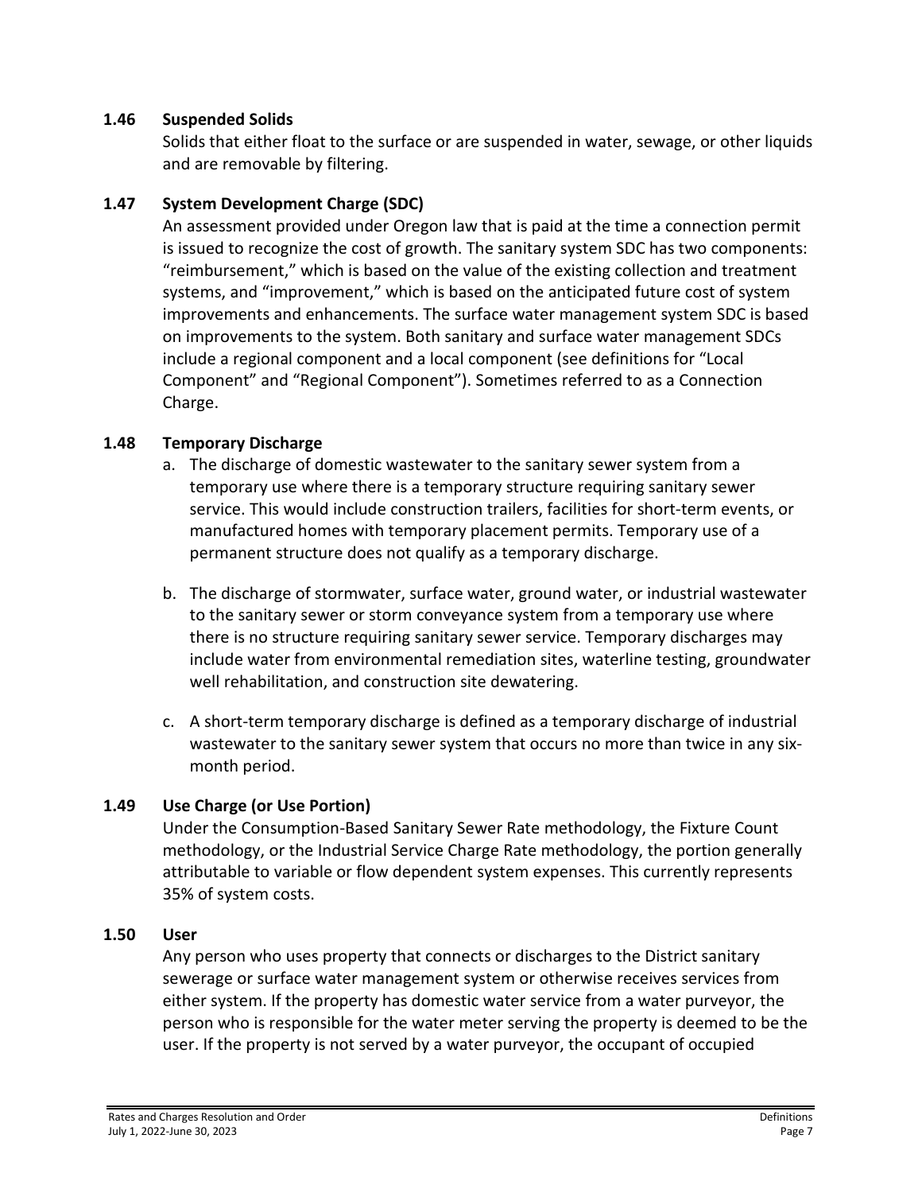### 1.46 Suspended Solids

Solids that either float to the surface or are suspended in water, sewage, or other liquids and are removable by filtering.

### 1.47 System Development Charge (SDC)

An assessment provided under Oregon law that is paid at the time a connection permit is issued to recognize the cost of growth. The sanitary system SDC has two components: "reimbursement," which is based on the value of the existing collection and treatment systems, and "improvement," which is based on the anticipated future cost of system improvements and enhancements. The surface water management system SDC is based on improvements to the system. Both sanitary and surface water management SDCs include a regional component and a local component (see definitions for "Local Component" and "Regional Component"). Sometimes referred to as a Connection Charge.

### 1.48 Temporary Discharge

a. The discharge of domestic wastewater to the sanitary sewer system from a temporary use where there is a temporary structure requiring sanitary sewer service. This would include construction trailers, facilities for short-term events, or manufactured homes with temporary placement permits. Temporary use of a permanent structure does not qualify as a temporary discharge.

b. The discharge of stormwater, surface water, ground water, or industrial wastewater to the sanitary sewer or storm conveyance system from a temporary use where there is no structure requiring sanitary sewer service. Temporary discharges may include water from environmental remediation sites, waterline testing, groundwater well rehabilitation, and construction site dewatering.

c. A short-term temporary discharge is defined as a temporary discharge of industrial wastewater to the sanitary sewer system that occurs no more than twice in any six-month period.

### 1.49 Use Charge (or Use Portion)

Under the Consumption-Based Sanitary Sewer Rate methodology, the Fixture Count methodology, or the Industrial Service Charge Rate methodology, the portion generally attributable to variable or flow dependent system expenses. This currently represents 35% of system costs.

### 1.50 User

Any person who uses property that connects or discharges to the District sanitary sewerage or surface water management system or otherwise receives services from either system. If the property has domestic water service from a water purveyor, the person who is responsible for the water meter serving the property is deemed to be the user. If the property is not served by a water purveyor, the occupant of occupied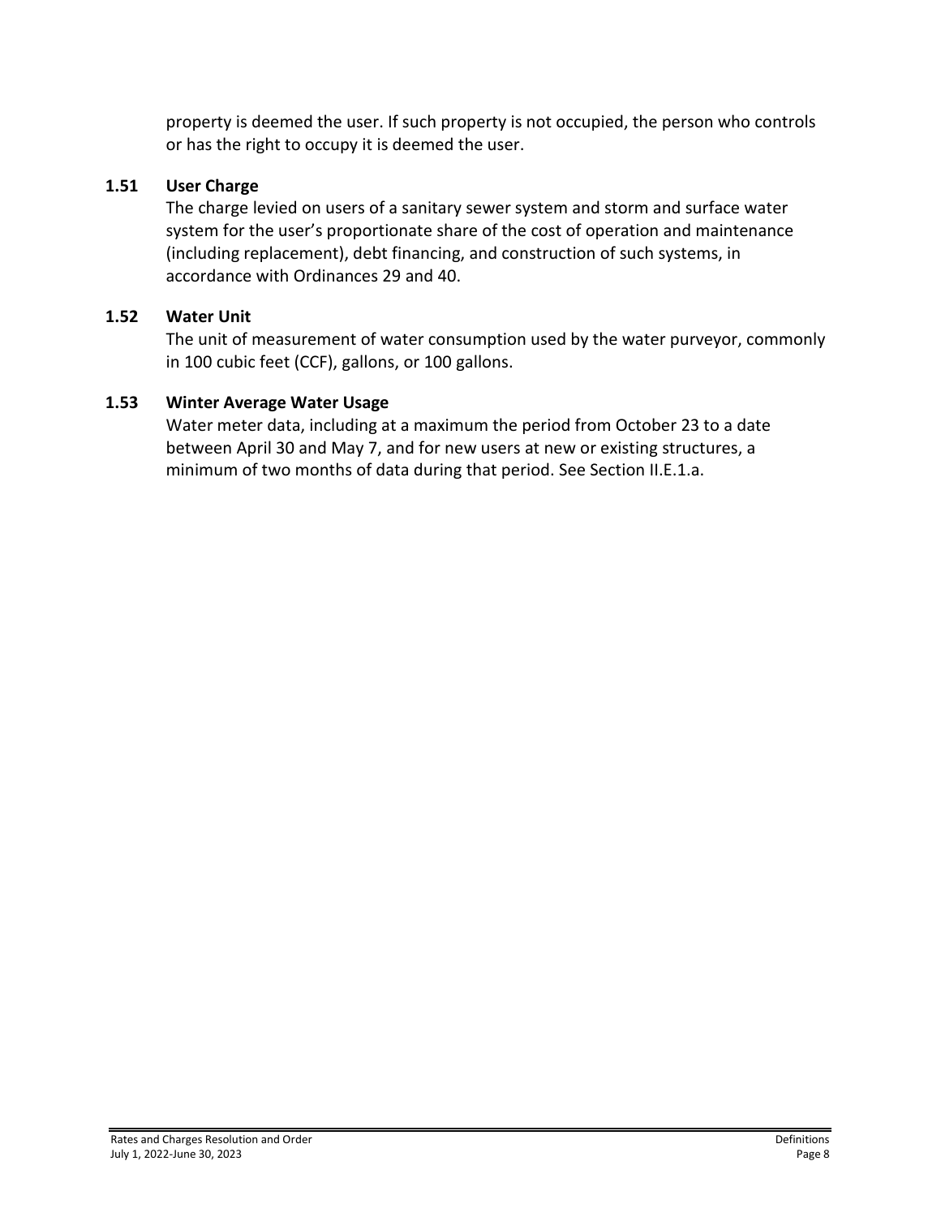property is deemed the user. If such property is not occupied, the person who controls or has the right to occupy it is deemed the user.

### 1.51 User Charge

The charge levied on users of a sanitary sewer system and storm and surface water system for the user's proportionate share of the cost of operation and maintenance (including replacement), debt financing, and construction of such systems, in accordance with Ordinances 29 and 40.

### 1.52 Water Unit

The unit of measurement of water consumption used by the water purveyor, commonly in 100 cubic feet (CCF), gallons, or 100 gallons.

### 1.53 Winter Average Water Usage

Water meter data, including at a maximum the period from October 23 to a date between April 30 and May 7, and for new users at new or existing structures, a minimum of two months of data during that period. See Section II.E.1.a.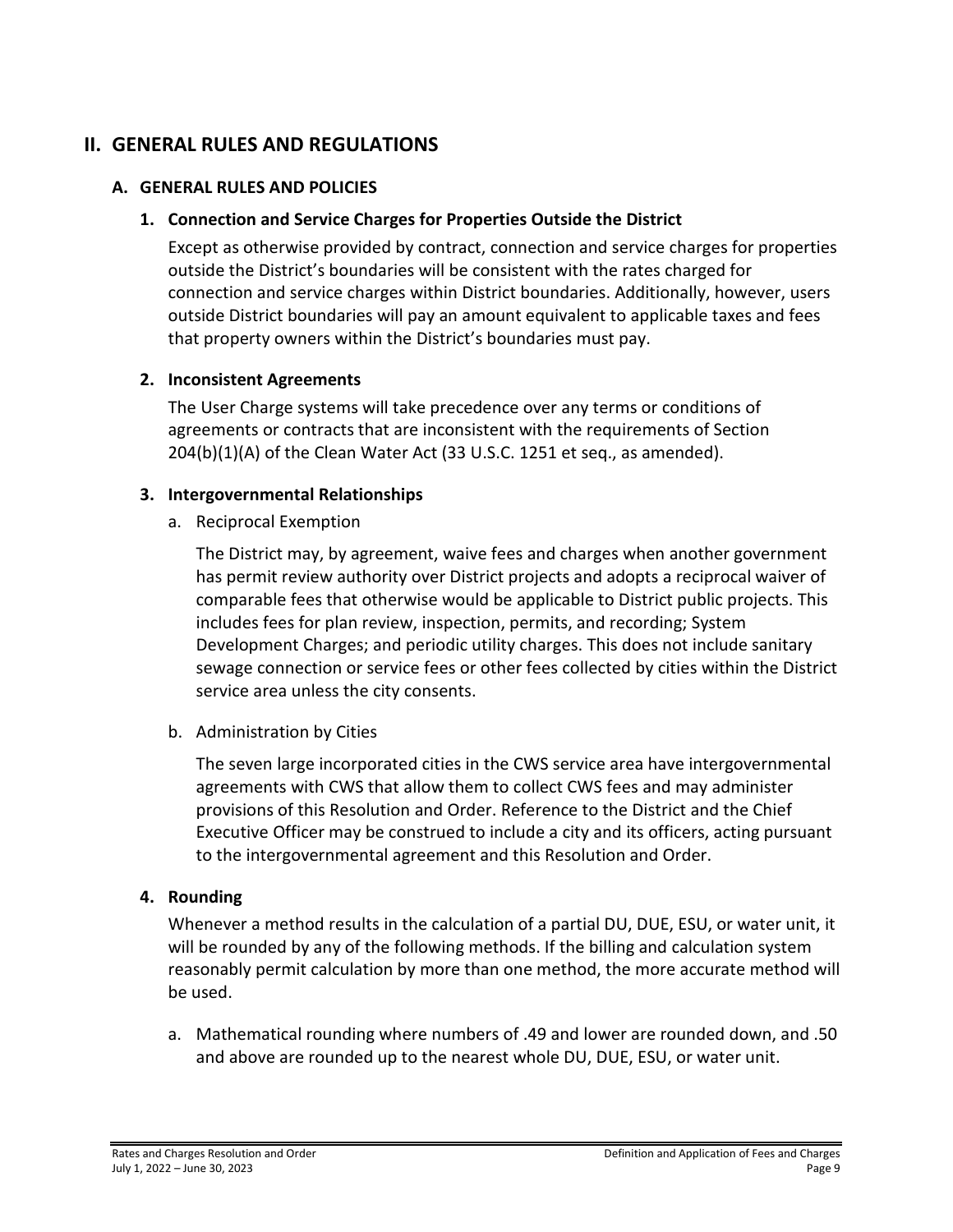# II. GENERAL RULES AND REGULATIONS

## A. GENERAL RULES AND POLICIES

### 1. Connection and Service Charges for Properties Outside the District

Except as otherwise provided by contract, connection and service charges for properties outside the District's boundaries will be consistent with the rates charged for connection and service charges within District boundaries. Additionally, however, users outside District boundaries will pay an amount equivalent to applicable taxes and fees that property owners within the District's boundaries must pay.

### 2. Inconsistent Agreements

The User Charge systems will take precedence over any terms or conditions of agreements or contracts that are inconsistent with the requirements of Section 204(b)(1)(A) of the Clean Water Act (33 U.S.C. 1251 et seq., as amended).

### 3. Intergovernmental Relationships

a. Reciprocal Exemption

The District may, by agreement, waive fees and charges when another government has permit review authority over District projects and adopts a reciprocal waiver of comparable fees that otherwise would be applicable to District public projects. This includes fees for plan review, inspection, permits, and recording; System Development Charges; and periodic utility charges. This does not include sanitary sewage connection or service fees or other fees collected by cities within the District service area unless the city consents.

b. Administration by Cities

The seven large incorporated cities in the CWS service area have intergovernmental agreements with CWS that allow them to collect CWS fees and may administer provisions of this Resolution and Order. Reference to the District and the Chief Executive Officer may be construed to include a city and its officers, acting pursuant to the intergovernmental agreement and this Resolution and Order.

### 4. Rounding

Whenever a method results in the calculation of a partial DU, DUE, ESU, or water unit, it will be rounded by any of the following methods. If the billing and calculation system reasonably permit calculation by more than one method, the more accurate method will be used.

a. Mathematical rounding where numbers of .49 and lower are rounded down, and .50 and above are rounded up to the nearest whole DU, DUE, ESU, or water unit.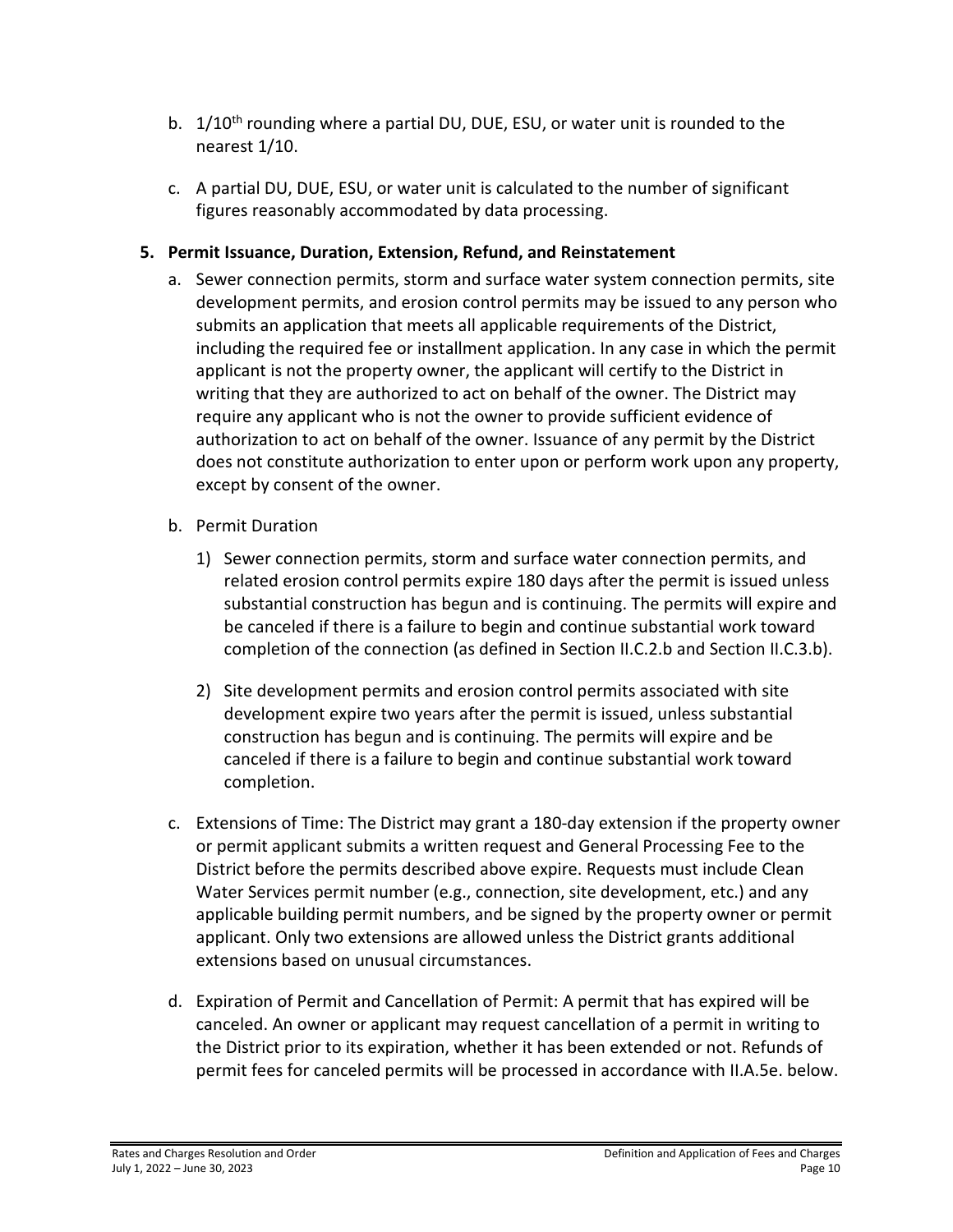b. $1/10^{th}$ rounding where a partial DU, DUE, ESU, or water unit is rounded to the nearest 1/10.

c. A partial DU, DUE, ESU, or water unit is calculated to the number of significant figures reasonably accommodated by data processing.

**5. Permit Issuance, Duration, Extension, Refund, and Reinstatement**

a. Sewer connection permits, storm and surface water system connection permits, site development permits, and erosion control permits may be issued to any person who submits an application that meets all applicable requirements of the District, including the required fee or installment application. In any case in which the permit applicant is not the property owner, the applicant will certify to the District in writing that they are authorized to act on behalf of the owner. The District may require any applicant who is not the owner to provide sufficient evidence of authorization to act on behalf of the owner. Issuance of any permit by the District does not constitute authorization to enter upon or perform work upon any property, except by consent of the owner.

b. Permit Duration

1) Sewer connection permits, storm and surface water connection permits, and related erosion control permits expire 180 days after the permit is issued unless substantial construction has begun and is continuing. The permits will expire and be canceled if there is a failure to begin and continue substantial work toward completion of the connection (as defined in Section II.C.2.b and Section II.C.3.b).

2) Site development permits and erosion control permits associated with site development expire two years after the permit is issued, unless substantial construction has begun and is continuing. The permits will expire and be canceled if there is a failure to begin and continue substantial work toward completion.

c. Extensions of Time: The District may grant a 180-day extension if the property owner or permit applicant submits a written request and General Processing Fee to the District before the permits described above expire. Requests must include Clean Water Services permit number (e.g., connection, site development, etc.) and any applicable building permit numbers, and be signed by the property owner or permit applicant. Only two extensions are allowed unless the District grants additional extensions based on unusual circumstances.

d. Expiration of Permit and Cancellation of Permit: A permit that has expired will be canceled. An owner or applicant may request cancellation of a permit in writing to the District prior to its expiration, whether it has been extended or not. Refunds of permit fees for canceled permits will be processed in accordance with II.A.5e. below.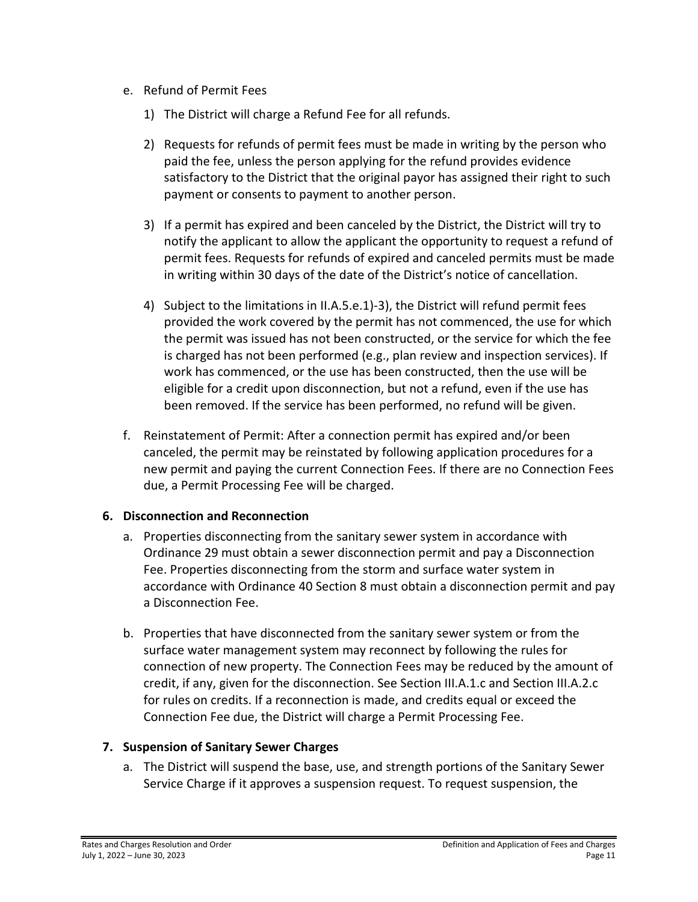e. Refund of Permit Fees

   1) The District will charge a Refund Fee for all refunds.

   2) Requests for refunds of permit fees must be made in writing by the person who paid the fee, unless the person applying for the refund provides evidence satisfactory to the District that the original payor has assigned their right to such payment or consents to payment to another person.

   3) If a permit has expired and been canceled by the District, the District will try to notify the applicant to allow the applicant the opportunity to request a refund of permit fees. Requests for refunds of expired and canceled permits must be made in writing within 30 days of the date of the District's notice of cancellation.

   4) Subject to the limitations in II.A.5.e.1)-3), the District will refund permit fees provided the work covered by the permit has not commenced, the use for which the permit was issued has not been constructed, or the service for which the fee is charged has not been performed (e.g., plan review and inspection services). If work has commenced, or the use has been constructed, then the use will be eligible for a credit upon disconnection, but not a refund, even if the use has been removed. If the service has been performed, no refund will be given.

f. Reinstatement of Permit: After a connection permit has expired and/or been canceled, the permit may be reinstated by following application procedures for a new permit and paying the current Connection Fees. If there are no Connection Fees due, a Permit Processing Fee will be charged.

**6. Disconnection and Reconnection**

a. Properties disconnecting from the sanitary sewer system in accordance with Ordinance 29 must obtain a sewer disconnection permit and pay a Disconnection Fee. Properties disconnecting from the storm and surface water system in accordance with Ordinance 40 Section 8 must obtain a disconnection permit and pay a Disconnection Fee.

b. Properties that have disconnected from the sanitary sewer system or from the surface water management system may reconnect by following the rules for connection of new property. The Connection Fees may be reduced by the amount of credit, if any, given for the disconnection. See Section III.A.1.c and Section III.A.2.c for rules on credits. If a reconnection is made, and credits equal or exceed the Connection Fee due, the District will charge a Permit Processing Fee.

**7. Suspension of Sanitary Sewer Charges**

a. The District will suspend the base, use, and strength portions of the Sanitary Sewer Service Charge if it approves a suspension request. To request suspension, the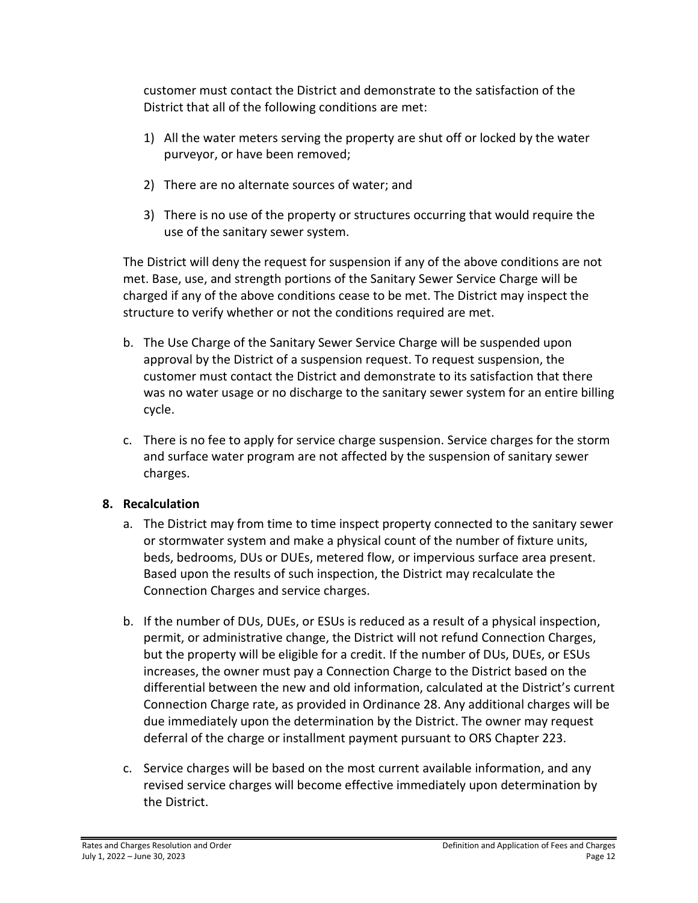customer must contact the District and demonstrate to the satisfaction of the District that all of the following conditions are met:

1) All the water meters serving the property are shut off or locked by the water purveyor, or have been removed;
2) There are no alternate sources of water; and
3) There is no use of the property or structures occurring that would require the use of the sanitary sewer system.

The District will deny the request for suspension if any of the above conditions are not met. Base, use, and strength portions of the Sanitary Sewer Service Charge will be charged if any of the above conditions cease to be met. The District may inspect the structure to verify whether or not the conditions required are met.

b. The Use Charge of the Sanitary Sewer Service Charge will be suspended upon approval by the District of a suspension request. To request suspension, the customer must contact the District and demonstrate to its satisfaction that there was no water usage or no discharge to the sanitary sewer system for an entire billing cycle.

c. There is no fee to apply for service charge suspension. Service charges for the storm and surface water program are not affected by the suspension of sanitary sewer charges.

### 8. Recalculation

a. The District may from time to time inspect property connected to the sanitary sewer or stormwater system and make a physical count of the number of fixture units, beds, bedrooms, DUs or DUEs, metered flow, or impervious surface area present. Based upon the results of such inspection, the District may recalculate the Connection Charges and service charges.

b. If the number of DUs, DUEs, or ESUs is reduced as a result of a physical inspection, permit, or administrative change, the District will not refund Connection Charges, but the property will be eligible for a credit. If the number of DUs, DUEs, or ESUs increases, the owner must pay a Connection Charge to the District based on the differential between the new and old information, calculated at the District's current Connection Charge rate, as provided in Ordinance 28. Any additional charges will be due immediately upon the determination by the District. The owner may request deferral of the charge or installment payment pursuant to ORS Chapter 223.

c. Service charges will be based on the most current available information, and any revised service charges will become effective immediately upon determination by the District.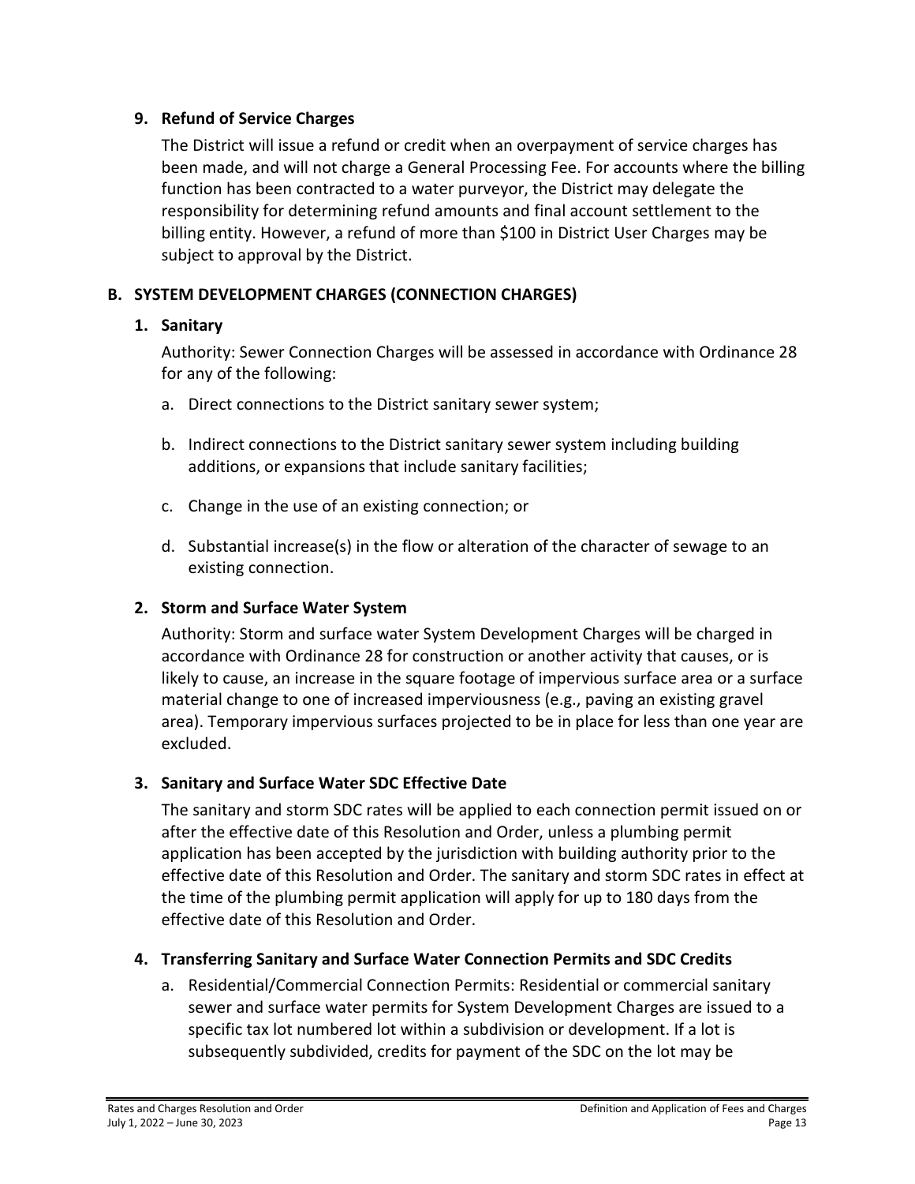**9. Refund of Service Charges**

The District will issue a refund or credit when an overpayment of service charges has been made, and will not charge a General Processing Fee. For accounts where the billing function has been contracted to a water purveyor, the District may delegate the responsibility for determining refund amounts and final account settlement to the billing entity. However, a refund of more than $100 in District User Charges may be subject to approval by the District.

## B. SYSTEM DEVELOPMENT CHARGES (CONNECTION CHARGES)

### 1. Sanitary

Authority: Sewer Connection Charges will be assessed in accordance with Ordinance 28 for any of the following:

a. Direct connections to the District sanitary sewer system;

b. Indirect connections to the District sanitary sewer system including building additions, or expansions that include sanitary facilities;

c. Change in the use of an existing connection; or

d. Substantial increase(s) in the flow or alteration of the character of sewage to an existing connection.

### 2. Storm and Surface Water System

Authority: Storm and surface water System Development Charges will be charged in accordance with Ordinance 28 for construction or another activity that causes, or is likely to cause, an increase in the square footage of impervious surface area or a surface material change to one of increased imperviousness (e.g., paving an existing gravel area). Temporary impervious surfaces projected to be in place for less than one year are excluded.

### 3. Sanitary and Surface Water SDC Effective Date

The sanitary and storm SDC rates will be applied to each connection permit issued on or after the effective date of this Resolution and Order, unless a plumbing permit application has been accepted by the jurisdiction with building authority prior to the effective date of this Resolution and Order. The sanitary and storm SDC rates in effect at the time of the plumbing permit application will apply for up to 180 days from the effective date of this Resolution and Order.

### 4. Transferring Sanitary and Surface Water Connection Permits and SDC Credits

a. Residential/Commercial Connection Permits: Residential or commercial sanitary sewer and surface water permits for System Development Charges are issued to a specific tax lot numbered lot within a subdivision or development. If a lot is subsequently subdivided, credits for payment of the SDC on the lot may be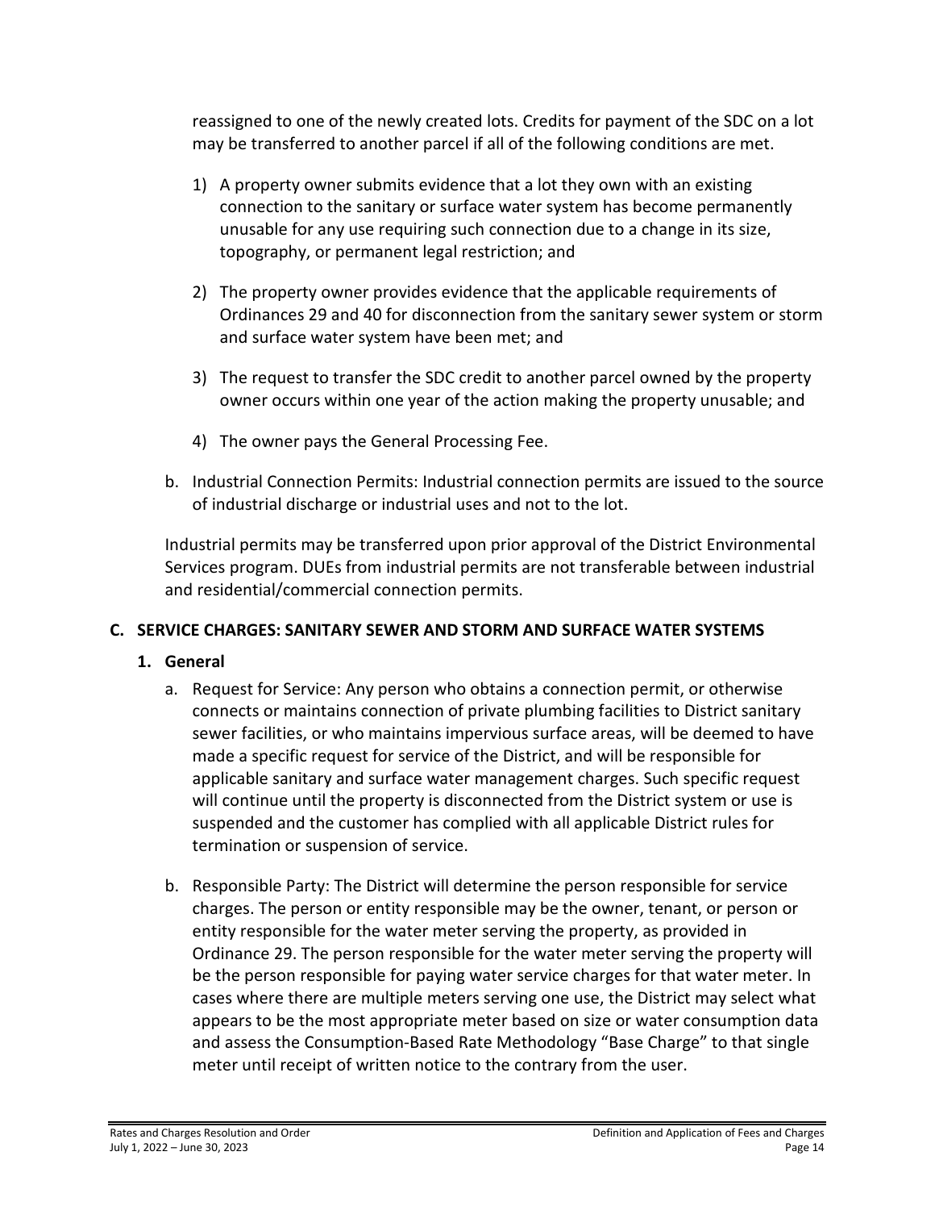reassigned to one of the newly created lots. Credits for payment of the SDC on a lot may be transferred to another parcel if all of the following conditions are met.

1) A property owner submits evidence that a lot they own with an existing connection to the sanitary or surface water system has become permanently unusable for any use requiring such connection due to a change in its size, topography, or permanent legal restriction; and

2) The property owner provides evidence that the applicable requirements of Ordinances 29 and 40 for disconnection from the sanitary sewer system or storm and surface water system have been met; and

3) The request to transfer the SDC credit to another parcel owned by the property owner occurs within one year of the action making the property unusable; and

4) The owner pays the General Processing Fee.

b. Industrial Connection Permits: Industrial connection permits are issued to the source of industrial discharge or industrial uses and not to the lot.

Industrial permits may be transferred upon prior approval of the District Environmental Services program. DUEs from industrial permits are not transferable between industrial and residential/commercial connection permits.

## C. SERVICE CHARGES: SANITARY SEWER AND STORM AND SURFACE WATER SYSTEMS

### 1. General

a. Request for Service: Any person who obtains a connection permit, or otherwise connects or maintains connection of private plumbing facilities to District sanitary sewer facilities, or who maintains impervious surface areas, will be deemed to have made a specific request for service of the District, and will be responsible for applicable sanitary and surface water management charges. Such specific request will continue until the property is disconnected from the District system or use is suspended and the customer has complied with all applicable District rules for termination or suspension of service.

b. Responsible Party: The District will determine the person responsible for service charges. The person or entity responsible may be the owner, tenant, or person or entity responsible for the water meter serving the property, as provided in Ordinance 29. The person responsible for the water meter serving the property will be the person responsible for paying water service charges for that water meter. In cases where there are multiple meters serving one use, the District may select what appears to be the most appropriate meter based on size or water consumption data and assess the Consumption-Based Rate Methodology "Base Charge" to that single meter until receipt of written notice to the contrary from the user.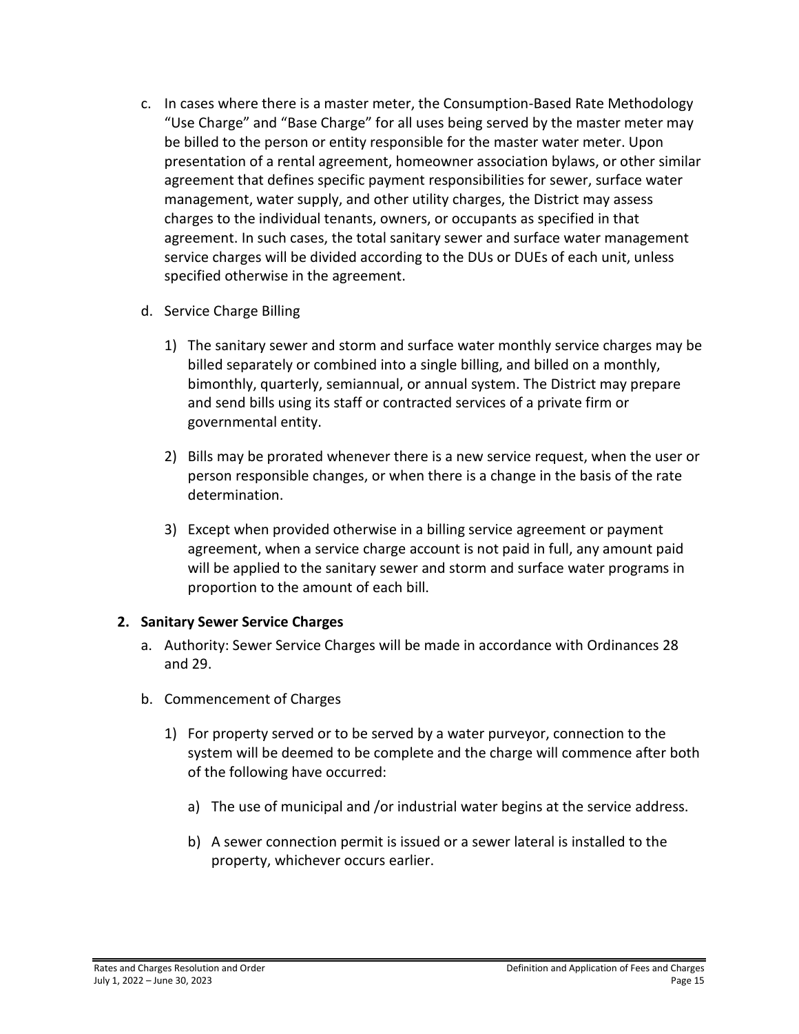c. In cases where there is a master meter, the Consumption-Based Rate Methodology "Use Charge" and "Base Charge" for all uses being served by the master meter may be billed to the person or entity responsible for the master water meter. Upon presentation of a rental agreement, homeowner association bylaws, or other similar agreement that defines specific payment responsibilities for sewer, surface water management, water supply, and other utility charges, the District may assess charges to the individual tenants, owners, or occupants as specified in that agreement. In such cases, the total sanitary sewer and surface water management service charges will be divided according to the DUs or DUEs of each unit, unless specified otherwise in the agreement.

d. Service Charge Billing

   1) The sanitary sewer and storm and surface water monthly service charges may be billed separately or combined into a single billing, and billed on a monthly, bimonthly, quarterly, semiannual, or annual system. The District may prepare and send bills using its staff or contracted services of a private firm or governmental entity.

   2) Bills may be prorated whenever there is a new service request, when the user or person responsible changes, or when there is a change in the basis of the rate determination.

   3) Except when provided otherwise in a billing service agreement or payment agreement, when a service charge account is not paid in full, any amount paid will be applied to the sanitary sewer and storm and surface water programs in proportion to the amount of each bill.

**2. Sanitary Sewer Service Charges**

a. Authority: Sewer Service Charges will be made in accordance with Ordinances 28 and 29.

b. Commencement of Charges

   1) For property served or to be served by a water purveyor, connection to the system will be deemed to be complete and the charge will commence after both of the following have occurred:

      a) The use of municipal and /or industrial water begins at the service address.

      b) A sewer connection permit is issued or a sewer lateral is installed to the property, whichever occurs earlier.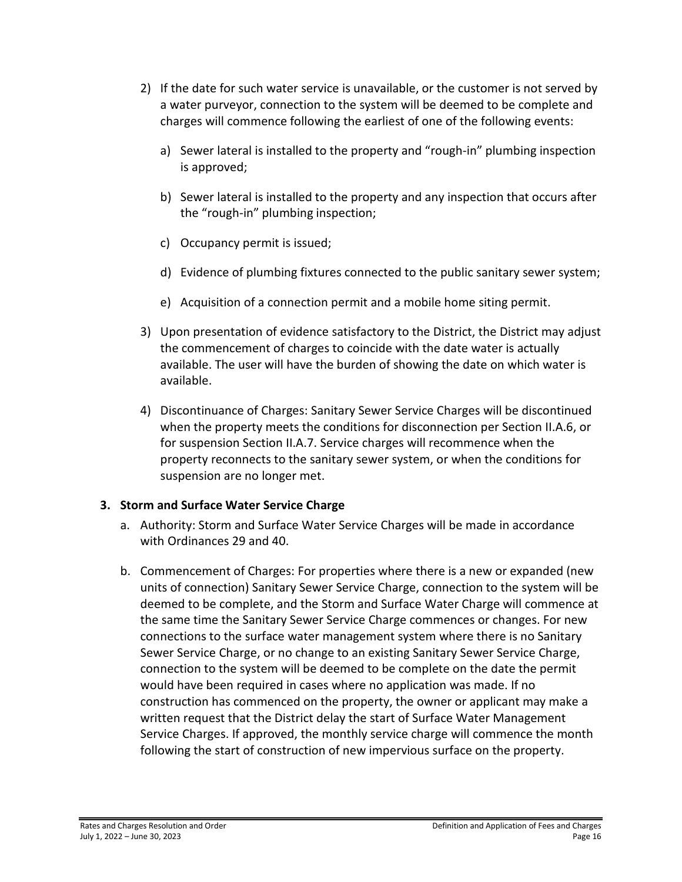2) If the date for such water service is unavailable, or the customer is not served by a water purveyor, connection to the system will be deemed to be complete and charges will commence following the earliest of one of the following events:

   a) Sewer lateral is installed to the property and “rough-in” plumbing inspection is approved;

   b) Sewer lateral is installed to the property and any inspection that occurs after the “rough-in” plumbing inspection;

   c) Occupancy permit is issued;

   d) Evidence of plumbing fixtures connected to the public sanitary sewer system;

   e) Acquisition of a connection permit and a mobile home siting permit.

3) Upon presentation of evidence satisfactory to the District, the District may adjust the commencement of charges to coincide with the date water is actually available. The user will have the burden of showing the date on which water is available.

4) Discontinuance of Charges: Sanitary Sewer Service Charges will be discontinued when the property meets the conditions for disconnection per Section II.A.6, or for suspension Section II.A.7. Service charges will recommence when the property reconnects to the sanitary sewer system, or when the conditions for suspension are no longer met.

**3. Storm and Surface Water Service Charge**

a. Authority: Storm and Surface Water Service Charges will be made in accordance with Ordinances 29 and 40.

b. Commencement of Charges: For properties where there is a new or expanded (new units of connection) Sanitary Sewer Service Charge, connection to the system will be deemed to be complete, and the Storm and Surface Water Charge will commence at the same time the Sanitary Sewer Service Charge commences or changes. For new connections to the surface water management system where there is no Sanitary Sewer Service Charge, or no change to an existing Sanitary Sewer Service Charge, connection to the system will be deemed to be complete on the date the permit would have been required in cases where no application was made. If no construction has commenced on the property, the owner or applicant may make a written request that the District delay the start of Surface Water Management Service Charges. If approved, the monthly service charge will commence the month following the start of construction of new impervious surface on the property.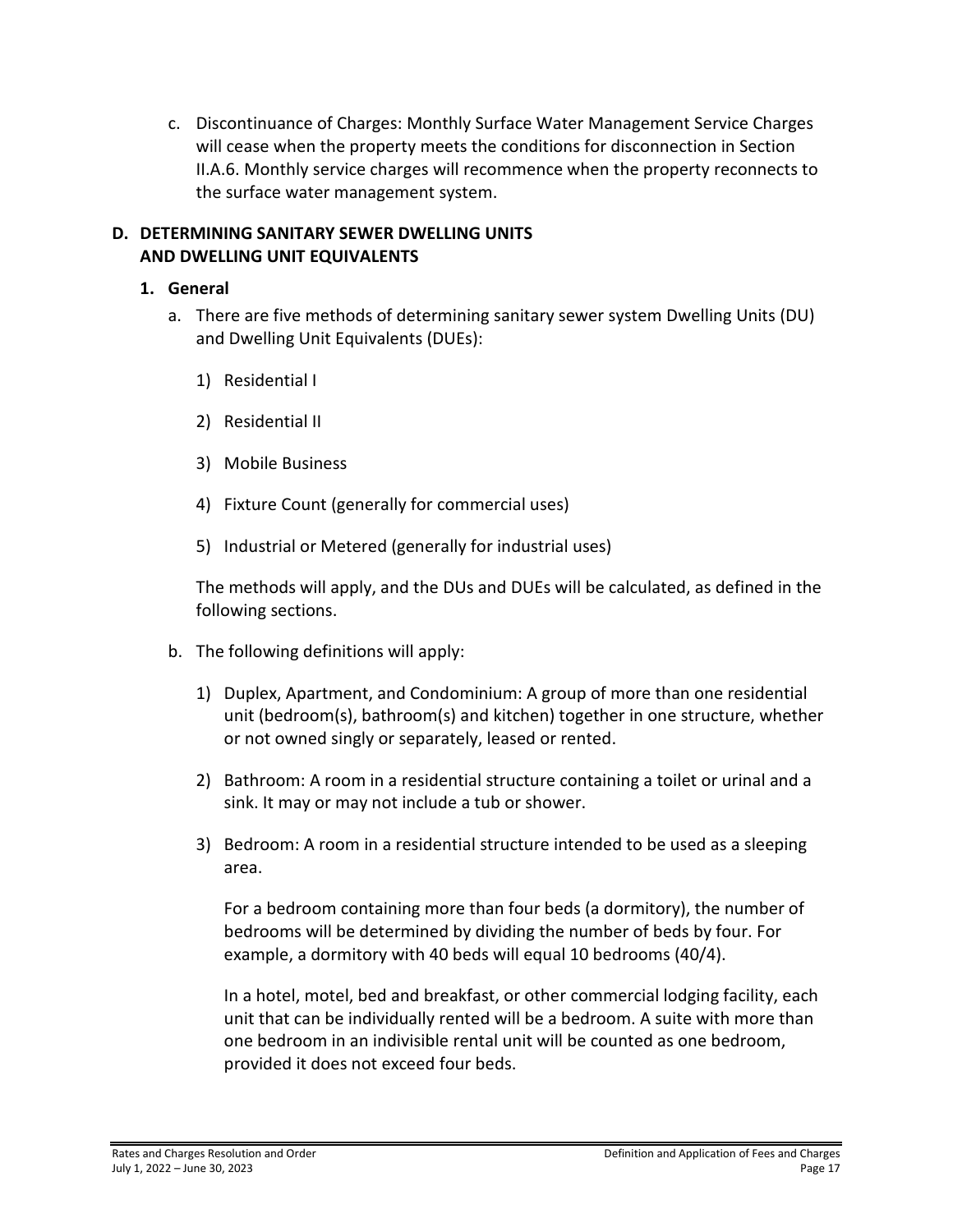c. Discontinuance of Charges: Monthly Surface Water Management Service Charges will cease when the property meets the conditions for disconnection in Section II.A.6. Monthly service charges will recommence when the property reconnects to the surface water management system.

## D. DETERMINING SANITARY SEWER DWELLING UNITS AND DWELLING UNIT EQUIVALENTS

### 1. General

a. There are five methods of determining sanitary sewer system Dwelling Units (DU) and Dwelling Unit Equivalents (DUEs):

1) Residential I

2) Residential II

3) Mobile Business

4) Fixture Count (generally for commercial uses)

5) Industrial or Metered (generally for industrial uses)

The methods will apply, and the DUs and DUEs will be calculated, as defined in the following sections.

b. The following definitions will apply:

1) Duplex, Apartment, and Condominium: A group of more than one residential unit (bedroom(s), bathroom(s) and kitchen) together in one structure, whether or not owned singly or separately, leased or rented.

2) Bathroom: A room in a residential structure containing a toilet or urinal and a sink. It may or may not include a tub or shower.

3) Bedroom: A room in a residential structure intended to be used as a sleeping area.

For a bedroom containing more than four beds (a dormitory), the number of bedrooms will be determined by dividing the number of beds by four. For example, a dormitory with 40 beds will equal 10 bedrooms (40/4).

In a hotel, motel, bed and breakfast, or other commercial lodging facility, each unit that can be individually rented will be a bedroom. A suite with more than one bedroom in an indivisible rental unit will be counted as one bedroom, provided it does not exceed four beds.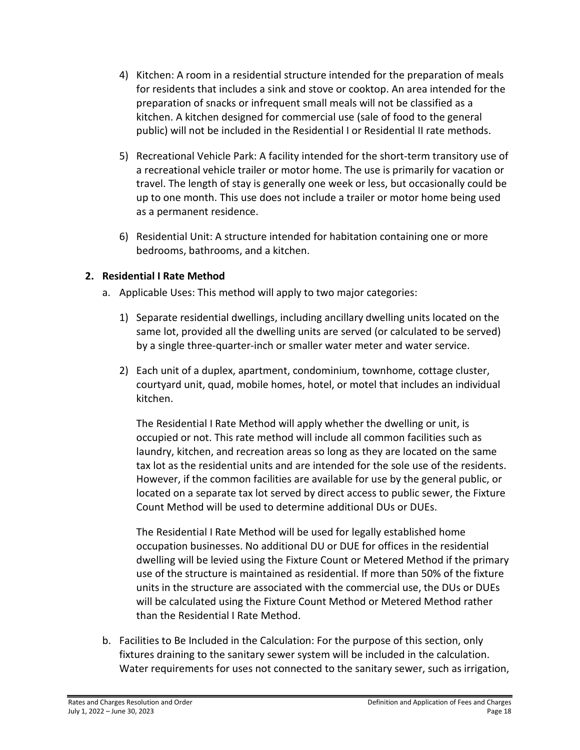4) Kitchen: A room in a residential structure intended for the preparation of meals for residents that includes a sink and stove or cooktop. An area intended for the preparation of snacks or infrequent small meals will not be classified as a kitchen. A kitchen designed for commercial use (sale of food to the general public) will not be included in the Residential I or Residential II rate methods.

5) Recreational Vehicle Park: A facility intended for the short-term transitory use of a recreational vehicle trailer or motor home. The use is primarily for vacation or travel. The length of stay is generally one week or less, but occasionally could be up to one month. This use does not include a trailer or motor home being used as a permanent residence.

6) Residential Unit: A structure intended for habitation containing one or more bedrooms, bathrooms, and a kitchen.

**2. Residential I Rate Method**

a. Applicable Uses: This method will apply to two major categories:

1) Separate residential dwellings, including ancillary dwelling units located on the same lot, provided all the dwelling units are served (or calculated to be served) by a single three-quarter-inch or smaller water meter and water service.

2) Each unit of a duplex, apartment, condominium, townhome, cottage cluster, courtyard unit, quad, mobile homes, hotel, or motel that includes an individual kitchen.

The Residential I Rate Method will apply whether the dwelling or unit, is occupied or not. This rate method will include all common facilities such as laundry, kitchen, and recreation areas so long as they are located on the same tax lot as the residential units and are intended for the sole use of the residents. However, if the common facilities are available for use by the general public, or located on a separate tax lot served by direct access to public sewer, the Fixture Count Method will be used to determine additional DUs or DUEs.

The Residential I Rate Method will be used for legally established home occupation businesses. No additional DU or DUE for offices in the residential dwelling will be levied using the Fixture Count or Metered Method if the primary use of the structure is maintained as residential. If more than 50% of the fixture units in the structure are associated with the commercial use, the DUs or DUEs will be calculated using the Fixture Count Method or Metered Method rather than the Residential I Rate Method.

b. Facilities to Be Included in the Calculation: For the purpose of this section, only fixtures draining to the sanitary sewer system will be included in the calculation. Water requirements for uses not connected to the sanitary sewer, such as irrigation,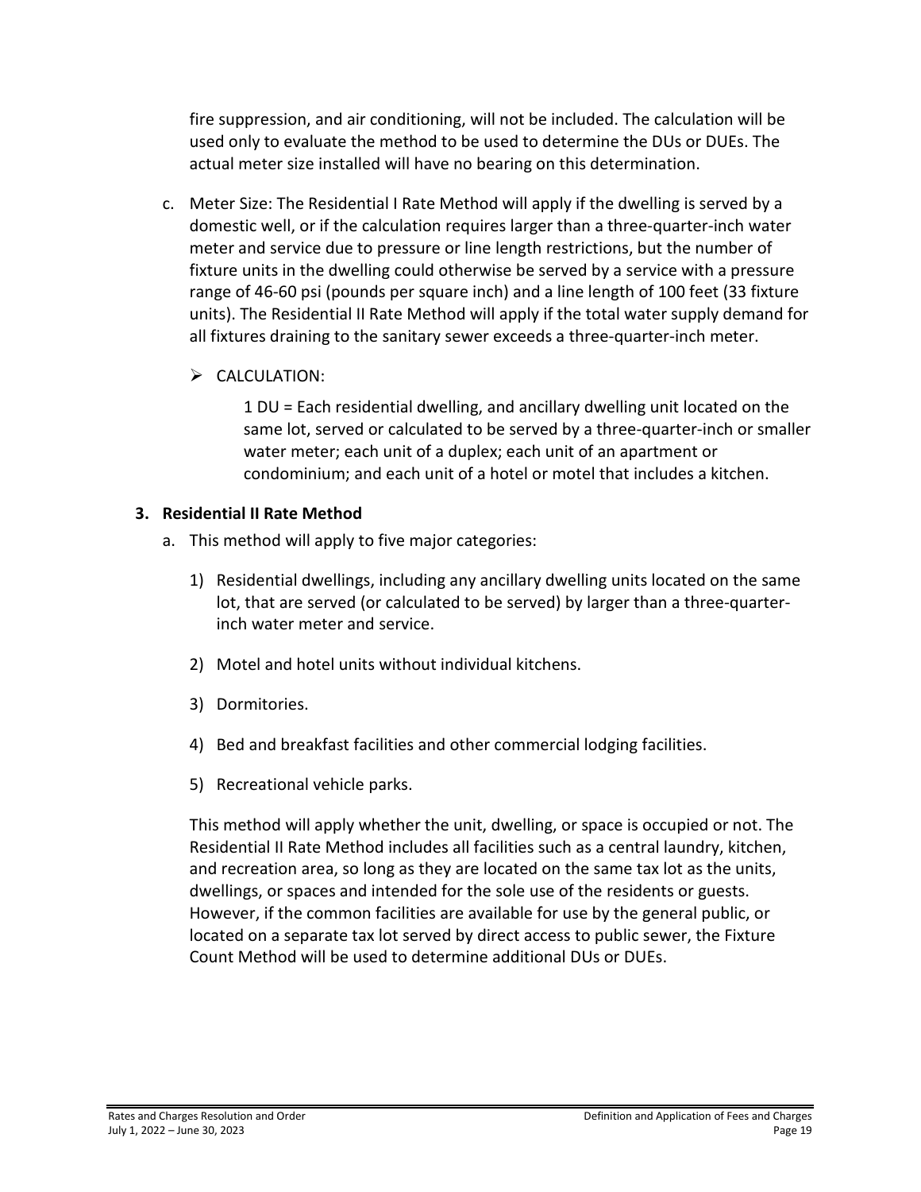fire suppression, and air conditioning, will not be included. The calculation will be used only to evaluate the method to be used to determine the DUs or DUEs. The actual meter size installed will have no bearing on this determination.

c. Meter Size: The Residential I Rate Method will apply if the dwelling is served by a domestic well, or if the calculation requires larger than a three-quarter-inch water meter and service due to pressure or line length restrictions, but the number of fixture units in the dwelling could otherwise be served by a service with a pressure range of 46-60 psi (pounds per square inch) and a line length of 100 feet (33 fixture units). The Residential II Rate Method will apply if the total water supply demand for all fixtures draining to the sanitary sewer exceeds a three-quarter-inch meter.

   - CALCULATION:

     1 DU = Each residential dwelling, and ancillary dwelling unit located on the same lot, served or calculated to be served by a three-quarter-inch or smaller water meter; each unit of a duplex; each unit of an apartment or condominium; and each unit of a hotel or motel that includes a kitchen.

### 3. Residential II Rate Method

a. This method will apply to five major categories:

   1) Residential dwellings, including any ancillary dwelling units located on the same lot, that are served (or calculated to be served) by larger than a three-quarter-inch water meter and service.

   2) Motel and hotel units without individual kitchens.

   3) Dormitories.

   4) Bed and breakfast facilities and other commercial lodging facilities.

   5) Recreational vehicle parks.

   This method will apply whether the unit, dwelling, or space is occupied or not. The Residential II Rate Method includes all facilities such as a central laundry, kitchen, and recreation area, so long as they are located on the same tax lot as the units, dwellings, or spaces and intended for the sole use of the residents or guests. However, if the common facilities are available for use by the general public, or located on a separate tax lot served by direct access to public sewer, the Fixture Count Method will be used to determine additional DUs or DUEs.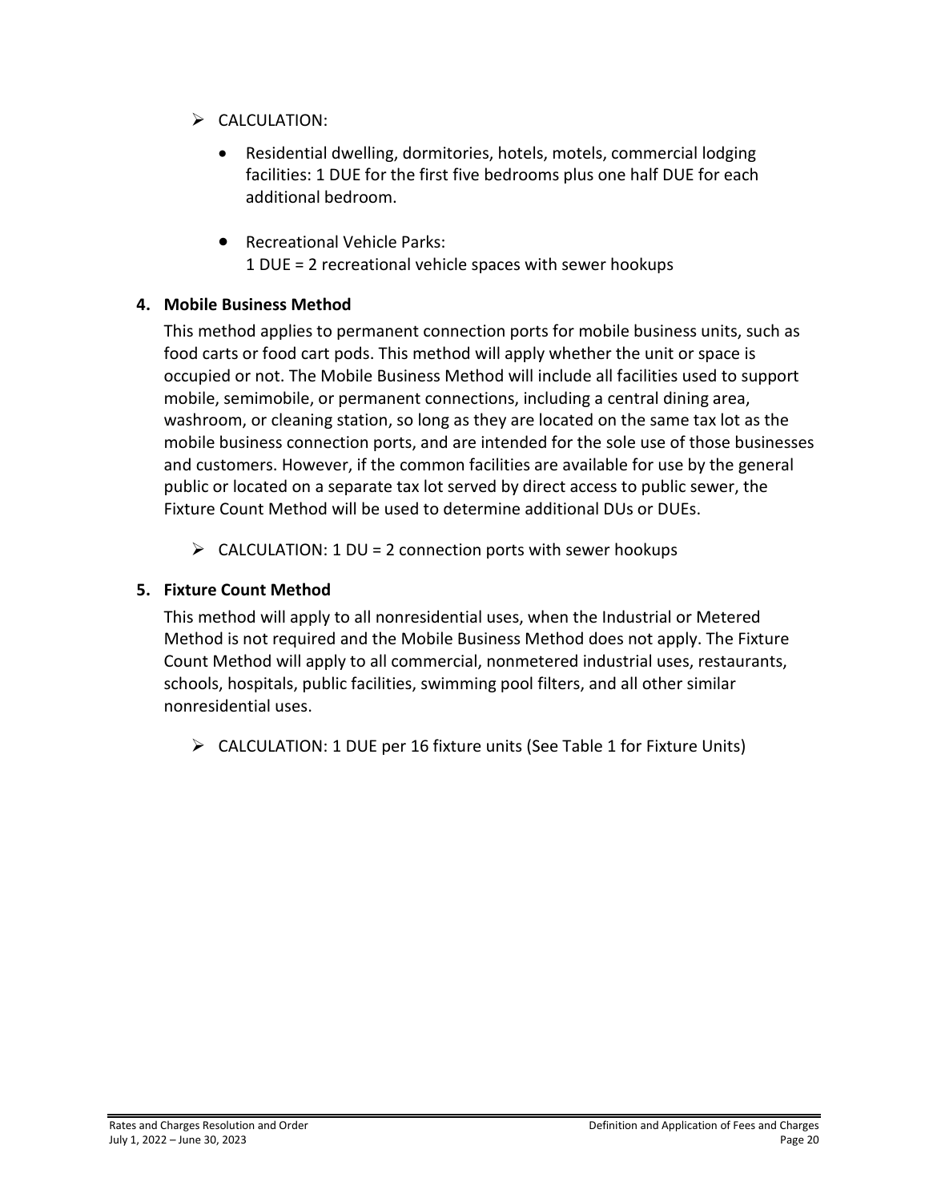- CALCULATION:

  - Residential dwelling, dormitories, hotels, motels, commercial lodging facilities: 1 DUE for the first five bedrooms plus one half DUE for each additional bedroom.

  - Recreational Vehicle Parks:
    1 DUE = 2 recreational vehicle spaces with sewer hookups

**4. Mobile Business Method**

This method applies to permanent connection ports for mobile business units, such as food carts or food cart pods. This method will apply whether the unit or space is occupied or not. The Mobile Business Method will include all facilities used to support mobile, semimobile, or permanent connections, including a central dining area, washroom, or cleaning station, so long as they are located on the same tax lot as the mobile business connection ports, and are intended for the sole use of those businesses and customers. However, if the common facilities are available for use by the general public or located on a separate tax lot served by direct access to public sewer, the Fixture Count Method will be used to determine additional DUs or DUEs.

- CALCULATION: 1 DU = 2 connection ports with sewer hookups

**5. Fixture Count Method**

This method will apply to all nonresidential uses, when the Industrial or Metered Method is not required and the Mobile Business Method does not apply. The Fixture Count Method will apply to all commercial, nonmetered industrial uses, restaurants, schools, hospitals, public facilities, swimming pool filters, and all other similar nonresidential uses.

- CALCULATION: 1 DUE per 16 fixture units (See Table 1 for Fixture Units)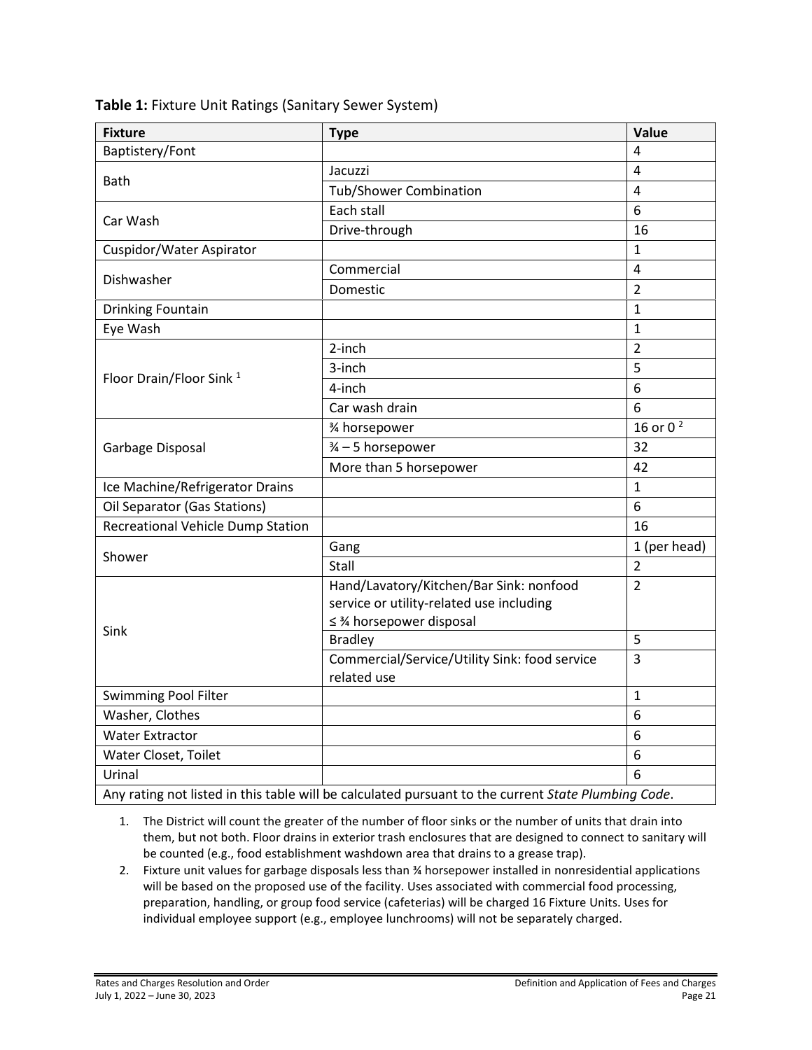**Table 1:** Fixture Unit Ratings (Sanitary Sewer System)

| Fixture | Type | Value |
| --- | --- | --- |
| Baptistery/Font | | 4 |
| Bath | Jacuzzi | 4 |
| | Tub/Shower Combination | 4 |
| Car Wash | Each stall | 6 |
| | Drive-through | 16 |
| Cuspidor/Water Aspirator | | 1 |
| Dishwasher | Commercial | 4 |
| | Domestic | 2 |
| Drinking Fountain | | 1 |
| Eye Wash | | 1 |
| Floor Drain/Floor Sink [1] | 2-inch | 2 |
| | 3-inch | 5 |
| | 4-inch | 6 |
| | Car wash drain | 6 |
| Garbage Disposal | ¾ horsepower | 16 or 0 [2] |
| | ¾ – 5 horsepower | 32 |
| | More than 5 horsepower | 42 |
| Ice Machine/Refrigerator Drains | | 1 |
| Oil Separator (Gas Stations) | | 6 |
| Recreational Vehicle Dump Station | | 16 |
| Shower | Gang | 1 (per head) |
| | Stall | 2 |
| Sink | Hand/Lavatory/Kitchen/Bar Sink: nonfood service or utility-related use including ≤ ¾ horsepower disposal | 2 |
| | Bradley | 5 |
| | Commercial/Service/Utility Sink: food service related use | 3 |
| Swimming Pool Filter | | 1 |
| Washer, Clothes | | 6 |
| Water Extractor | | 6 |
| Water Closet, Toilet | | 6 |
| Urinal | | 6 |
| Any rating not listed in this table will be calculated pursuant to the current *State Plumbing Code*. | | |

1. The District will count the greater of the number of floor sinks or the number of units that drain into them, but not both. Floor drains in exterior trash enclosures that are designed to connect to sanitary will be counted (e.g., food establishment washdown area that drains to a grease trap).
2. Fixture unit values for garbage disposals less than ¾ horsepower installed in nonresidential applications will be based on the proposed use of the facility. Uses associated with commercial food processing, preparation, handling, or group food service (cafeterias) will be charged 16 Fixture Units. Uses for individual employee support (e.g., employee lunchrooms) will not be separately charged.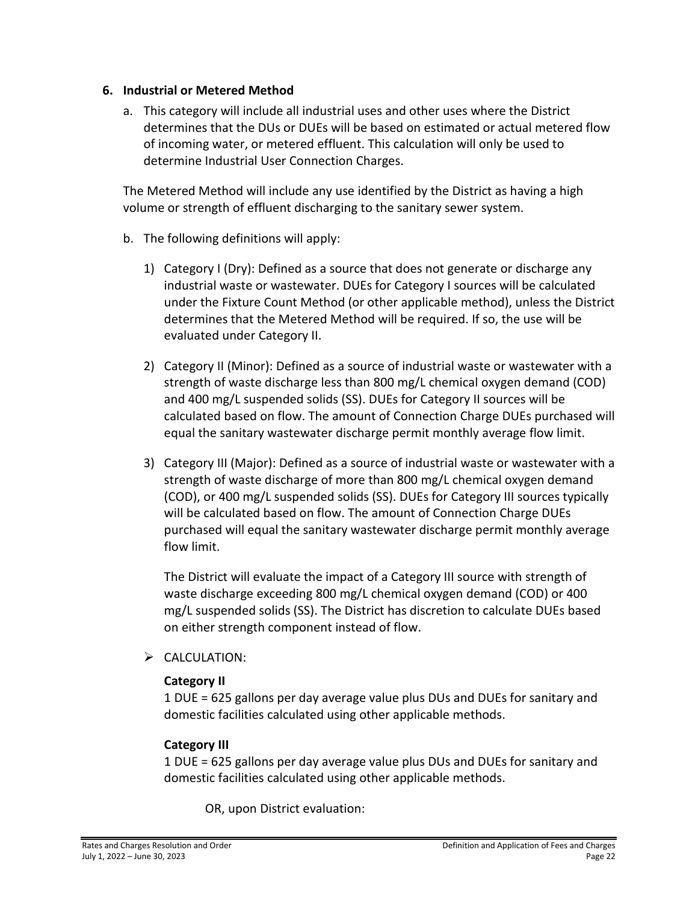6. **Industrial or Metered Method**

   a. This category will include all industrial uses and other uses where the District determines that the DUs or DUEs will be based on estimated or actual metered flow of incoming water, or metered effluent. This calculation will only be used to determine Industrial User Connection Charges.

   The Metered Method will include any use identified by the District as having a high volume or strength of effluent discharging to the sanitary sewer system.

   b. The following definitions will apply:

      1) Category I (Dry): Defined as a source that does not generate or discharge any industrial waste or wastewater. DUEs for Category I sources will be calculated under the Fixture Count Method (or other applicable method), unless the District determines that the Metered Method will be required. If so, the use will be evaluated under Category II.

      2) Category II (Minor): Defined as a source of industrial waste or wastewater with a strength of waste discharge less than 800 mg/L chemical oxygen demand (COD) and 400 mg/L suspended solids (SS). DUEs for Category II sources will be calculated based on flow. The amount of Connection Charge DUEs purchased will equal the sanitary wastewater discharge permit monthly average flow limit.

      3) Category III (Major): Defined as a source of industrial waste or wastewater with a strength of waste discharge of more than 800 mg/L chemical oxygen demand (COD), or 400 mg/L suspended solids (SS). DUEs for Category III sources typically will be calculated based on flow. The amount of Connection Charge DUEs purchased will equal the sanitary wastewater discharge permit monthly average flow limit.

         The District will evaluate the impact of a Category III source with strength of waste discharge exceeding 800 mg/L chemical oxygen demand (COD) or 400 mg/L suspended solids (SS). The District has discretion to calculate DUEs based on either strength component instead of flow.

   - CALCULATION:

     **Category II**
     1 DUE = 625 gallons per day average value plus DUs and DUEs for sanitary and domestic facilities calculated using other applicable methods.

     **Category III**
     1 DUE = 625 gallons per day average value plus DUs and DUEs for sanitary and domestic facilities calculated using other applicable methods.

     OR, upon District evaluation: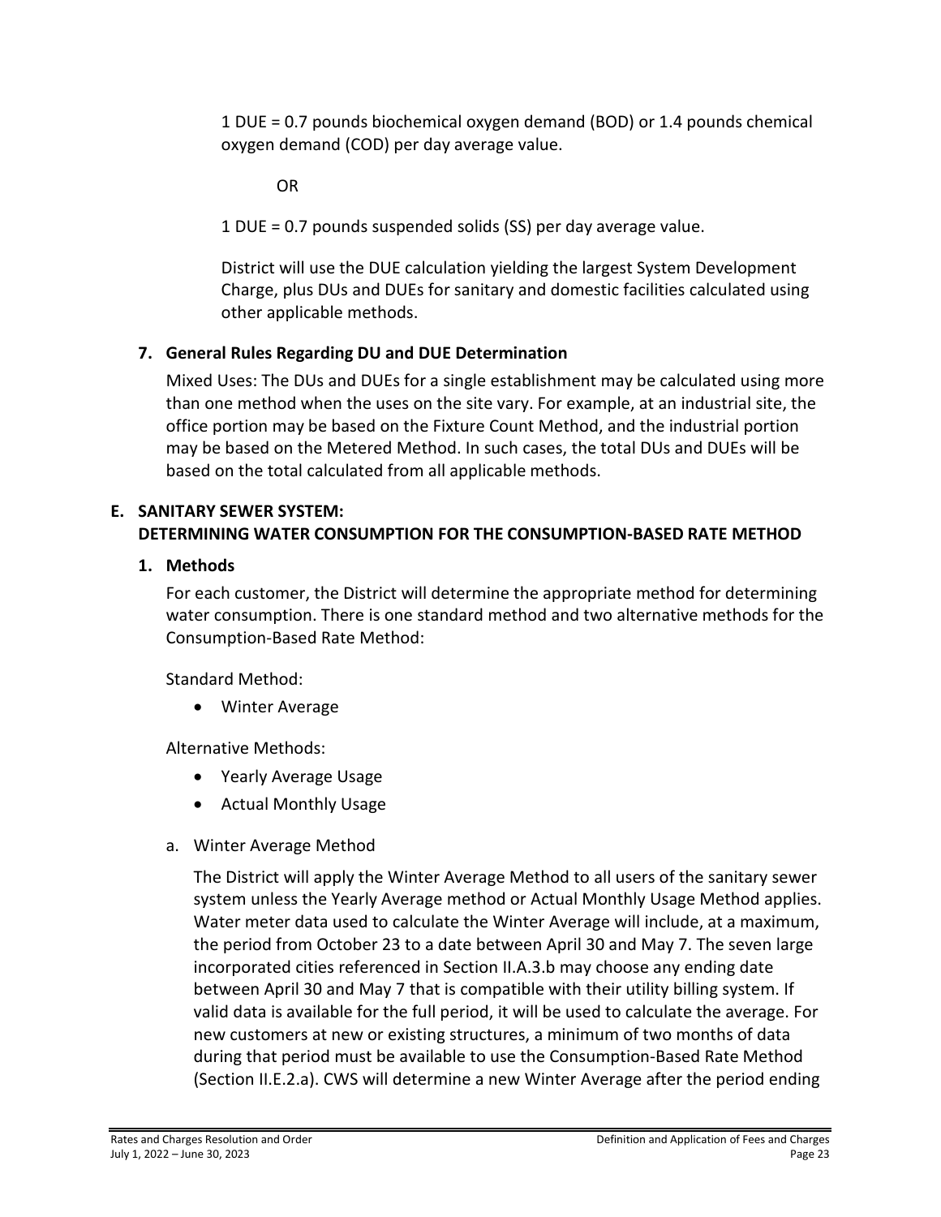1 DUE = 0.7 pounds biochemical oxygen demand (BOD) or 1.4 pounds chemical oxygen demand (COD) per day average value.

OR

1 DUE = 0.7 pounds suspended solids (SS) per day average value.

District will use the DUE calculation yielding the largest System Development Charge, plus DUs and DUEs for sanitary and domestic facilities calculated using other applicable methods.

### 7. General Rules Regarding DU and DUE Determination

Mixed Uses: The DUs and DUEs for a single establishment may be calculated using more than one method when the uses on the site vary. For example, at an industrial site, the office portion may be based on the Fixture Count Method, and the industrial portion may be based on the Metered Method. In such cases, the total DUs and DUEs will be based on the total calculated from all applicable methods.

## E. SANITARY SEWER SYSTEM: DETERMINING WATER CONSUMPTION FOR THE CONSUMPTION-BASED RATE METHOD

### 1. Methods

For each customer, the District will determine the appropriate method for determining water consumption. There is one standard method and two alternative methods for the Consumption-Based Rate Method:

Standard Method:

- Winter Average

Alternative Methods:

- Yearly Average Usage
- Actual Monthly Usage

a. Winter Average Method

The District will apply the Winter Average Method to all users of the sanitary sewer system unless the Yearly Average method or Actual Monthly Usage Method applies. Water meter data used to calculate the Winter Average will include, at a maximum, the period from October 23 to a date between April 30 and May 7. The seven large incorporated cities referenced in Section II.A.3.b may choose any ending date between April 30 and May 7 that is compatible with their utility billing system. If valid data is available for the full period, it will be used to calculate the average. For new customers at new or existing structures, a minimum of two months of data during that period must be available to use the Consumption-Based Rate Method (Section II.E.2.a). CWS will determine a new Winter Average after the period ending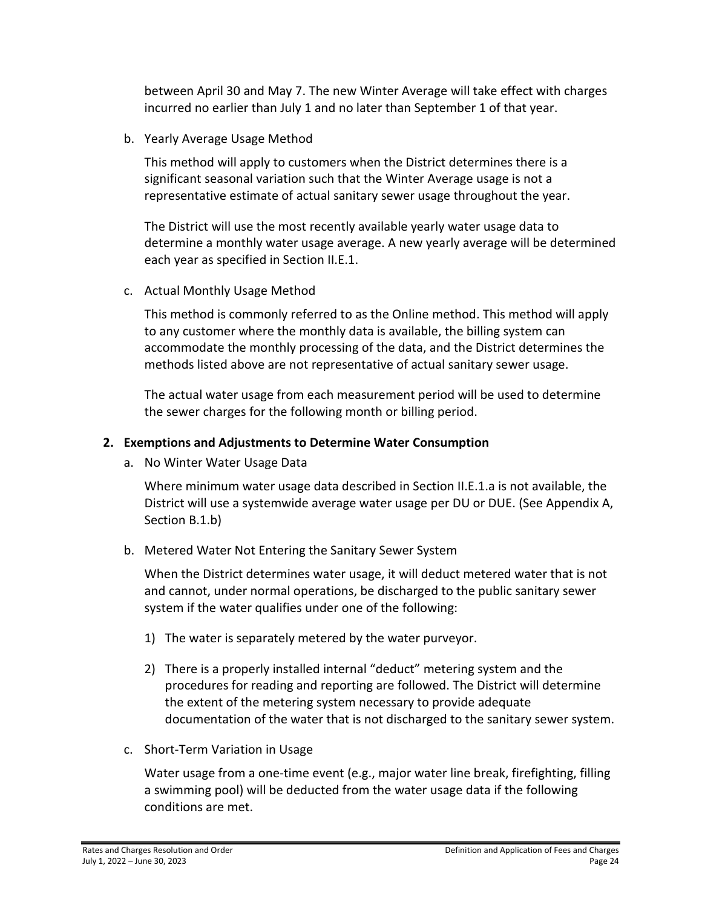between April 30 and May 7. The new Winter Average will take effect with charges incurred no earlier than July 1 and no later than September 1 of that year.

b. Yearly Average Usage Method

   This method will apply to customers when the District determines there is a significant seasonal variation such that the Winter Average usage is not a representative estimate of actual sanitary sewer usage throughout the year.

   The District will use the most recently available yearly water usage data to determine a monthly water usage average. A new yearly average will be determined each year as specified in Section II.E.1.

c. Actual Monthly Usage Method

   This method is commonly referred to as the Online method. This method will apply to any customer where the monthly data is available, the billing system can accommodate the monthly processing of the data, and the District determines the methods listed above are not representative of actual sanitary sewer usage.

   The actual water usage from each measurement period will be used to determine the sewer charges for the following month or billing period.

**2. Exemptions and Adjustments to Determine Water Consumption**

a. No Winter Water Usage Data

   Where minimum water usage data described in Section II.E.1.a is not available, the District will use a systemwide average water usage per DU or DUE. (See Appendix A, Section B.1.b)

b. Metered Water Not Entering the Sanitary Sewer System

   When the District determines water usage, it will deduct metered water that is not and cannot, under normal operations, be discharged to the public sanitary sewer system if the water qualifies under one of the following:

   1) The water is separately metered by the water purveyor.

   2) There is a properly installed internal "deduct" metering system and the procedures for reading and reporting are followed. The District will determine the extent of the metering system necessary to provide adequate documentation of the water that is not discharged to the sanitary sewer system.

c. Short-Term Variation in Usage

   Water usage from a one-time event (e.g., major water line break, firefighting, filling a swimming pool) will be deducted from the water usage data if the following conditions are met.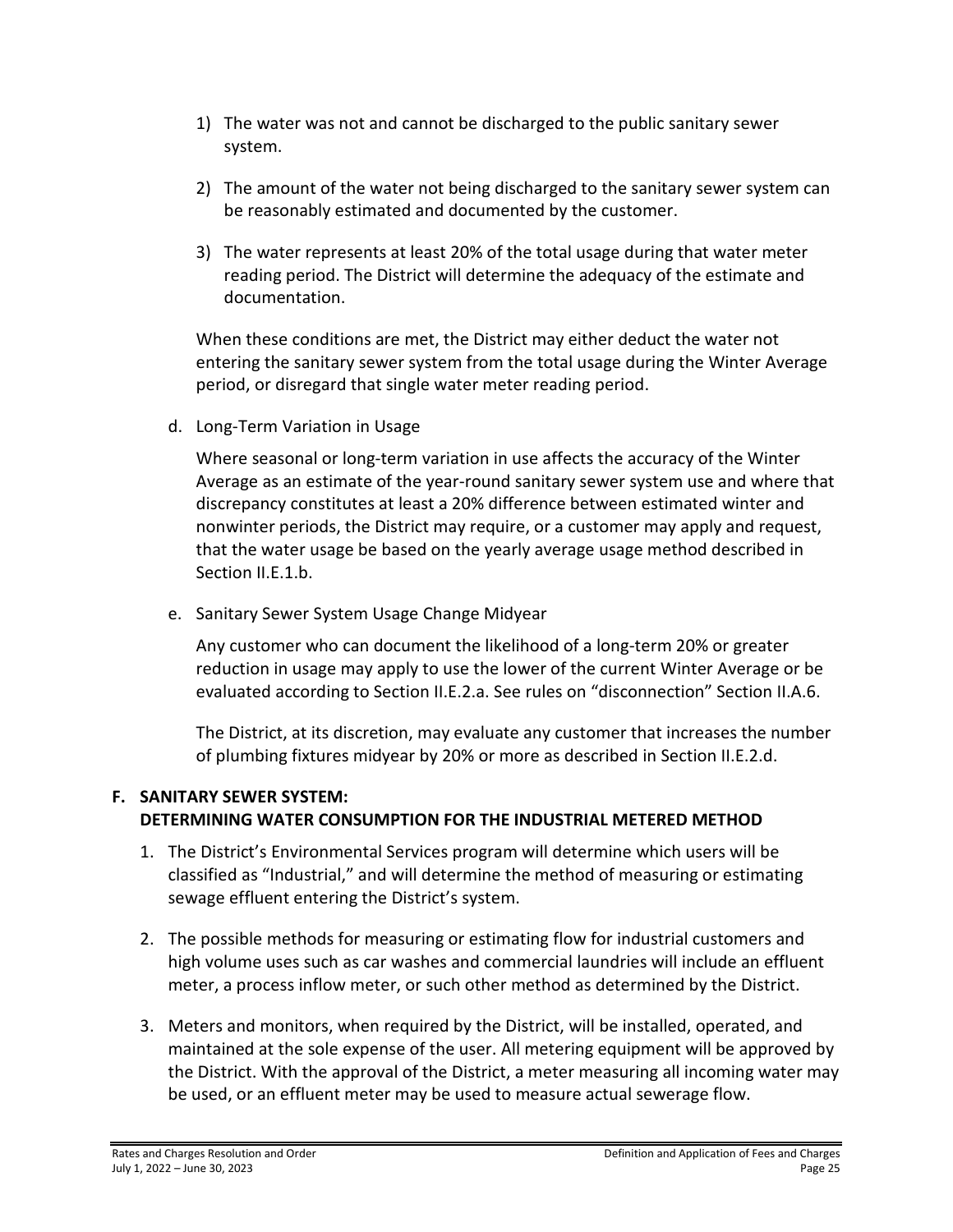1) The water was not and cannot be discharged to the public sanitary sewer system.

2) The amount of the water not being discharged to the sanitary sewer system can be reasonably estimated and documented by the customer.

3) The water represents at least 20% of the total usage during that water meter reading period. The District will determine the adequacy of the estimate and documentation.

When these conditions are met, the District may either deduct the water not entering the sanitary sewer system from the total usage during the Winter Average period, or disregard that single water meter reading period.

d. Long-Term Variation in Usage

Where seasonal or long-term variation in use affects the accuracy of the Winter Average as an estimate of the year-round sanitary sewer system use and where that discrepancy constitutes at least a 20% difference between estimated winter and nonwinter periods, the District may require, or a customer may apply and request, that the water usage be based on the yearly average usage method described in Section II.E.1.b.

e. Sanitary Sewer System Usage Change Midyear

Any customer who can document the likelihood of a long-term 20% or greater reduction in usage may apply to use the lower of the current Winter Average or be evaluated according to Section II.E.2.a. See rules on "disconnection" Section II.A.6.

The District, at its discretion, may evaluate any customer that increases the number of plumbing fixtures midyear by 20% or more as described in Section II.E.2.d.

## F. SANITARY SEWER SYSTEM: DETERMINING WATER CONSUMPTION FOR THE INDUSTRIAL METERED METHOD

1. The District's Environmental Services program will determine which users will be classified as "Industrial," and will determine the method of measuring or estimating sewage effluent entering the District's system.

2. The possible methods for measuring or estimating flow for industrial customers and high volume uses such as car washes and commercial laundries will include an effluent meter, a process inflow meter, or such other method as determined by the District.

3. Meters and monitors, when required by the District, will be installed, operated, and maintained at the sole expense of the user. All metering equipment will be approved by the District. With the approval of the District, a meter measuring all incoming water may be used, or an effluent meter may be used to measure actual sewerage flow.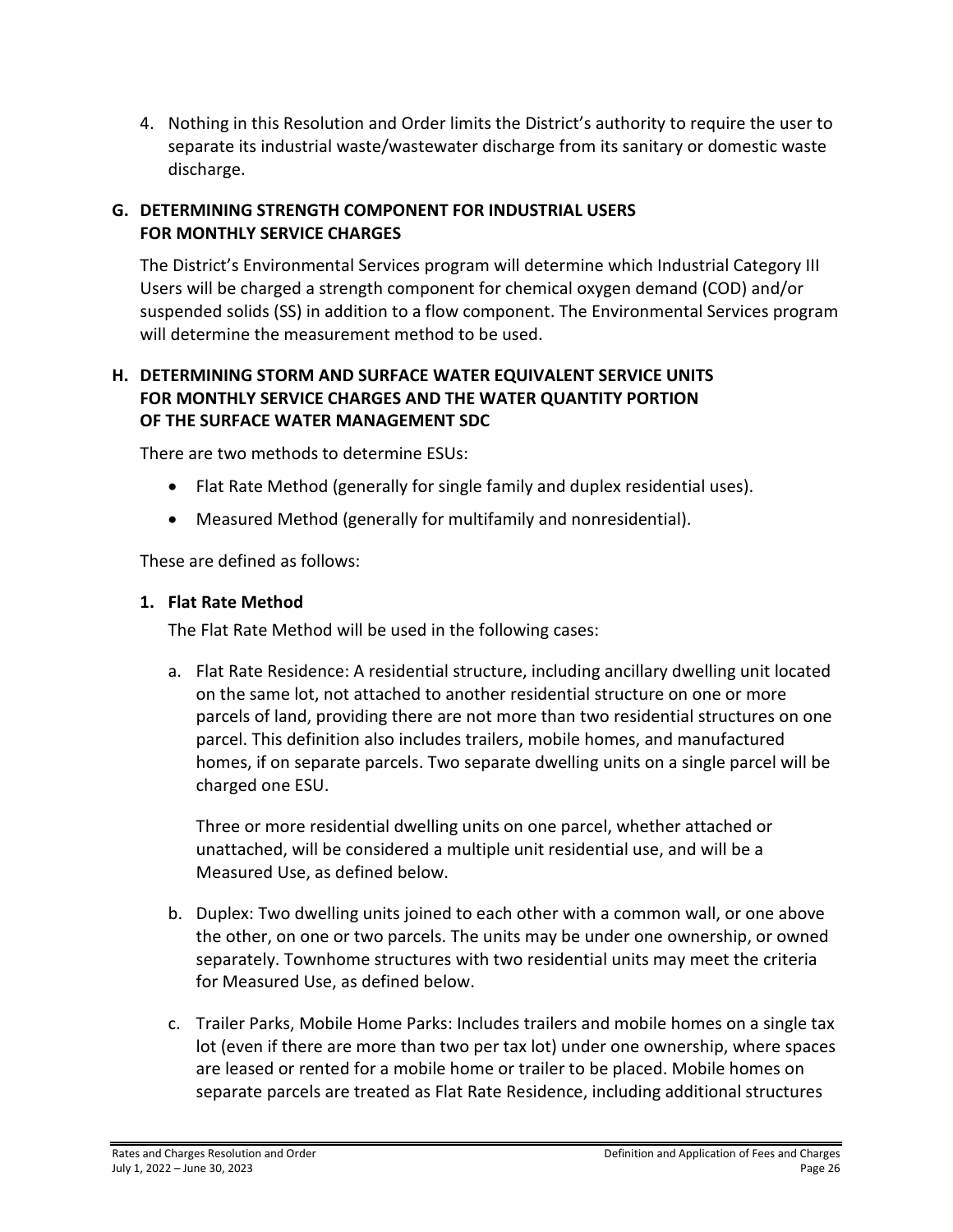4. Nothing in this Resolution and Order limits the District's authority to require the user to separate its industrial waste/wastewater discharge from its sanitary or domestic waste discharge.

## G. DETERMINING STRENGTH COMPONENT FOR INDUSTRIAL USERS FOR MONTHLY SERVICE CHARGES

The District's Environmental Services program will determine which Industrial Category III Users will be charged a strength component for chemical oxygen demand (COD) and/or suspended solids (SS) in addition to a flow component. The Environmental Services program will determine the measurement method to be used.

## H. DETERMINING STORM AND SURFACE WATER EQUIVALENT SERVICE UNITS FOR MONTHLY SERVICE CHARGES AND THE WATER QUANTITY PORTION OF THE SURFACE WATER MANAGEMENT SDC

There are two methods to determine ESUs:

- Flat Rate Method (generally for single family and duplex residential uses).
- Measured Method (generally for multifamily and nonresidential).

These are defined as follows:

### 1. Flat Rate Method

The Flat Rate Method will be used in the following cases:

a. Flat Rate Residence: A residential structure, including ancillary dwelling unit located on the same lot, not attached to another residential structure on one or more parcels of land, providing there are not more than two residential structures on one parcel. This definition also includes trailers, mobile homes, and manufactured homes, if on separate parcels. Two separate dwelling units on a single parcel will be charged one ESU.

   Three or more residential dwelling units on one parcel, whether attached or unattached, will be considered a multiple unit residential use, and will be a Measured Use, as defined below.

b. Duplex: Two dwelling units joined to each other with a common wall, or one above the other, on one or two parcels. The units may be under one ownership, or owned separately. Townhome structures with two residential units may meet the criteria for Measured Use, as defined below.

c. Trailer Parks, Mobile Home Parks: Includes trailers and mobile homes on a single tax lot (even if there are more than two per tax lot) under one ownership, where spaces are leased or rented for a mobile home or trailer to be placed. Mobile homes on separate parcels are treated as Flat Rate Residence, including additional structures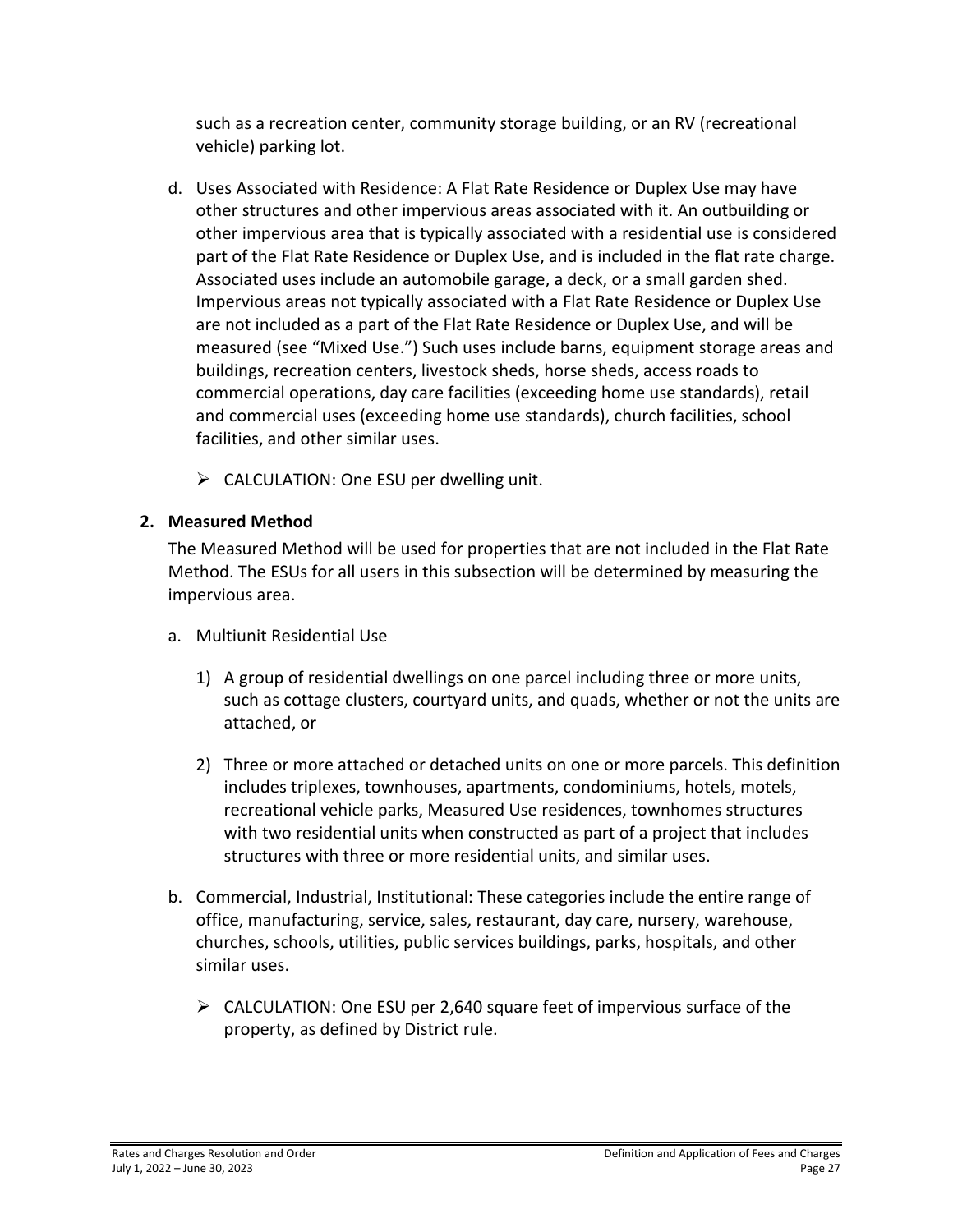such as a recreation center, community storage building, or an RV (recreational vehicle) parking lot.

d. Uses Associated with Residence: A Flat Rate Residence or Duplex Use may have other structures and other impervious areas associated with it. An outbuilding or other impervious area that is typically associated with a residential use is considered part of the Flat Rate Residence or Duplex Use, and is included in the flat rate charge. Associated uses include an automobile garage, a deck, or a small garden shed. Impervious areas not typically associated with a Flat Rate Residence or Duplex Use are not included as a part of the Flat Rate Residence or Duplex Use, and will be measured (see "Mixed Use.") Such uses include barns, equipment storage areas and buildings, recreation centers, livestock sheds, horse sheds, access roads to commercial operations, day care facilities (exceeding home use standards), retail and commercial uses (exceeding home use standards), church facilities, school facilities, and other similar uses.

   - CALCULATION: One ESU per dwelling unit.

**2. Measured Method**

The Measured Method will be used for properties that are not included in the Flat Rate Method. The ESUs for all users in this subsection will be determined by measuring the impervious area.

a. Multiunit Residential Use

   1) A group of residential dwellings on one parcel including three or more units, such as cottage clusters, courtyard units, and quads, whether or not the units are attached, or

   2) Three or more attached or detached units on one or more parcels. This definition includes triplexes, townhouses, apartments, condominiums, hotels, motels, recreational vehicle parks, Measured Use residences, townhomes structures with two residential units when constructed as part of a project that includes structures with three or more residential units, and similar uses.

b. Commercial, Industrial, Institutional: These categories include the entire range of office, manufacturing, service, sales, restaurant, day care, nursery, warehouse, churches, schools, utilities, public services buildings, parks, hospitals, and other similar uses.

   - CALCULATION: One ESU per 2,640 square feet of impervious surface of the property, as defined by District rule.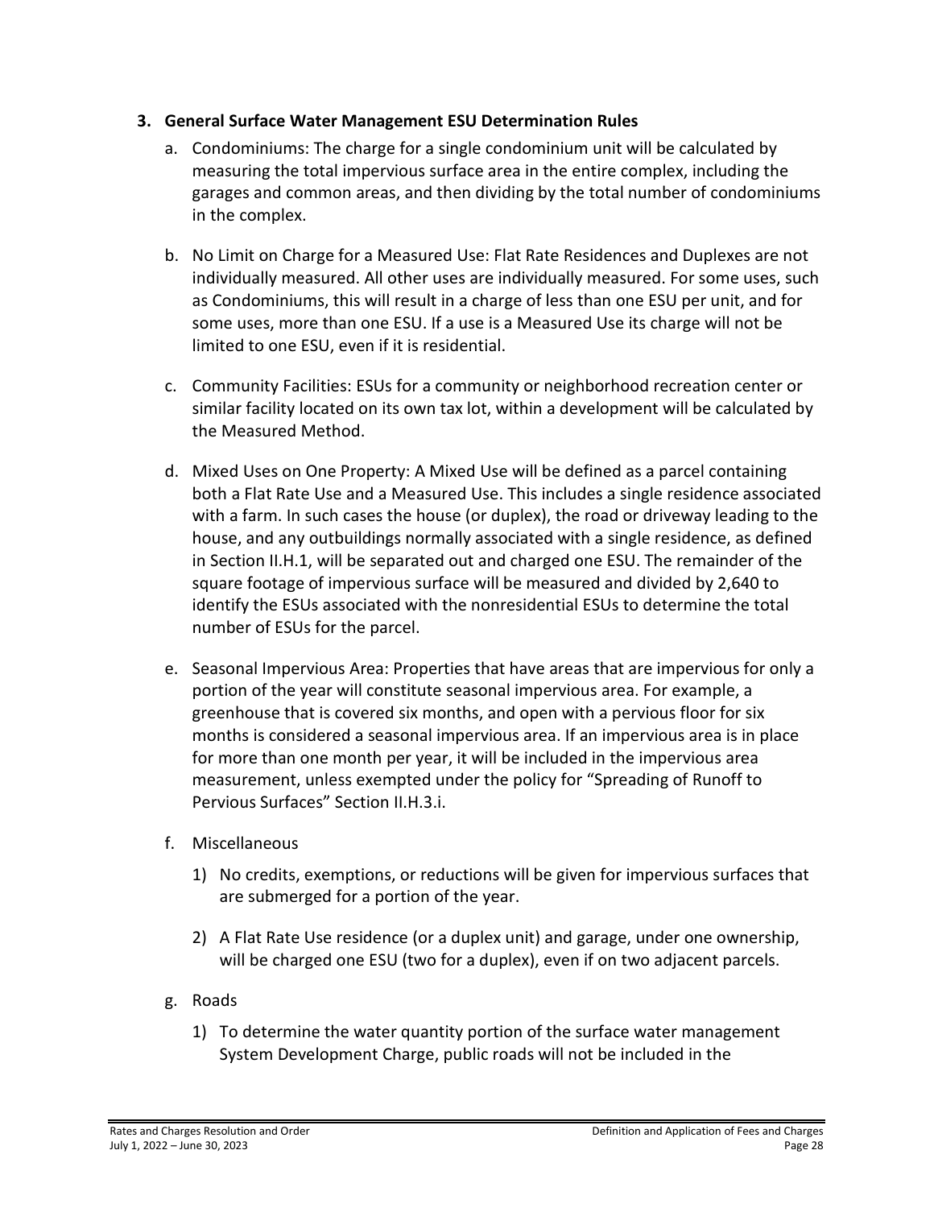### 3. General Surface Water Management ESU Determination Rules

a. Condominiums: The charge for a single condominium unit will be calculated by measuring the total impervious surface area in the entire complex, including the garages and common areas, and then dividing by the total number of condominiums in the complex.

b. No Limit on Charge for a Measured Use: Flat Rate Residences and Duplexes are not individually measured. All other uses are individually measured. For some uses, such as Condominiums, this will result in a charge of less than one ESU per unit, and for some uses, more than one ESU. If a use is a Measured Use its charge will not be limited to one ESU, even if it is residential.

c. Community Facilities: ESUs for a community or neighborhood recreation center or similar facility located on its own tax lot, within a development will be calculated by the Measured Method.

d. Mixed Uses on One Property: A Mixed Use will be defined as a parcel containing both a Flat Rate Use and a Measured Use. This includes a single residence associated with a farm. In such cases the house (or duplex), the road or driveway leading to the house, and any outbuildings normally associated with a single residence, as defined in Section II.H.1, will be separated out and charged one ESU. The remainder of the square footage of impervious surface will be measured and divided by 2,640 to identify the ESUs associated with the nonresidential ESUs to determine the total number of ESUs for the parcel.

e. Seasonal Impervious Area: Properties that have areas that are impervious for only a portion of the year will constitute seasonal impervious area. For example, a greenhouse that is covered six months, and open with a pervious floor for six months is considered a seasonal impervious area. If an impervious area is in place for more than one month per year, it will be included in the impervious area measurement, unless exempted under the policy for "Spreading of Runoff to Pervious Surfaces" Section II.H.3.i.

f. Miscellaneous

1) No credits, exemptions, or reductions will be given for impervious surfaces that are submerged for a portion of the year.

2) A Flat Rate Use residence (or a duplex unit) and garage, under one ownership, will be charged one ESU (two for a duplex), even if on two adjacent parcels.

g. Roads

1) To determine the water quantity portion of the surface water management System Development Charge, public roads will not be included in the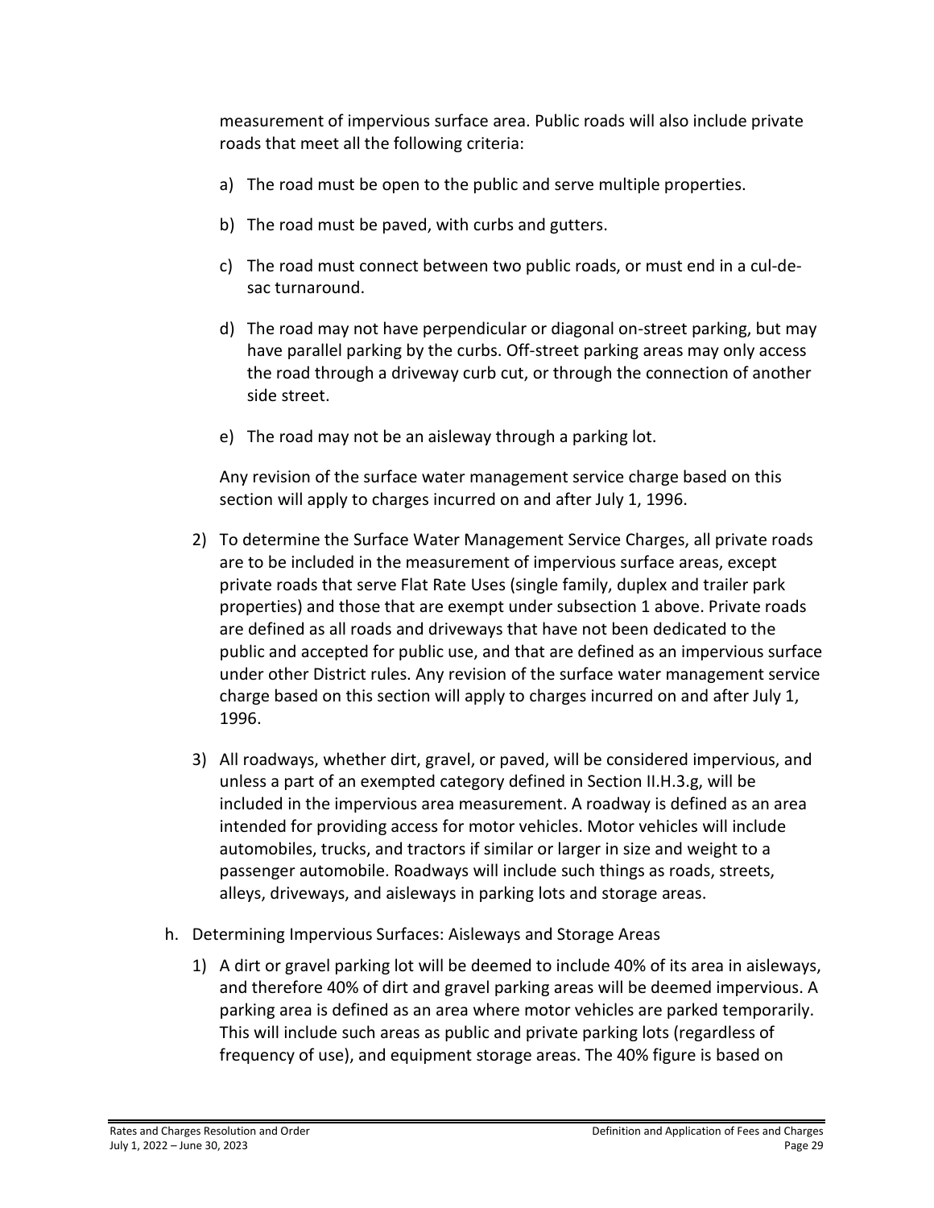measurement of impervious surface area. Public roads will also include private roads that meet all the following criteria:

a) The road must be open to the public and serve multiple properties.

b) The road must be paved, with curbs and gutters.

c) The road must connect between two public roads, or must end in a cul-de-sac turnaround.

d) The road may not have perpendicular or diagonal on-street parking, but may have parallel parking by the curbs. Off-street parking areas may only access the road through a driveway curb cut, or through the connection of another side street.

e) The road may not be an aisleway through a parking lot.

Any revision of the surface water management service charge based on this section will apply to charges incurred on and after July 1, 1996.

2) To determine the Surface Water Management Service Charges, all private roads are to be included in the measurement of impervious surface areas, except private roads that serve Flat Rate Uses (single family, duplex and trailer park properties) and those that are exempt under subsection 1 above. Private roads are defined as all roads and driveways that have not been dedicated to the public and accepted for public use, and that are defined as an impervious surface under other District rules. Any revision of the surface water management service charge based on this section will apply to charges incurred on and after July 1, 1996.

3) All roadways, whether dirt, gravel, or paved, will be considered impervious, and unless a part of an exempted category defined in Section II.H.3.g, will be included in the impervious area measurement. A roadway is defined as an area intended for providing access for motor vehicles. Motor vehicles will include automobiles, trucks, and tractors if similar or larger in size and weight to a passenger automobile. Roadways will include such things as roads, streets, alleys, driveways, and aisleways in parking lots and storage areas.

h. Determining Impervious Surfaces: Aisleways and Storage Areas

1) A dirt or gravel parking lot will be deemed to include 40% of its area in aisleways, and therefore 40% of dirt and gravel parking areas will be deemed impervious. A parking area is defined as an area where motor vehicles are parked temporarily. This will include such areas as public and private parking lots (regardless of frequency of use), and equipment storage areas. The 40% figure is based on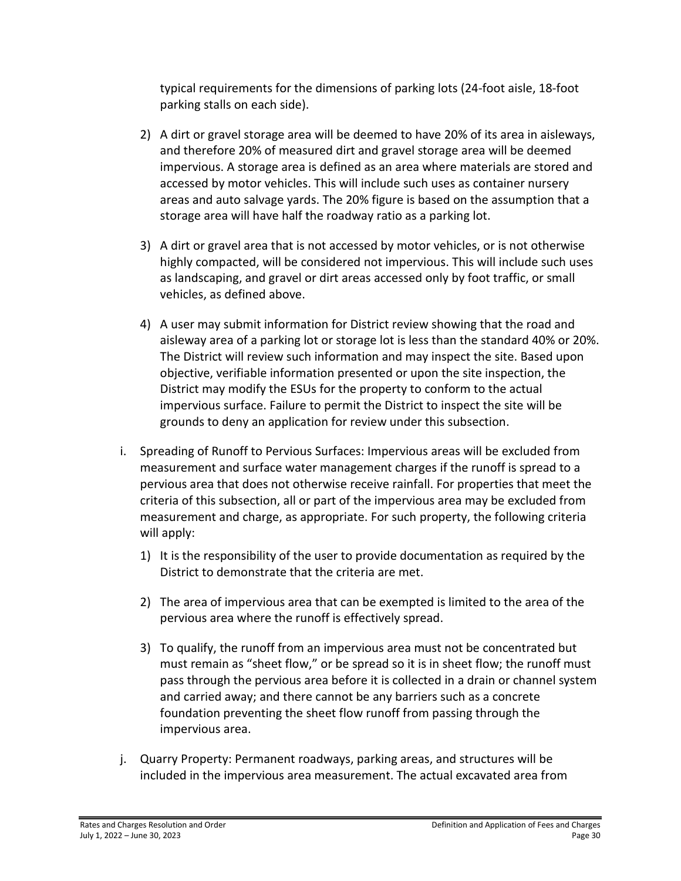typical requirements for the dimensions of parking lots (24-foot aisle, 18-foot parking stalls on each side).

2) A dirt or gravel storage area will be deemed to have 20% of its area in aisleways, and therefore 20% of measured dirt and gravel storage area will be deemed impervious. A storage area is defined as an area where materials are stored and accessed by motor vehicles. This will include such uses as container nursery areas and auto salvage yards. The 20% figure is based on the assumption that a storage area will have half the roadway ratio as a parking lot.

3) A dirt or gravel area that is not accessed by motor vehicles, or is not otherwise highly compacted, will be considered not impervious. This will include such uses as landscaping, and gravel or dirt areas accessed only by foot traffic, or small vehicles, as defined above.

4) A user may submit information for District review showing that the road and aisleway area of a parking lot or storage lot is less than the standard 40% or 20%. The District will review such information and may inspect the site. Based upon objective, verifiable information presented or upon the site inspection, the District may modify the ESUs for the property to conform to the actual impervious surface. Failure to permit the District to inspect the site will be grounds to deny an application for review under this subsection.

i. Spreading of Runoff to Pervious Surfaces: Impervious areas will be excluded from measurement and surface water management charges if the runoff is spread to a pervious area that does not otherwise receive rainfall. For properties that meet the criteria of this subsection, all or part of the impervious area may be excluded from measurement and charge, as appropriate. For such property, the following criteria will apply:

   1) It is the responsibility of the user to provide documentation as required by the District to demonstrate that the criteria are met.

   2) The area of impervious area that can be exempted is limited to the area of the pervious area where the runoff is effectively spread.

   3) To qualify, the runoff from an impervious area must not be concentrated but must remain as "sheet flow," or be spread so it is in sheet flow; the runoff must pass through the pervious area before it is collected in a drain or channel system and carried away; and there cannot be any barriers such as a concrete foundation preventing the sheet flow runoff from passing through the impervious area.

j. Quarry Property: Permanent roadways, parking areas, and structures will be included in the impervious area measurement. The actual excavated area from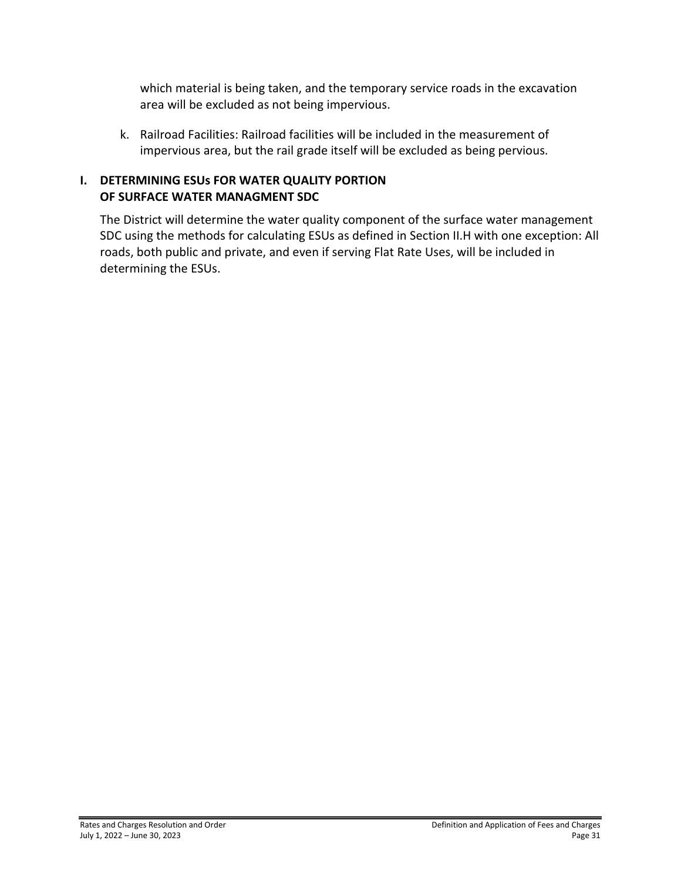which material is being taken, and the temporary service roads in the excavation area will be excluded as not being impervious.

k. Railroad Facilities: Railroad facilities will be included in the measurement of impervious area, but the rail grade itself will be excluded as being pervious.

## I. DETERMINING ESUs FOR WATER QUALITY PORTION OF SURFACE WATER MANAGMENT SDC

The District will determine the water quality component of the surface water management SDC using the methods for calculating ESUs as defined in Section II.H with one exception: All roads, both public and private, and even if serving Flat Rate Uses, will be included in determining the ESUs.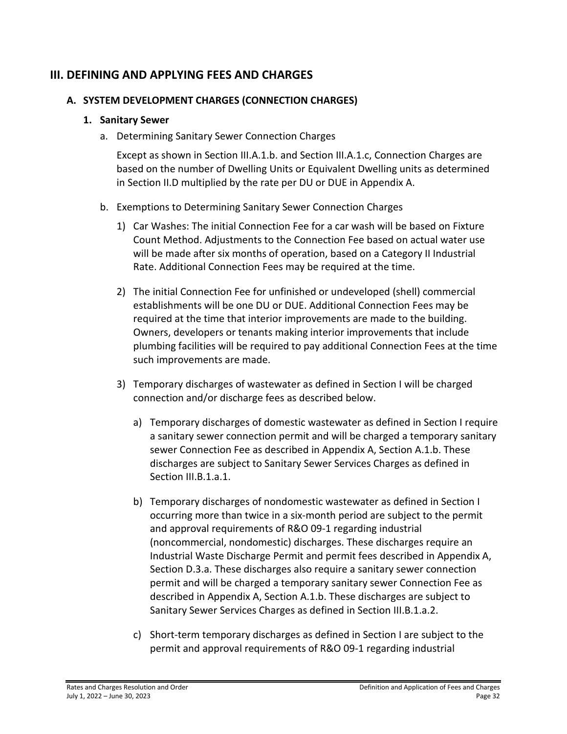## III. DEFINING AND APPLYING FEES AND CHARGES

### A. SYSTEM DEVELOPMENT CHARGES (CONNECTION CHARGES)

#### 1. Sanitary Sewer

a. Determining Sanitary Sewer Connection Charges

Except as shown in Section III.A.1.b. and Section III.A.1.c, Connection Charges are based on the number of Dwelling Units or Equivalent Dwelling units as determined in Section II.D multiplied by the rate per DU or DUE in Appendix A.

b. Exemptions to Determining Sanitary Sewer Connection Charges

1) Car Washes: The initial Connection Fee for a car wash will be based on Fixture Count Method. Adjustments to the Connection Fee based on actual water use will be made after six months of operation, based on a Category II Industrial Rate. Additional Connection Fees may be required at the time.

2) The initial Connection Fee for unfinished or undeveloped (shell) commercial establishments will be one DU or DUE. Additional Connection Fees may be required at the time that interior improvements are made to the building. Owners, developers or tenants making interior improvements that include plumbing facilities will be required to pay additional Connection Fees at the time such improvements are made.

3) Temporary discharges of wastewater as defined in Section I will be charged connection and/or discharge fees as described below.

a) Temporary discharges of domestic wastewater as defined in Section I require a sanitary sewer connection permit and will be charged a temporary sanitary sewer Connection Fee as described in Appendix A, Section A.1.b. These discharges are subject to Sanitary Sewer Services Charges as defined in Section III.B.1.a.1.

b) Temporary discharges of nondomestic wastewater as defined in Section I occurring more than twice in a six-month period are subject to the permit and approval requirements of R&O 09-1 regarding industrial (noncommercial, nondomestic) discharges. These discharges require an Industrial Waste Discharge Permit and permit fees described in Appendix A, Section D.3.a. These discharges also require a sanitary sewer connection permit and will be charged a temporary sanitary sewer Connection Fee as described in Appendix A, Section A.1.b. These discharges are subject to Sanitary Sewer Services Charges as defined in Section III.B.1.a.2.

c) Short-term temporary discharges as defined in Section I are subject to the permit and approval requirements of R&O 09-1 regarding industrial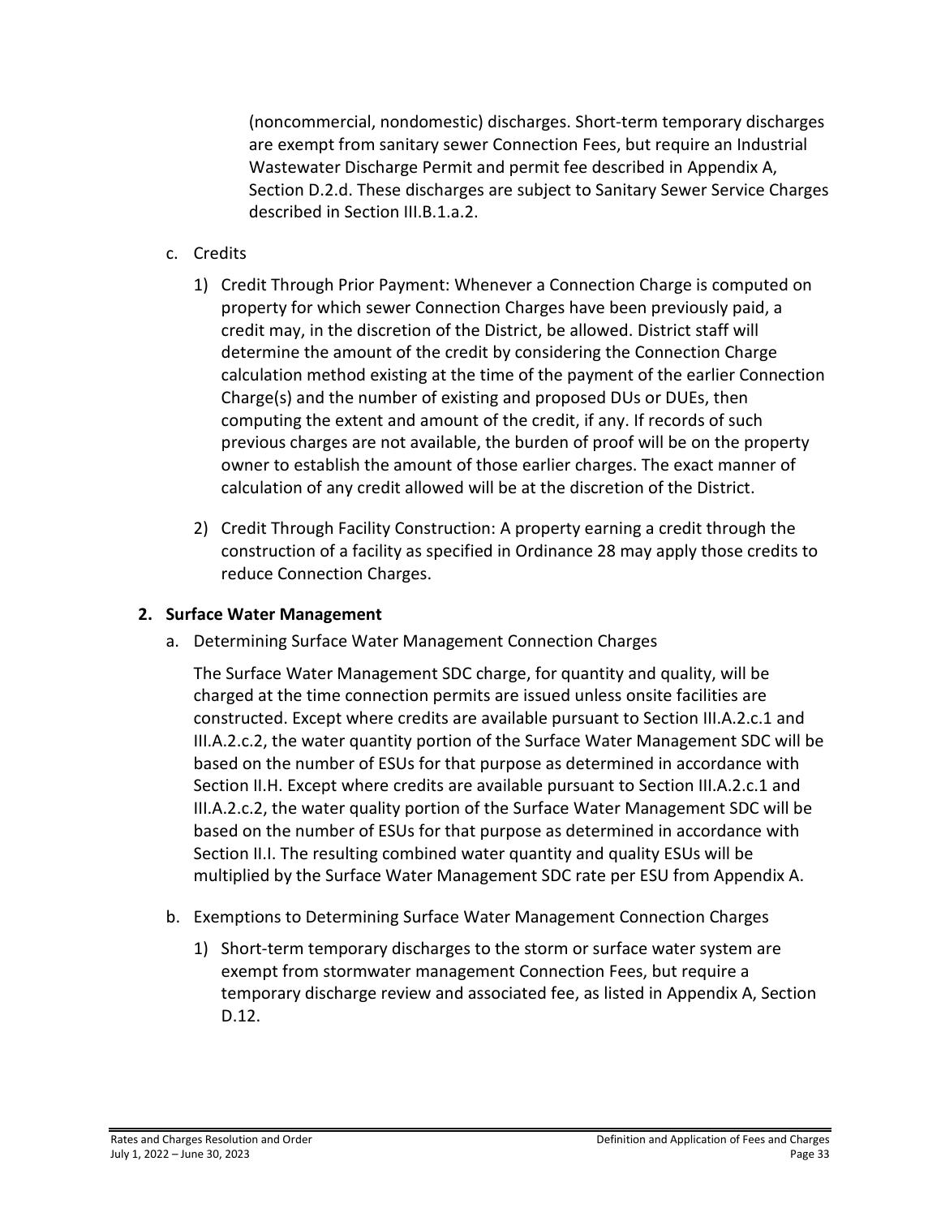(noncommercial, nondomestic) discharges. Short-term temporary discharges are exempt from sanitary sewer Connection Fees, but require an Industrial Wastewater Discharge Permit and permit fee described in Appendix A, Section D.2.d. These discharges are subject to Sanitary Sewer Service Charges described in Section III.B.1.a.2.

c. Credits

1) Credit Through Prior Payment: Whenever a Connection Charge is computed on property for which sewer Connection Charges have been previously paid, a credit may, in the discretion of the District, be allowed. District staff will determine the amount of the credit by considering the Connection Charge calculation method existing at the time of the payment of the earlier Connection Charge(s) and the number of existing and proposed DUs or DUEs, then computing the extent and amount of the credit, if any. If records of such previous charges are not available, the burden of proof will be on the property owner to establish the amount of those earlier charges. The exact manner of calculation of any credit allowed will be at the discretion of the District.

2) Credit Through Facility Construction: A property earning a credit through the construction of a facility as specified in Ordinance 28 may apply those credits to reduce Connection Charges.

**2. Surface Water Management**

a. Determining Surface Water Management Connection Charges

The Surface Water Management SDC charge, for quantity and quality, will be charged at the time connection permits are issued unless onsite facilities are constructed. Except where credits are available pursuant to Section III.A.2.c.1 and III.A.2.c.2, the water quantity portion of the Surface Water Management SDC will be based on the number of ESUs for that purpose as determined in accordance with Section II.H. Except where credits are available pursuant to Section III.A.2.c.1 and III.A.2.c.2, the water quality portion of the Surface Water Management SDC will be based on the number of ESUs for that purpose as determined in accordance with Section II.I. The resulting combined water quantity and quality ESUs will be multiplied by the Surface Water Management SDC rate per ESU from Appendix A.

b. Exemptions to Determining Surface Water Management Connection Charges

1) Short-term temporary discharges to the storm or surface water system are exempt from stormwater management Connection Fees, but require a temporary discharge review and associated fee, as listed in Appendix A, Section D.12.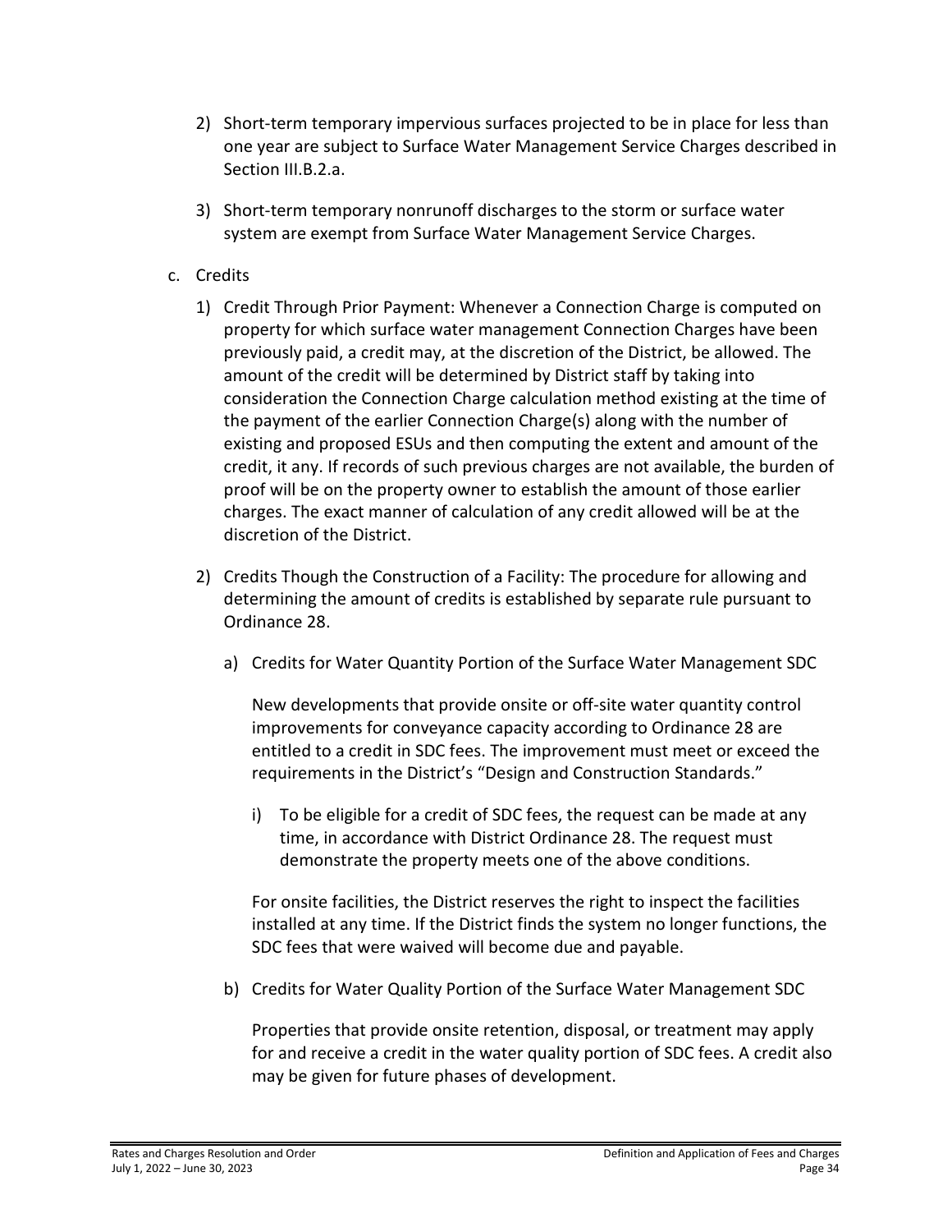2) Short-term temporary impervious surfaces projected to be in place for less than one year are subject to Surface Water Management Service Charges described in Section III.B.2.a.

3) Short-term temporary nonrunoff discharges to the storm or surface water system are exempt from Surface Water Management Service Charges.

c. Credits

1) Credit Through Prior Payment: Whenever a Connection Charge is computed on property for which surface water management Connection Charges have been previously paid, a credit may, at the discretion of the District, be allowed. The amount of the credit will be determined by District staff by taking into consideration the Connection Charge calculation method existing at the time of the payment of the earlier Connection Charge(s) along with the number of existing and proposed ESUs and then computing the extent and amount of the credit, it any. If records of such previous charges are not available, the burden of proof will be on the property owner to establish the amount of those earlier charges. The exact manner of calculation of any credit allowed will be at the discretion of the District.

2) Credits Though the Construction of a Facility: The procedure for allowing and determining the amount of credits is established by separate rule pursuant to Ordinance 28.

a) Credits for Water Quantity Portion of the Surface Water Management SDC

New developments that provide onsite or off-site water quantity control improvements for conveyance capacity according to Ordinance 28 are entitled to a credit in SDC fees. The improvement must meet or exceed the requirements in the District's "Design and Construction Standards."

i) To be eligible for a credit of SDC fees, the request can be made at any time, in accordance with District Ordinance 28. The request must demonstrate the property meets one of the above conditions.

For onsite facilities, the District reserves the right to inspect the facilities installed at any time. If the District finds the system no longer functions, the SDC fees that were waived will become due and payable.

b) Credits for Water Quality Portion of the Surface Water Management SDC

Properties that provide onsite retention, disposal, or treatment may apply for and receive a credit in the water quality portion of SDC fees. A credit also may be given for future phases of development.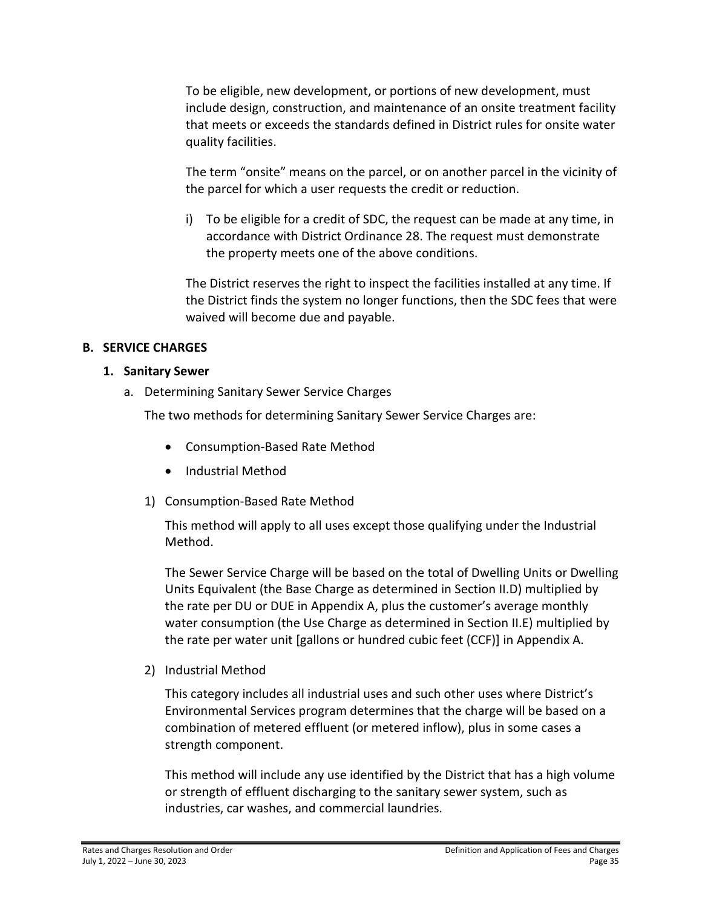To be eligible, new development, or portions of new development, must include design, construction, and maintenance of an onsite treatment facility that meets or exceeds the standards defined in District rules for onsite water quality facilities.

The term "onsite" means on the parcel, or on another parcel in the vicinity of the parcel for which a user requests the credit or reduction.

i) To be eligible for a credit of SDC, the request can be made at any time, in accordance with District Ordinance 28. The request must demonstrate the property meets one of the above conditions.

The District reserves the right to inspect the facilities installed at any time. If the District finds the system no longer functions, then the SDC fees that were waived will become due and payable.

## B. SERVICE CHARGES

### 1. Sanitary Sewer

a. Determining Sanitary Sewer Service Charges

The two methods for determining Sanitary Sewer Service Charges are:

- Consumption-Based Rate Method
- Industrial Method

1) Consumption-Based Rate Method

This method will apply to all uses except those qualifying under the Industrial Method.

The Sewer Service Charge will be based on the total of Dwelling Units or Dwelling Units Equivalent (the Base Charge as determined in Section II.D) multiplied by the rate per DU or DUE in Appendix A, plus the customer's average monthly water consumption (the Use Charge as determined in Section II.E) multiplied by the rate per water unit [gallons or hundred cubic feet (CCF)] in Appendix A.

2) Industrial Method

This category includes all industrial uses and such other uses where District's Environmental Services program determines that the charge will be based on a combination of metered effluent (or metered inflow), plus in some cases a strength component.

This method will include any use identified by the District that has a high volume or strength of effluent discharging to the sanitary sewer system, such as industries, car washes, and commercial laundries.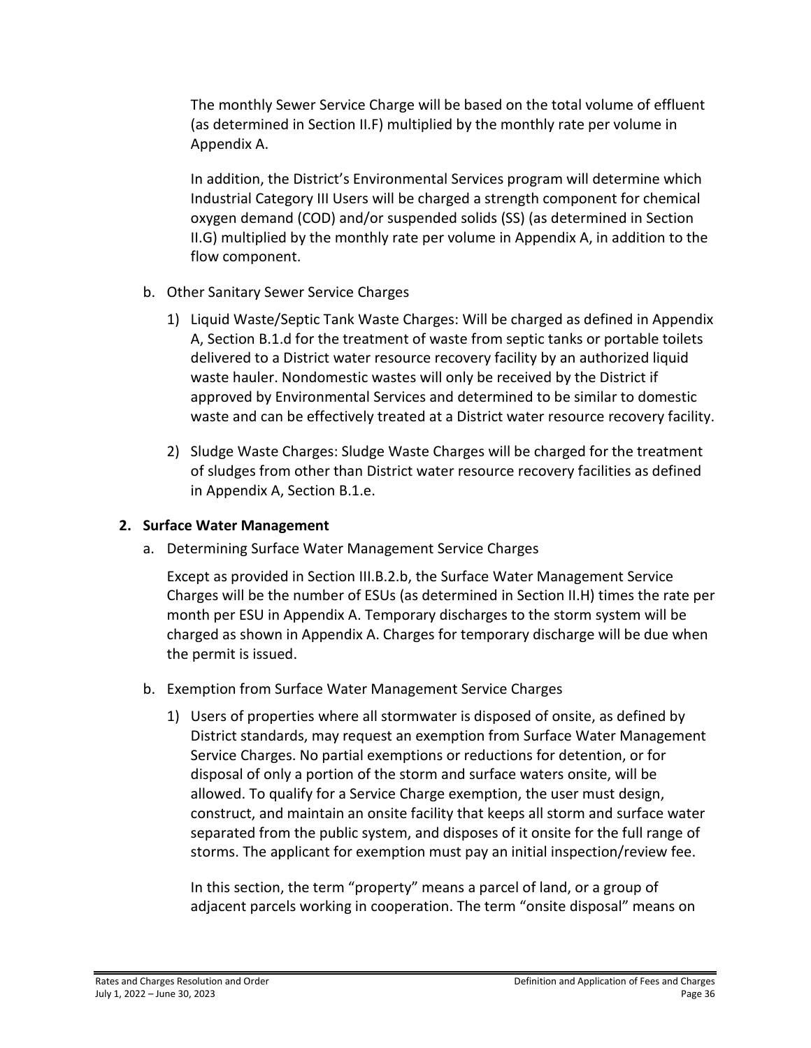The monthly Sewer Service Charge will be based on the total volume of effluent (as determined in Section II.F) multiplied by the monthly rate per volume in Appendix A.

In addition, the District's Environmental Services program will determine which Industrial Category III Users will be charged a strength component for chemical oxygen demand (COD) and/or suspended solids (SS) (as determined in Section II.G) multiplied by the monthly rate per volume in Appendix A, in addition to the flow component.

b. Other Sanitary Sewer Service Charges

   1) Liquid Waste/Septic Tank Waste Charges: Will be charged as defined in Appendix A, Section B.1.d for the treatment of waste from septic tanks or portable toilets delivered to a District water resource recovery facility by an authorized liquid waste hauler. Nondomestic wastes will only be received by the District if approved by Environmental Services and determined to be similar to domestic waste and can be effectively treated at a District water resource recovery facility.

   2) Sludge Waste Charges: Sludge Waste Charges will be charged for the treatment of sludges from other than District water resource recovery facilities as defined in Appendix A, Section B.1.e.

**2. Surface Water Management**

a. Determining Surface Water Management Service Charges

   Except as provided in Section III.B.2.b, the Surface Water Management Service Charges will be the number of ESUs (as determined in Section II.H) times the rate per month per ESU in Appendix A. Temporary discharges to the storm system will be charged as shown in Appendix A. Charges for temporary discharge will be due when the permit is issued.

b. Exemption from Surface Water Management Service Charges

   1) Users of properties where all stormwater is disposed of onsite, as defined by District standards, may request an exemption from Surface Water Management Service Charges. No partial exemptions or reductions for detention, or for disposal of only a portion of the storm and surface waters onsite, will be allowed. To qualify for a Service Charge exemption, the user must design, construct, and maintain an onsite facility that keeps all storm and surface water separated from the public system, and disposes of it onsite for the full range of storms. The applicant for exemption must pay an initial inspection/review fee.

   In this section, the term "property" means a parcel of land, or a group of adjacent parcels working in cooperation. The term "onsite disposal" means on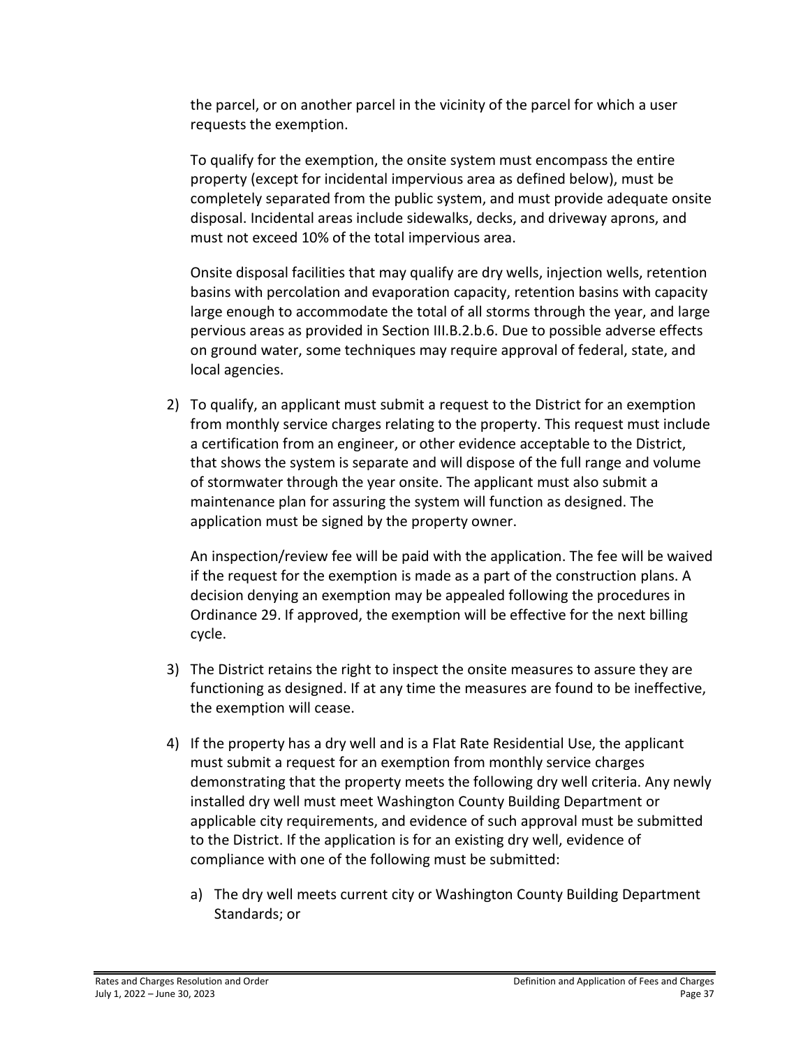the parcel, or on another parcel in the vicinity of the parcel for which a user requests the exemption.

To qualify for the exemption, the onsite system must encompass the entire property (except for incidental impervious area as defined below), must be completely separated from the public system, and must provide adequate onsite disposal. Incidental areas include sidewalks, decks, and driveway aprons, and must not exceed 10% of the total impervious area.

Onsite disposal facilities that may qualify are dry wells, injection wells, retention basins with percolation and evaporation capacity, retention basins with capacity large enough to accommodate the total of all storms through the year, and large pervious areas as provided in Section III.B.2.b.6. Due to possible adverse effects on ground water, some techniques may require approval of federal, state, and local agencies.

2) To qualify, an applicant must submit a request to the District for an exemption from monthly service charges relating to the property. This request must include a certification from an engineer, or other evidence acceptable to the District, that shows the system is separate and will dispose of the full range and volume of stormwater through the year onsite. The applicant must also submit a maintenance plan for assuring the system will function as designed. The application must be signed by the property owner.

   An inspection/review fee will be paid with the application. The fee will be waived if the request for the exemption is made as a part of the construction plans. A decision denying an exemption may be appealed following the procedures in Ordinance 29. If approved, the exemption will be effective for the next billing cycle.

3) The District retains the right to inspect the onsite measures to assure they are functioning as designed. If at any time the measures are found to be ineffective, the exemption will cease.

4) If the property has a dry well and is a Flat Rate Residential Use, the applicant must submit a request for an exemption from monthly service charges demonstrating that the property meets the following dry well criteria. Any newly installed dry well must meet Washington County Building Department or applicable city requirements, and evidence of such approval must be submitted to the District. If the application is for an existing dry well, evidence of compliance with one of the following must be submitted:

   a) The dry well meets current city or Washington County Building Department Standards; or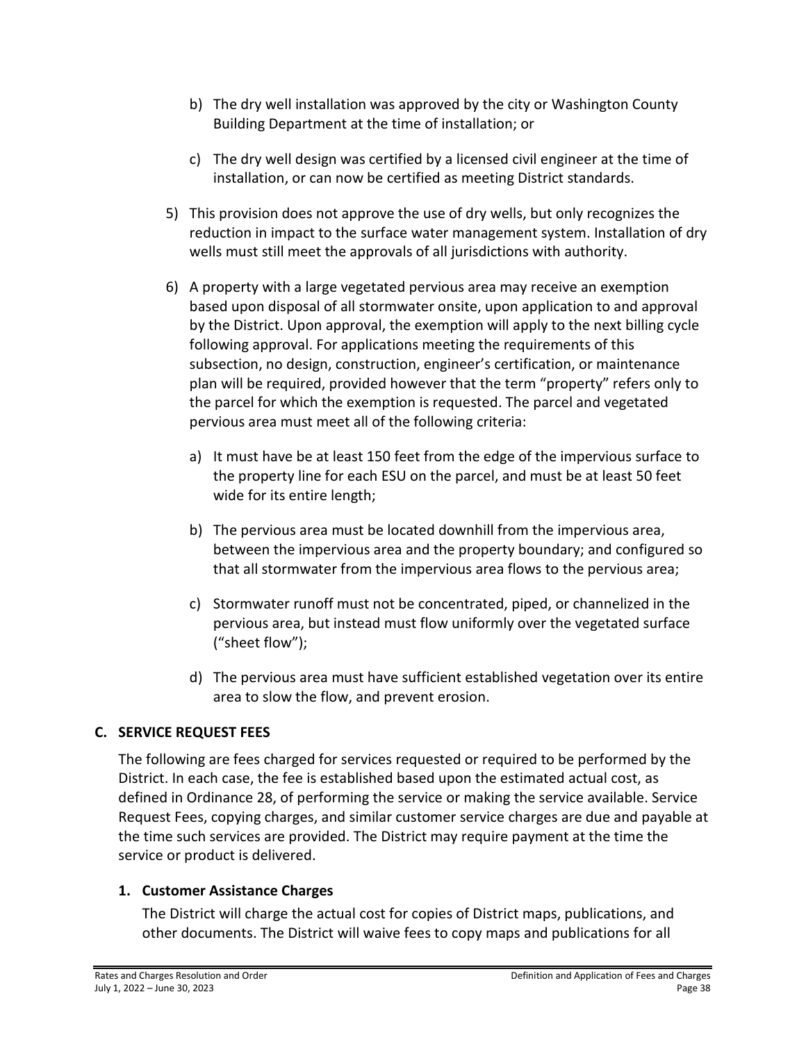b) The dry well installation was approved by the city or Washington County Building Department at the time of installation; or

c) The dry well design was certified by a licensed civil engineer at the time of installation, or can now be certified as meeting District standards.

5) This provision does not approve the use of dry wells, but only recognizes the reduction in impact to the surface water management system. Installation of dry wells must still meet the approvals of all jurisdictions with authority.

6) A property with a large vegetated pervious area may receive an exemption based upon disposal of all stormwater onsite, upon application to and approval by the District. Upon approval, the exemption will apply to the next billing cycle following approval. For applications meeting the requirements of this subsection, no design, construction, engineer's certification, or maintenance plan will be required, provided however that the term "property" refers only to the parcel for which the exemption is requested. The parcel and vegetated pervious area must meet all of the following criteria:

   a) It must have be at least 150 feet from the edge of the impervious surface to the property line for each ESU on the parcel, and must be at least 50 feet wide for its entire length;

   b) The pervious area must be located downhill from the impervious area, between the impervious area and the property boundary; and configured so that all stormwater from the impervious area flows to the pervious area;

   c) Stormwater runoff must not be concentrated, piped, or channelized in the pervious area, but instead must flow uniformly over the vegetated surface ("sheet flow");

   d) The pervious area must have sufficient established vegetation over its entire area to slow the flow, and prevent erosion.

## C. SERVICE REQUEST FEES

The following are fees charged for services requested or required to be performed by the District. In each case, the fee is established based upon the estimated actual cost, as defined in Ordinance 28, of performing the service or making the service available. Service Request Fees, copying charges, and similar customer service charges are due and payable at the time such services are provided. The District may require payment at the time the service or product is delivered.

### 1. Customer Assistance Charges

The District will charge the actual cost for copies of District maps, publications, and other documents. The District will waive fees to copy maps and publications for all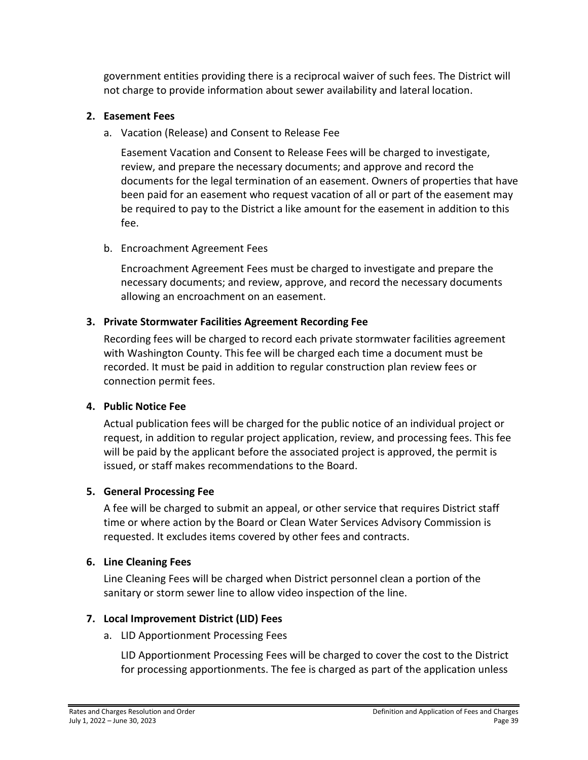government entities providing there is a reciprocal waiver of such fees. The District will not charge to provide information about sewer availability and lateral location.

2. **Easement Fees**

   a. Vacation (Release) and Consent to Release Fee

      Easement Vacation and Consent to Release Fees will be charged to investigate, review, and prepare the necessary documents; and approve and record the documents for the legal termination of an easement. Owners of properties that have been paid for an easement who request vacation of all or part of the easement may be required to pay to the District a like amount for the easement in addition to this fee.

   b. Encroachment Agreement Fees

      Encroachment Agreement Fees must be charged to investigate and prepare the necessary documents; and review, approve, and record the necessary documents allowing an encroachment on an easement.

3. **Private Stormwater Facilities Agreement Recording Fee**

   Recording fees will be charged to record each private stormwater facilities agreement with Washington County. This fee will be charged each time a document must be recorded. It must be paid in addition to regular construction plan review fees or connection permit fees.

4. **Public Notice Fee**

   Actual publication fees will be charged for the public notice of an individual project or request, in addition to regular project application, review, and processing fees. This fee will be paid by the applicant before the associated project is approved, the permit is issued, or staff makes recommendations to the Board.

5. **General Processing Fee**

   A fee will be charged to submit an appeal, or other service that requires District staff time or where action by the Board or Clean Water Services Advisory Commission is requested. It excludes items covered by other fees and contracts.

6. **Line Cleaning Fees**

   Line Cleaning Fees will be charged when District personnel clean a portion of the sanitary or storm sewer line to allow video inspection of the line.

7. **Local Improvement District (LID) Fees**

   a. LID Apportionment Processing Fees

      LID Apportionment Processing Fees will be charged to cover the cost to the District for processing apportionments. The fee is charged as part of the application unless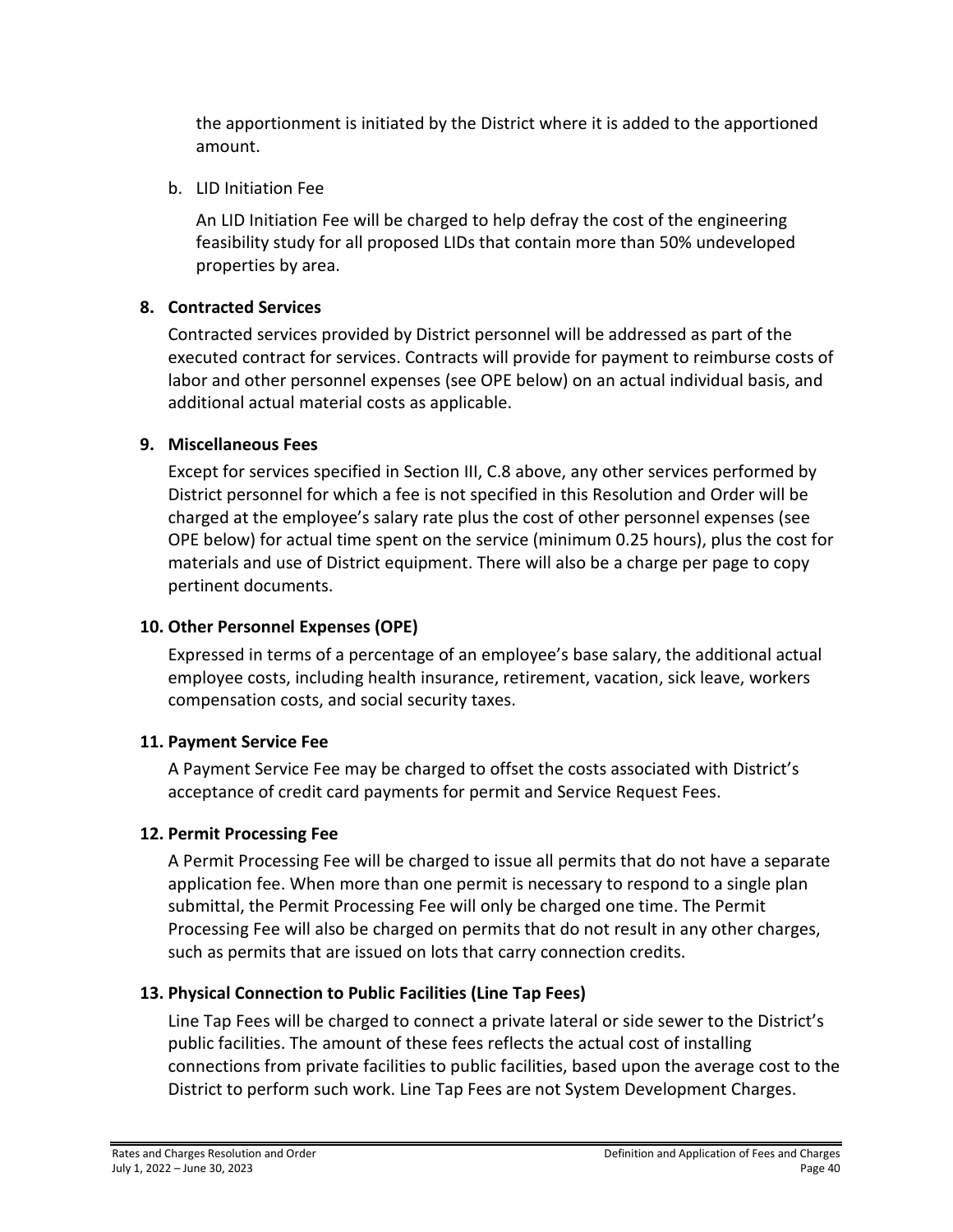the apportionment is initiated by the District where it is added to the apportioned amount.

b. LID Initiation Fee

   An LID Initiation Fee will be charged to help defray the cost of the engineering feasibility study for all proposed LIDs that contain more than 50% undeveloped properties by area.

**8. Contracted Services**

Contracted services provided by District personnel will be addressed as part of the executed contract for services. Contracts will provide for payment to reimburse costs of labor and other personnel expenses (see OPE below) on an actual individual basis, and additional actual material costs as applicable.

**9. Miscellaneous Fees**

Except for services specified in Section III, C.8 above, any other services performed by District personnel for which a fee is not specified in this Resolution and Order will be charged at the employee's salary rate plus the cost of other personnel expenses (see OPE below) for actual time spent on the service (minimum 0.25 hours), plus the cost for materials and use of District equipment. There will also be a charge per page to copy pertinent documents.

**10. Other Personnel Expenses (OPE)**

Expressed in terms of a percentage of an employee's base salary, the additional actual employee costs, including health insurance, retirement, vacation, sick leave, workers compensation costs, and social security taxes.

**11. Payment Service Fee**

A Payment Service Fee may be charged to offset the costs associated with District's acceptance of credit card payments for permit and Service Request Fees.

**12. Permit Processing Fee**

A Permit Processing Fee will be charged to issue all permits that do not have a separate application fee. When more than one permit is necessary to respond to a single plan submittal, the Permit Processing Fee will only be charged one time. The Permit Processing Fee will also be charged on permits that do not result in any other charges, such as permits that are issued on lots that carry connection credits.

**13. Physical Connection to Public Facilities (Line Tap Fees)**

Line Tap Fees will be charged to connect a private lateral or side sewer to the District's public facilities. The amount of these fees reflects the actual cost of installing connections from private facilities to public facilities, based upon the average cost to the District to perform such work. Line Tap Fees are not System Development Charges.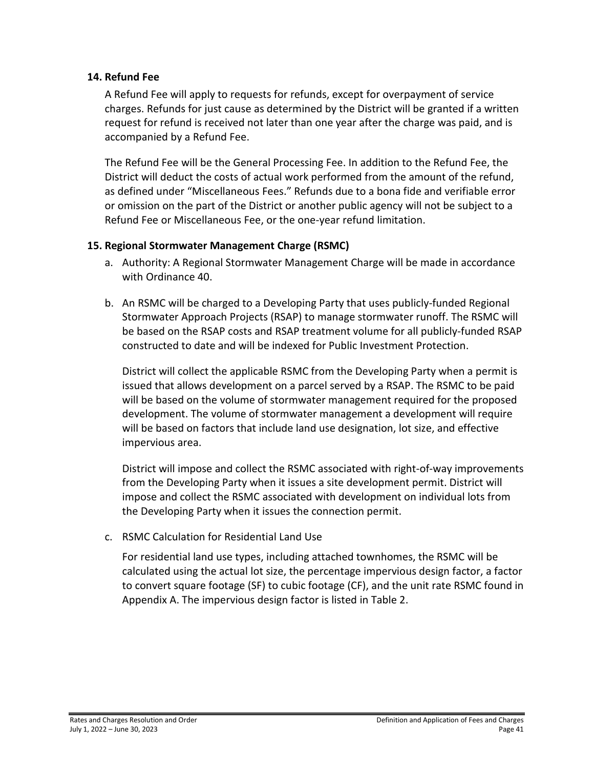### 14. Refund Fee

A Refund Fee will apply to requests for refunds, except for overpayment of service charges. Refunds for just cause as determined by the District will be granted if a written request for refund is received not later than one year after the charge was paid, and is accompanied by a Refund Fee.

The Refund Fee will be the General Processing Fee. In addition to the Refund Fee, the District will deduct the costs of actual work performed from the amount of the refund, as defined under "Miscellaneous Fees." Refunds due to a bona fide and verifiable error or omission on the part of the District or another public agency will not be subject to a Refund Fee or Miscellaneous Fee, or the one-year refund limitation.

### 15. Regional Stormwater Management Charge (RSMC)

a. Authority: A Regional Stormwater Management Charge will be made in accordance with Ordinance 40.

b. An RSMC will be charged to a Developing Party that uses publicly-funded Regional Stormwater Approach Projects (RSAP) to manage stormwater runoff. The RSMC will be based on the RSAP costs and RSAP treatment volume for all publicly-funded RSAP constructed to date and will be indexed for Public Investment Protection.

   District will collect the applicable RSMC from the Developing Party when a permit is issued that allows development on a parcel served by a RSAP. The RSMC to be paid will be based on the volume of stormwater management required for the proposed development. The volume of stormwater management a development will require will be based on factors that include land use designation, lot size, and effective impervious area.

   District will impose and collect the RSMC associated with right-of-way improvements from the Developing Party when it issues a site development permit. District will impose and collect the RSMC associated with development on individual lots from the Developing Party when it issues the connection permit.

c. RSMC Calculation for Residential Land Use

   For residential land use types, including attached townhomes, the RSMC will be calculated using the actual lot size, the percentage impervious design factor, a factor to convert square footage (SF) to cubic footage (CF), and the unit rate RSMC found in Appendix A. The impervious design factor is listed in Table 2.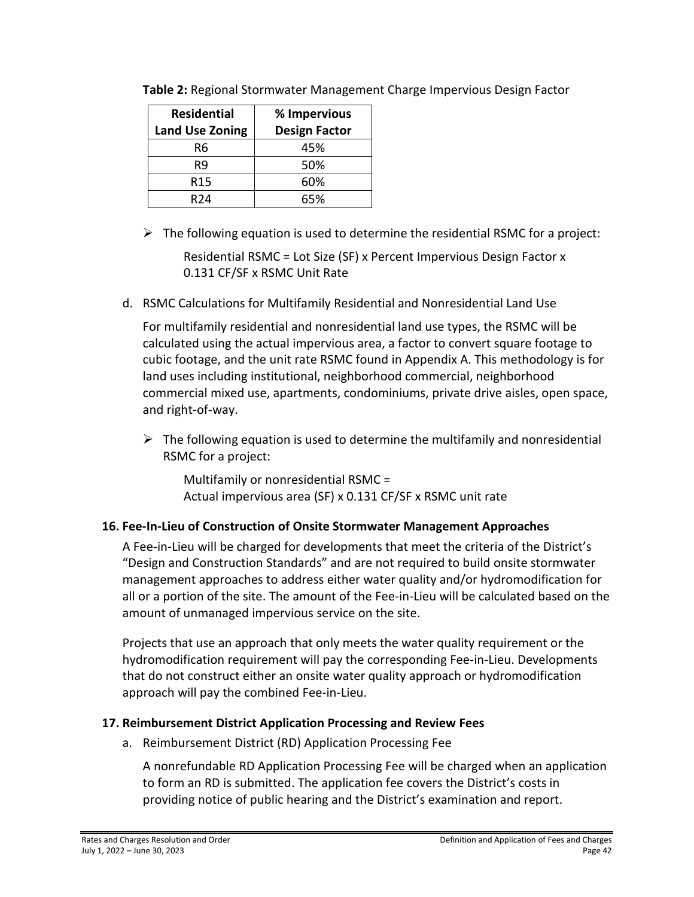**Table 2:** Regional Stormwater Management Charge Impervious Design Factor

| Residential Land Use Zoning | % Impervious Design Factor |
|---|---|
| R6 | 45% |
| R9 | 50% |
| R15 | 60% |
| R24 | 65% |

- The following equation is used to determine the residential RSMC for a project:

  Residential RSMC = Lot Size (SF) x Percent Impervious Design Factor x 0.131 CF/SF x RSMC Unit Rate

d. RSMC Calculations for Multifamily Residential and Nonresidential Land Use

For multifamily residential and nonresidential land use types, the RSMC will be calculated using the actual impervious area, a factor to convert square footage to cubic footage, and the unit rate RSMC found in Appendix A. This methodology is for land uses including institutional, neighborhood commercial, neighborhood commercial mixed use, apartments, condominiums, private drive aisles, open space, and right-of-way.

- The following equation is used to determine the multifamily and nonresidential RSMC for a project:

  Multifamily or nonresidential RSMC =
  Actual impervious area (SF) x 0.131 CF/SF x RSMC unit rate

### 16. Fee-In-Lieu of Construction of Onsite Stormwater Management Approaches

A Fee-in-Lieu will be charged for developments that meet the criteria of the District's "Design and Construction Standards" and are not required to build onsite stormwater management approaches to address either water quality and/or hydromodification for all or a portion of the site. The amount of the Fee-in-Lieu will be calculated based on the amount of unmanaged impervious service on the site.

Projects that use an approach that only meets the water quality requirement or the hydromodification requirement will pay the corresponding Fee-in-Lieu. Developments that do not construct either an onsite water quality approach or hydromodification approach will pay the combined Fee-in-Lieu.

### 17. Reimbursement District Application Processing and Review Fees

a. Reimbursement District (RD) Application Processing Fee

A nonrefundable RD Application Processing Fee will be charged when an application to form an RD is submitted. The application fee covers the District's costs in providing notice of public hearing and the District's examination and report.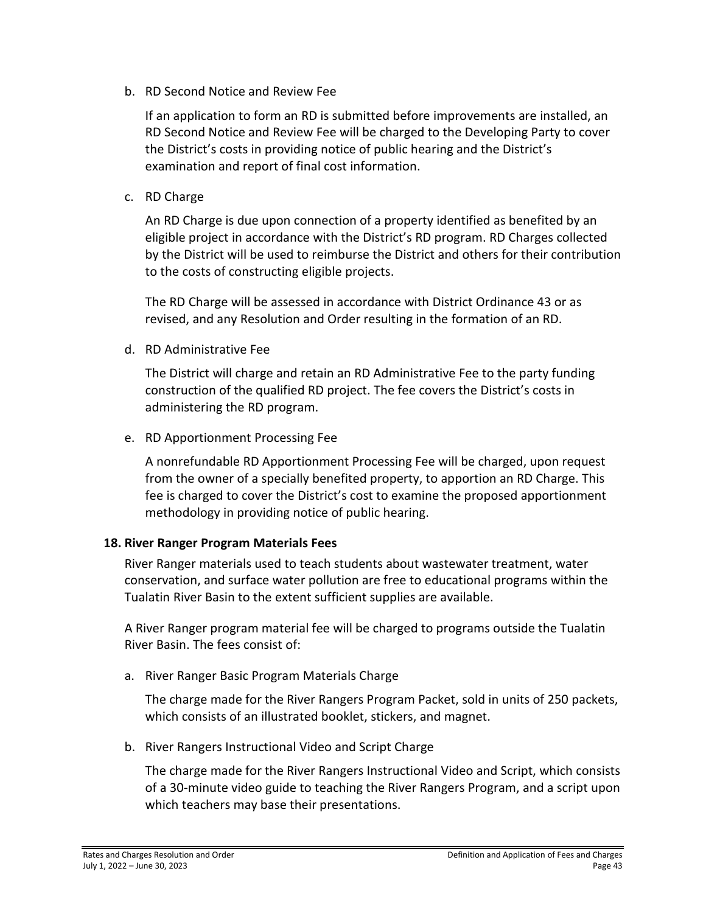b. RD Second Notice and Review Fee

   If an application to form an RD is submitted before improvements are installed, an RD Second Notice and Review Fee will be charged to the Developing Party to cover the District's costs in providing notice of public hearing and the District's examination and report of final cost information.

c. RD Charge

   An RD Charge is due upon connection of a property identified as benefited by an eligible project in accordance with the District's RD program. RD Charges collected by the District will be used to reimburse the District and others for their contribution to the costs of constructing eligible projects.

   The RD Charge will be assessed in accordance with District Ordinance 43 or as revised, and any Resolution and Order resulting in the formation of an RD.

d. RD Administrative Fee

   The District will charge and retain an RD Administrative Fee to the party funding construction of the qualified RD project. The fee covers the District's costs in administering the RD program.

e. RD Apportionment Processing Fee

   A nonrefundable RD Apportionment Processing Fee will be charged, upon request from the owner of a specially benefited property, to apportion an RD Charge. This fee is charged to cover the District's cost to examine the proposed apportionment methodology in providing notice of public hearing.

### 18. River Ranger Program Materials Fees

River Ranger materials used to teach students about wastewater treatment, water conservation, and surface water pollution are free to educational programs within the Tualatin River Basin to the extent sufficient supplies are available.

A River Ranger program material fee will be charged to programs outside the Tualatin River Basin. The fees consist of:

a. River Ranger Basic Program Materials Charge

   The charge made for the River Rangers Program Packet, sold in units of 250 packets, which consists of an illustrated booklet, stickers, and magnet.

b. River Rangers Instructional Video and Script Charge

   The charge made for the River Rangers Instructional Video and Script, which consists of a 30-minute video guide to teaching the River Rangers Program, and a script upon which teachers may base their presentations.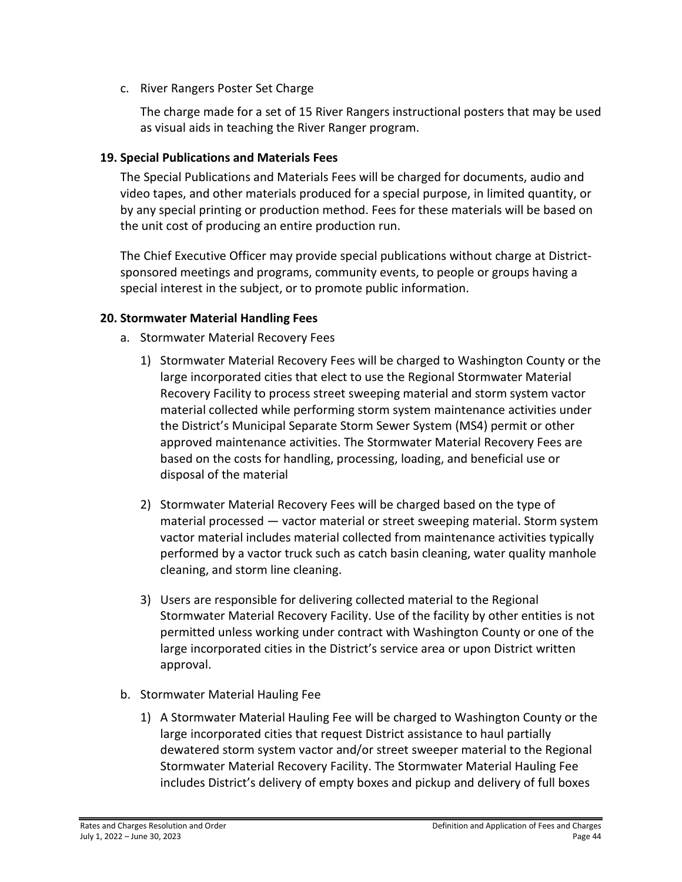c. River Rangers Poster Set Charge

   The charge made for a set of 15 River Rangers instructional posters that may be used as visual aids in teaching the River Ranger program.

**19. Special Publications and Materials Fees**

The Special Publications and Materials Fees will be charged for documents, audio and video tapes, and other materials produced for a special purpose, in limited quantity, or by any special printing or production method. Fees for these materials will be based on the unit cost of producing an entire production run.

The Chief Executive Officer may provide special publications without charge at District-sponsored meetings and programs, community events, to people or groups having a special interest in the subject, or to promote public information.

**20. Stormwater Material Handling Fees**

a. Stormwater Material Recovery Fees

   1) Stormwater Material Recovery Fees will be charged to Washington County or the large incorporated cities that elect to use the Regional Stormwater Material Recovery Facility to process street sweeping material and storm system vactor material collected while performing storm system maintenance activities under the District's Municipal Separate Storm Sewer System (MS4) permit or other approved maintenance activities. The Stormwater Material Recovery Fees are based on the costs for handling, processing, loading, and beneficial use or disposal of the material

   2) Stormwater Material Recovery Fees will be charged based on the type of material processed — vactor material or street sweeping material. Storm system vactor material includes material collected from maintenance activities typically performed by a vactor truck such as catch basin cleaning, water quality manhole cleaning, and storm line cleaning.

   3) Users are responsible for delivering collected material to the Regional Stormwater Material Recovery Facility. Use of the facility by other entities is not permitted unless working under contract with Washington County or one of the large incorporated cities in the District's service area or upon District written approval.

b. Stormwater Material Hauling Fee

   1) A Stormwater Material Hauling Fee will be charged to Washington County or the large incorporated cities that request District assistance to haul partially dewatered storm system vactor and/or street sweeper material to the Regional Stormwater Material Recovery Facility. The Stormwater Material Hauling Fee includes District's delivery of empty boxes and pickup and delivery of full boxes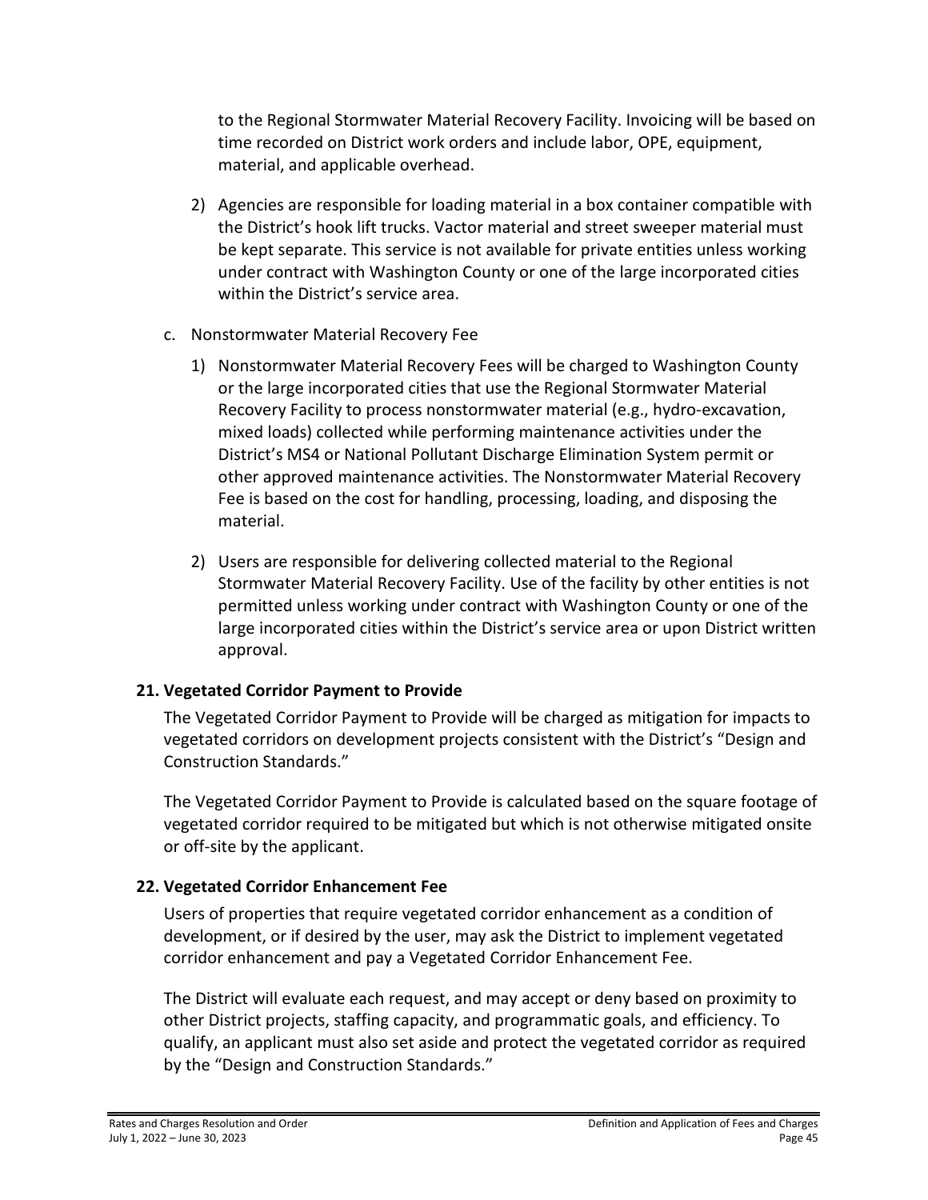to the Regional Stormwater Material Recovery Facility. Invoicing will be based on time recorded on District work orders and include labor, OPE, equipment, material, and applicable overhead.

2) Agencies are responsible for loading material in a box container compatible with the District's hook lift trucks. Vactor material and street sweeper material must be kept separate. This service is not available for private entities unless working under contract with Washington County or one of the large incorporated cities within the District's service area.

c. Nonstormwater Material Recovery Fee

1) Nonstormwater Material Recovery Fees will be charged to Washington County or the large incorporated cities that use the Regional Stormwater Material Recovery Facility to process nonstormwater material (e.g., hydro-excavation, mixed loads) collected while performing maintenance activities under the District's MS4 or National Pollutant Discharge Elimination System permit or other approved maintenance activities. The Nonstormwater Material Recovery Fee is based on the cost for handling, processing, loading, and disposing the material.

2) Users are responsible for delivering collected material to the Regional Stormwater Material Recovery Facility. Use of the facility by other entities is not permitted unless working under contract with Washington County or one of the large incorporated cities within the District's service area or upon District written approval.

## 21. Vegetated Corridor Payment to Provide

The Vegetated Corridor Payment to Provide will be charged as mitigation for impacts to vegetated corridors on development projects consistent with the District's "Design and Construction Standards."

The Vegetated Corridor Payment to Provide is calculated based on the square footage of vegetated corridor required to be mitigated but which is not otherwise mitigated onsite or off-site by the applicant.

## 22. Vegetated Corridor Enhancement Fee

Users of properties that require vegetated corridor enhancement as a condition of development, or if desired by the user, may ask the District to implement vegetated corridor enhancement and pay a Vegetated Corridor Enhancement Fee.

The District will evaluate each request, and may accept or deny based on proximity to other District projects, staffing capacity, and programmatic goals, and efficiency. To qualify, an applicant must also set aside and protect the vegetated corridor as required by the "Design and Construction Standards."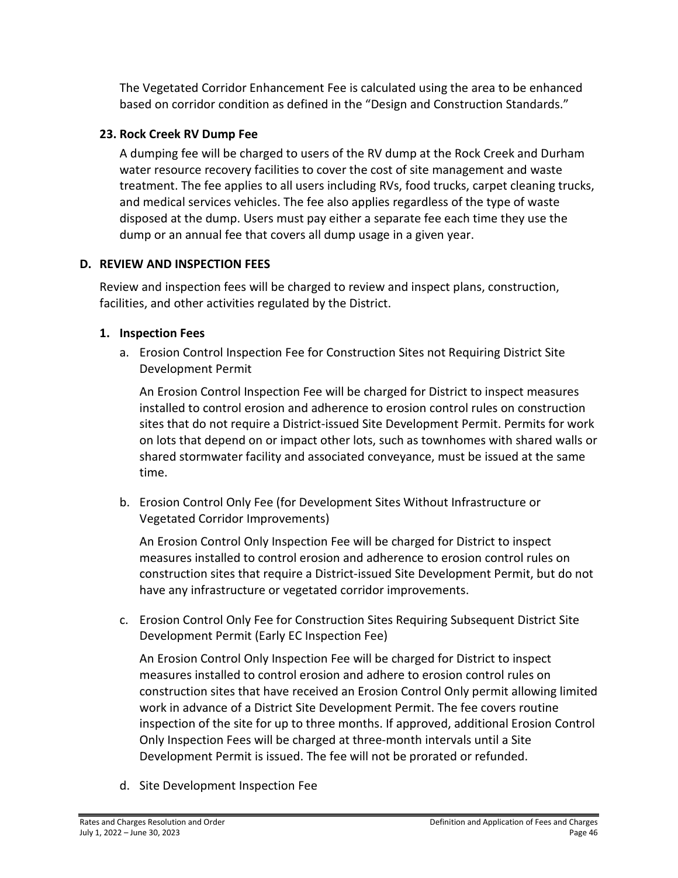The Vegetated Corridor Enhancement Fee is calculated using the area to be enhanced based on corridor condition as defined in the "Design and Construction Standards."

### 23. Rock Creek RV Dump Fee

A dumping fee will be charged to users of the RV dump at the Rock Creek and Durham water resource recovery facilities to cover the cost of site management and waste treatment. The fee applies to all users including RVs, food trucks, carpet cleaning trucks, and medical services vehicles. The fee also applies regardless of the type of waste disposed at the dump. Users must pay either a separate fee each time they use the dump or an annual fee that covers all dump usage in a given year.

## D. REVIEW AND INSPECTION FEES

Review and inspection fees will be charged to review and inspect plans, construction, facilities, and other activities regulated by the District.

### 1. Inspection Fees

a. Erosion Control Inspection Fee for Construction Sites not Requiring District Site Development Permit

An Erosion Control Inspection Fee will be charged for District to inspect measures installed to control erosion and adherence to erosion control rules on construction sites that do not require a District-issued Site Development Permit. Permits for work on lots that depend on or impact other lots, such as townhomes with shared walls or shared stormwater facility and associated conveyance, must be issued at the same time.

b. Erosion Control Only Fee (for Development Sites Without Infrastructure or Vegetated Corridor Improvements)

An Erosion Control Only Inspection Fee will be charged for District to inspect measures installed to control erosion and adherence to erosion control rules on construction sites that require a District-issued Site Development Permit, but do not have any infrastructure or vegetated corridor improvements.

c. Erosion Control Only Fee for Construction Sites Requiring Subsequent District Site Development Permit (Early EC Inspection Fee)

An Erosion Control Only Inspection Fee will be charged for District to inspect measures installed to control erosion and adhere to erosion control rules on construction sites that have received an Erosion Control Only permit allowing limited work in advance of a District Site Development Permit. The fee covers routine inspection of the site for up to three months. If approved, additional Erosion Control Only Inspection Fees will be charged at three-month intervals until a Site Development Permit is issued. The fee will not be prorated or refunded.

d. Site Development Inspection Fee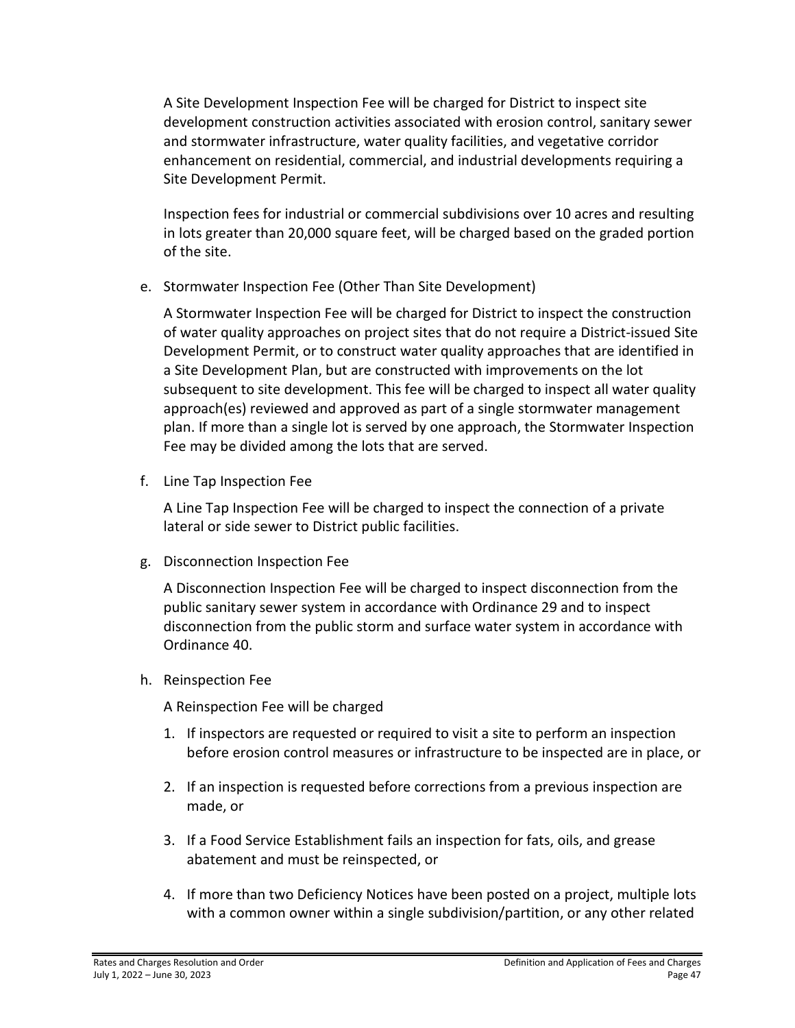A Site Development Inspection Fee will be charged for District to inspect site development construction activities associated with erosion control, sanitary sewer and stormwater infrastructure, water quality facilities, and vegetative corridor enhancement on residential, commercial, and industrial developments requiring a Site Development Permit.

Inspection fees for industrial or commercial subdivisions over 10 acres and resulting in lots greater than 20,000 square feet, will be charged based on the graded portion of the site.

e. Stormwater Inspection Fee (Other Than Site Development)

   A Stormwater Inspection Fee will be charged for District to inspect the construction of water quality approaches on project sites that do not require a District-issued Site Development Permit, or to construct water quality approaches that are identified in a Site Development Plan, but are constructed with improvements on the lot subsequent to site development. This fee will be charged to inspect all water quality approach(es) reviewed and approved as part of a single stormwater management plan. If more than a single lot is served by one approach, the Stormwater Inspection Fee may be divided among the lots that are served.

f. Line Tap Inspection Fee

   A Line Tap Inspection Fee will be charged to inspect the connection of a private lateral or side sewer to District public facilities.

g. Disconnection Inspection Fee

   A Disconnection Inspection Fee will be charged to inspect disconnection from the public sanitary sewer system in accordance with Ordinance 29 and to inspect disconnection from the public storm and surface water system in accordance with Ordinance 40.

h. Reinspection Fee

   A Reinspection Fee will be charged

   1. If inspectors are requested or required to visit a site to perform an inspection before erosion control measures or infrastructure to be inspected are in place, or

   2. If an inspection is requested before corrections from a previous inspection are made, or

   3. If a Food Service Establishment fails an inspection for fats, oils, and grease abatement and must be reinspected, or

   4. If more than two Deficiency Notices have been posted on a project, multiple lots with a common owner within a single subdivision/partition, or any other related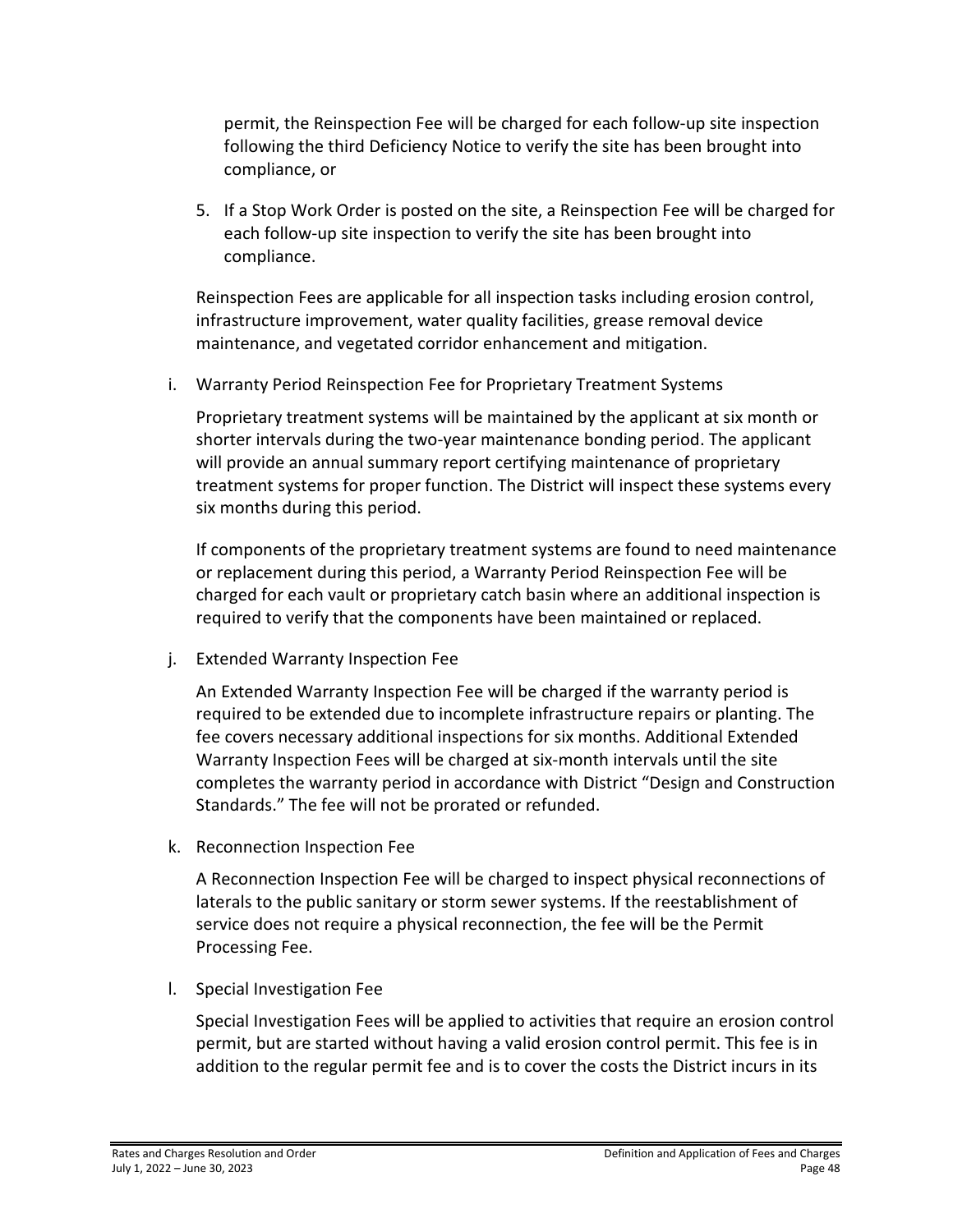permit, the Reinspection Fee will be charged for each follow-up site inspection following the third Deficiency Notice to verify the site has been brought into compliance, or

5. If a Stop Work Order is posted on the site, a Reinspection Fee will be charged for each follow-up site inspection to verify the site has been brought into compliance.

Reinspection Fees are applicable for all inspection tasks including erosion control, infrastructure improvement, water quality facilities, grease removal device maintenance, and vegetated corridor enhancement and mitigation.

i. Warranty Period Reinspection Fee for Proprietary Treatment Systems

Proprietary treatment systems will be maintained by the applicant at six month or shorter intervals during the two-year maintenance bonding period. The applicant will provide an annual summary report certifying maintenance of proprietary treatment systems for proper function. The District will inspect these systems every six months during this period.

If components of the proprietary treatment systems are found to need maintenance or replacement during this period, a Warranty Period Reinspection Fee will be charged for each vault or proprietary catch basin where an additional inspection is required to verify that the components have been maintained or replaced.

j. Extended Warranty Inspection Fee

An Extended Warranty Inspection Fee will be charged if the warranty period is required to be extended due to incomplete infrastructure repairs or planting. The fee covers necessary additional inspections for six months. Additional Extended Warranty Inspection Fees will be charged at six-month intervals until the site completes the warranty period in accordance with District "Design and Construction Standards." The fee will not be prorated or refunded.

k. Reconnection Inspection Fee

A Reconnection Inspection Fee will be charged to inspect physical reconnections of laterals to the public sanitary or storm sewer systems. If the reestablishment of service does not require a physical reconnection, the fee will be the Permit Processing Fee.

l. Special Investigation Fee

Special Investigation Fees will be applied to activities that require an erosion control permit, but are started without having a valid erosion control permit. This fee is in addition to the regular permit fee and is to cover the costs the District incurs in its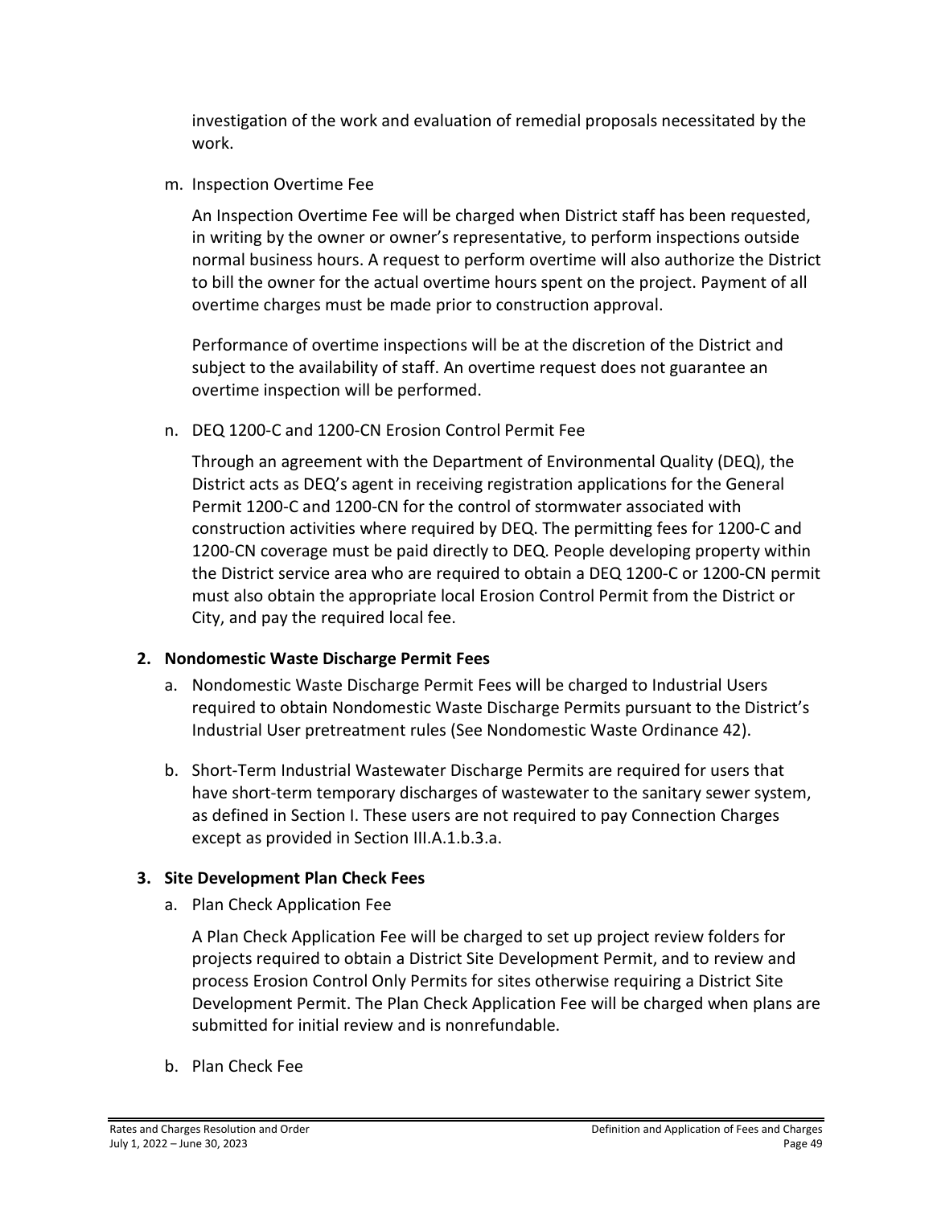investigation of the work and evaluation of remedial proposals necessitated by the work.

m. Inspection Overtime Fee

   An Inspection Overtime Fee will be charged when District staff has been requested, in writing by the owner or owner's representative, to perform inspections outside normal business hours. A request to perform overtime will also authorize the District to bill the owner for the actual overtime hours spent on the project. Payment of all overtime charges must be made prior to construction approval.

   Performance of overtime inspections will be at the discretion of the District and subject to the availability of staff. An overtime request does not guarantee an overtime inspection will be performed.

n. DEQ 1200-C and 1200-CN Erosion Control Permit Fee

   Through an agreement with the Department of Environmental Quality (DEQ), the District acts as DEQ's agent in receiving registration applications for the General Permit 1200-C and 1200-CN for the control of stormwater associated with construction activities where required by DEQ. The permitting fees for 1200-C and 1200-CN coverage must be paid directly to DEQ. People developing property within the District service area who are required to obtain a DEQ 1200-C or 1200-CN permit must also obtain the appropriate local Erosion Control Permit from the District or City, and pay the required local fee.

**2. Nondomestic Waste Discharge Permit Fees**

a. Nondomestic Waste Discharge Permit Fees will be charged to Industrial Users required to obtain Nondomestic Waste Discharge Permits pursuant to the District's Industrial User pretreatment rules (See Nondomestic Waste Ordinance 42).

b. Short-Term Industrial Wastewater Discharge Permits are required for users that have short-term temporary discharges of wastewater to the sanitary sewer system, as defined in Section I. These users are not required to pay Connection Charges except as provided in Section III.A.1.b.3.a.

**3. Site Development Plan Check Fees**

a. Plan Check Application Fee

   A Plan Check Application Fee will be charged to set up project review folders for projects required to obtain a District Site Development Permit, and to review and process Erosion Control Only Permits for sites otherwise requiring a District Site Development Permit. The Plan Check Application Fee will be charged when plans are submitted for initial review and is nonrefundable.

b. Plan Check Fee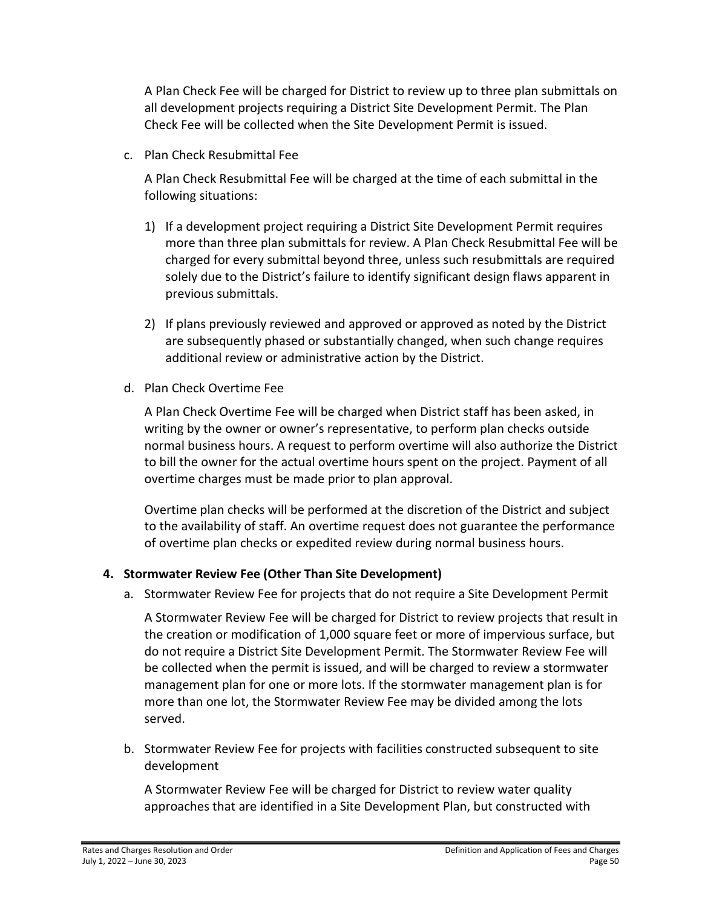A Plan Check Fee will be charged for District to review up to three plan submittals on all development projects requiring a District Site Development Permit. The Plan Check Fee will be collected when the Site Development Permit is issued.

c. Plan Check Resubmittal Fee

A Plan Check Resubmittal Fee will be charged at the time of each submittal in the following situations:

1) If a development project requiring a District Site Development Permit requires more than three plan submittals for review. A Plan Check Resubmittal Fee will be charged for every submittal beyond three, unless such resubmittals are required solely due to the District's failure to identify significant design flaws apparent in previous submittals.

2) If plans previously reviewed and approved or approved as noted by the District are subsequently phased or substantially changed, when such change requires additional review or administrative action by the District.

d. Plan Check Overtime Fee

A Plan Check Overtime Fee will be charged when District staff has been asked, in writing by the owner or owner's representative, to perform plan checks outside normal business hours. A request to perform overtime will also authorize the District to bill the owner for the actual overtime hours spent on the project. Payment of all overtime charges must be made prior to plan approval.

Overtime plan checks will be performed at the discretion of the District and subject to the availability of staff. An overtime request does not guarantee the performance of overtime plan checks or expedited review during normal business hours.

**4. Stormwater Review Fee (Other Than Site Development)**

a. Stormwater Review Fee for projects that do not require a Site Development Permit

A Stormwater Review Fee will be charged for District to review projects that result in the creation or modification of 1,000 square feet or more of impervious surface, but do not require a District Site Development Permit. The Stormwater Review Fee will be collected when the permit is issued, and will be charged to review a stormwater management plan for one or more lots. If the stormwater management plan is for more than one lot, the Stormwater Review Fee may be divided among the lots served.

b. Stormwater Review Fee for projects with facilities constructed subsequent to site development

A Stormwater Review Fee will be charged for District to review water quality approaches that are identified in a Site Development Plan, but constructed with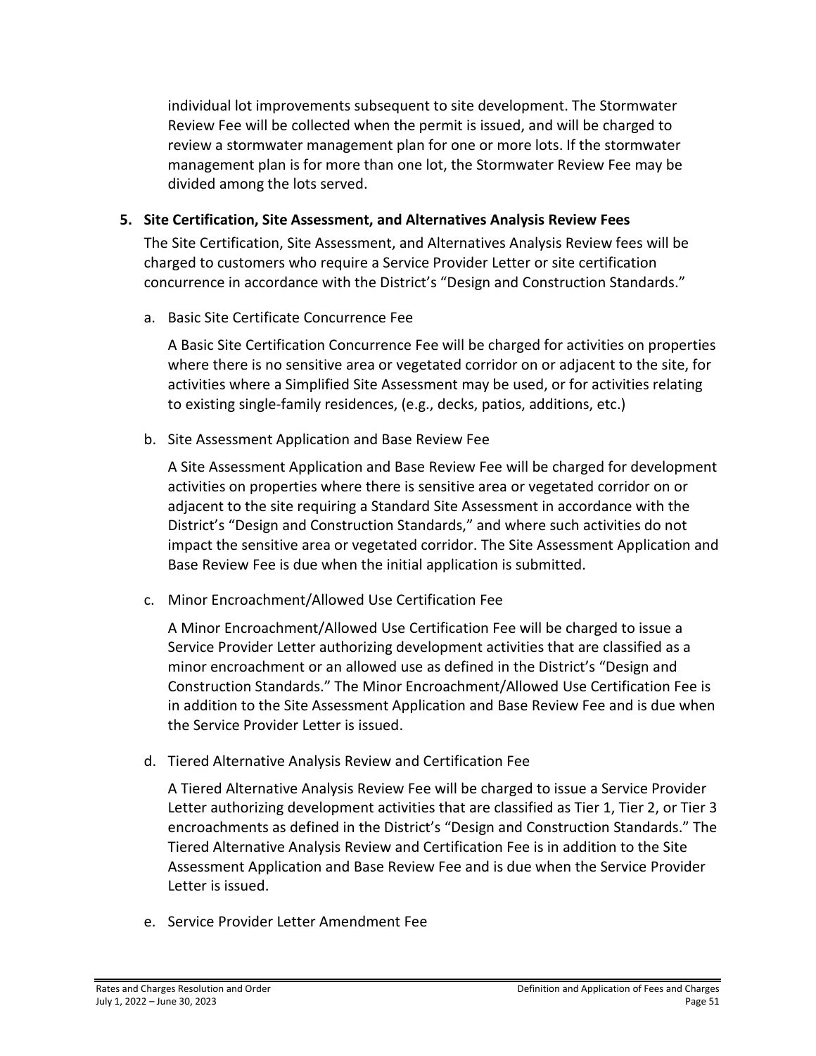individual lot improvements subsequent to site development. The Stormwater Review Fee will be collected when the permit is issued, and will be charged to review a stormwater management plan for one or more lots. If the stormwater management plan is for more than one lot, the Stormwater Review Fee may be divided among the lots served.

**5. Site Certification, Site Assessment, and Alternatives Analysis Review Fees**

The Site Certification, Site Assessment, and Alternatives Analysis Review fees will be charged to customers who require a Service Provider Letter or site certification concurrence in accordance with the District's "Design and Construction Standards."

a. Basic Site Certificate Concurrence Fee

A Basic Site Certification Concurrence Fee will be charged for activities on properties where there is no sensitive area or vegetated corridor on or adjacent to the site, for activities where a Simplified Site Assessment may be used, or for activities relating to existing single-family residences, (e.g., decks, patios, additions, etc.)

b. Site Assessment Application and Base Review Fee

A Site Assessment Application and Base Review Fee will be charged for development activities on properties where there is sensitive area or vegetated corridor on or adjacent to the site requiring a Standard Site Assessment in accordance with the District's "Design and Construction Standards," and where such activities do not impact the sensitive area or vegetated corridor. The Site Assessment Application and Base Review Fee is due when the initial application is submitted.

c. Minor Encroachment/Allowed Use Certification Fee

A Minor Encroachment/Allowed Use Certification Fee will be charged to issue a Service Provider Letter authorizing development activities that are classified as a minor encroachment or an allowed use as defined in the District's "Design and Construction Standards." The Minor Encroachment/Allowed Use Certification Fee is in addition to the Site Assessment Application and Base Review Fee and is due when the Service Provider Letter is issued.

d. Tiered Alternative Analysis Review and Certification Fee

A Tiered Alternative Analysis Review Fee will be charged to issue a Service Provider Letter authorizing development activities that are classified as Tier 1, Tier 2, or Tier 3 encroachments as defined in the District's "Design and Construction Standards." The Tiered Alternative Analysis Review and Certification Fee is in addition to the Site Assessment Application and Base Review Fee and is due when the Service Provider Letter is issued.

e. Service Provider Letter Amendment Fee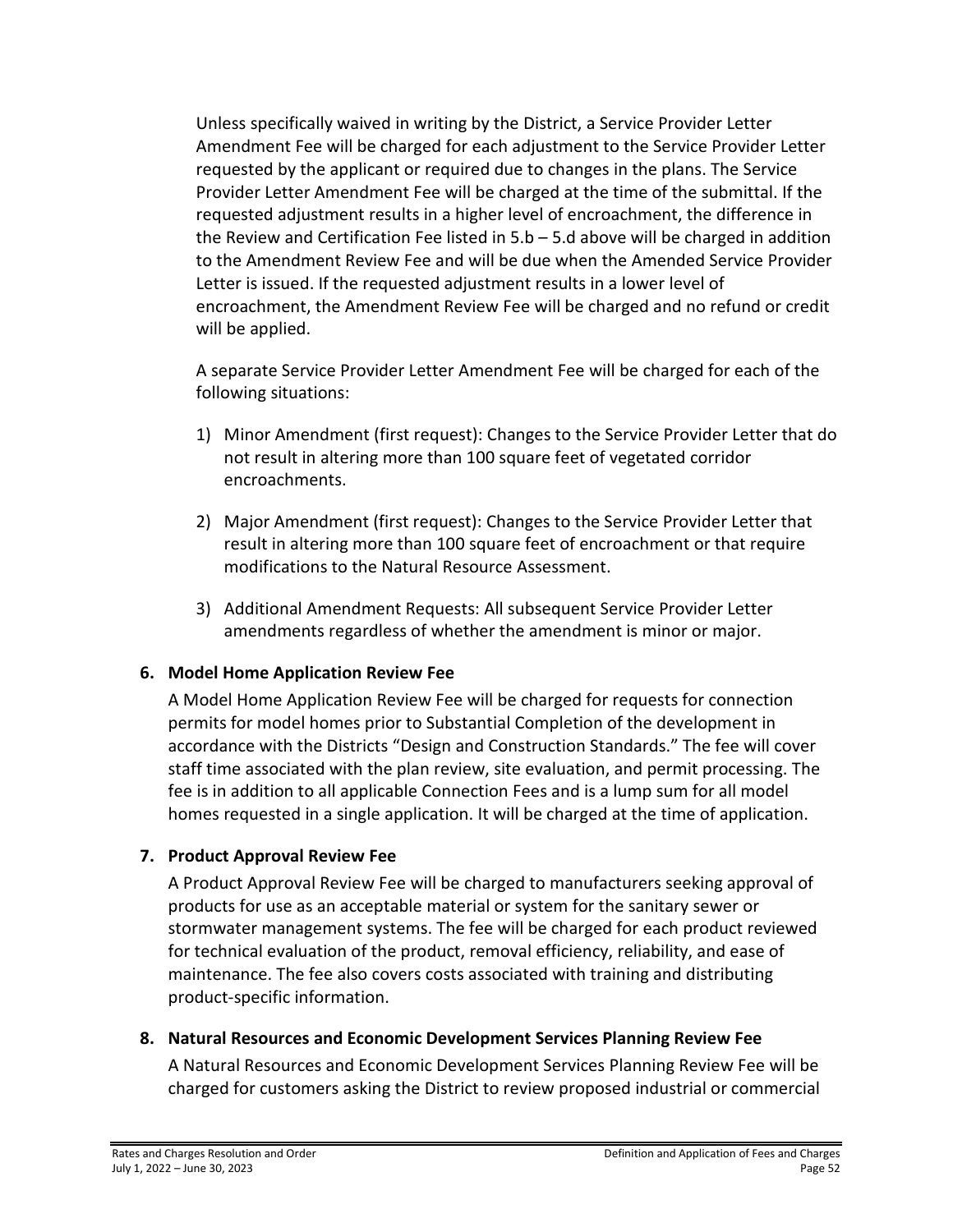Unless specifically waived in writing by the District, a Service Provider Letter Amendment Fee will be charged for each adjustment to the Service Provider Letter requested by the applicant or required due to changes in the plans. The Service Provider Letter Amendment Fee will be charged at the time of the submittal. If the requested adjustment results in a higher level of encroachment, the difference in the Review and Certification Fee listed in 5.b – 5.d above will be charged in addition to the Amendment Review Fee and will be due when the Amended Service Provider Letter is issued. If the requested adjustment results in a lower level of encroachment, the Amendment Review Fee will be charged and no refund or credit will be applied.

A separate Service Provider Letter Amendment Fee will be charged for each of the following situations:

1) Minor Amendment (first request): Changes to the Service Provider Letter that do not result in altering more than 100 square feet of vegetated corridor encroachments.

2) Major Amendment (first request): Changes to the Service Provider Letter that result in altering more than 100 square feet of encroachment or that require modifications to the Natural Resource Assessment.

3) Additional Amendment Requests: All subsequent Service Provider Letter amendments regardless of whether the amendment is minor or major.

## 6. Model Home Application Review Fee

A Model Home Application Review Fee will be charged for requests for connection permits for model homes prior to Substantial Completion of the development in accordance with the Districts "Design and Construction Standards." The fee will cover staff time associated with the plan review, site evaluation, and permit processing. The fee is in addition to all applicable Connection Fees and is a lump sum for all model homes requested in a single application. It will be charged at the time of application.

## 7. Product Approval Review Fee

A Product Approval Review Fee will be charged to manufacturers seeking approval of products for use as an acceptable material or system for the sanitary sewer or stormwater management systems. The fee will be charged for each product reviewed for technical evaluation of the product, removal efficiency, reliability, and ease of maintenance. The fee also covers costs associated with training and distributing product-specific information.

## 8. Natural Resources and Economic Development Services Planning Review Fee

A Natural Resources and Economic Development Services Planning Review Fee will be charged for customers asking the District to review proposed industrial or commercial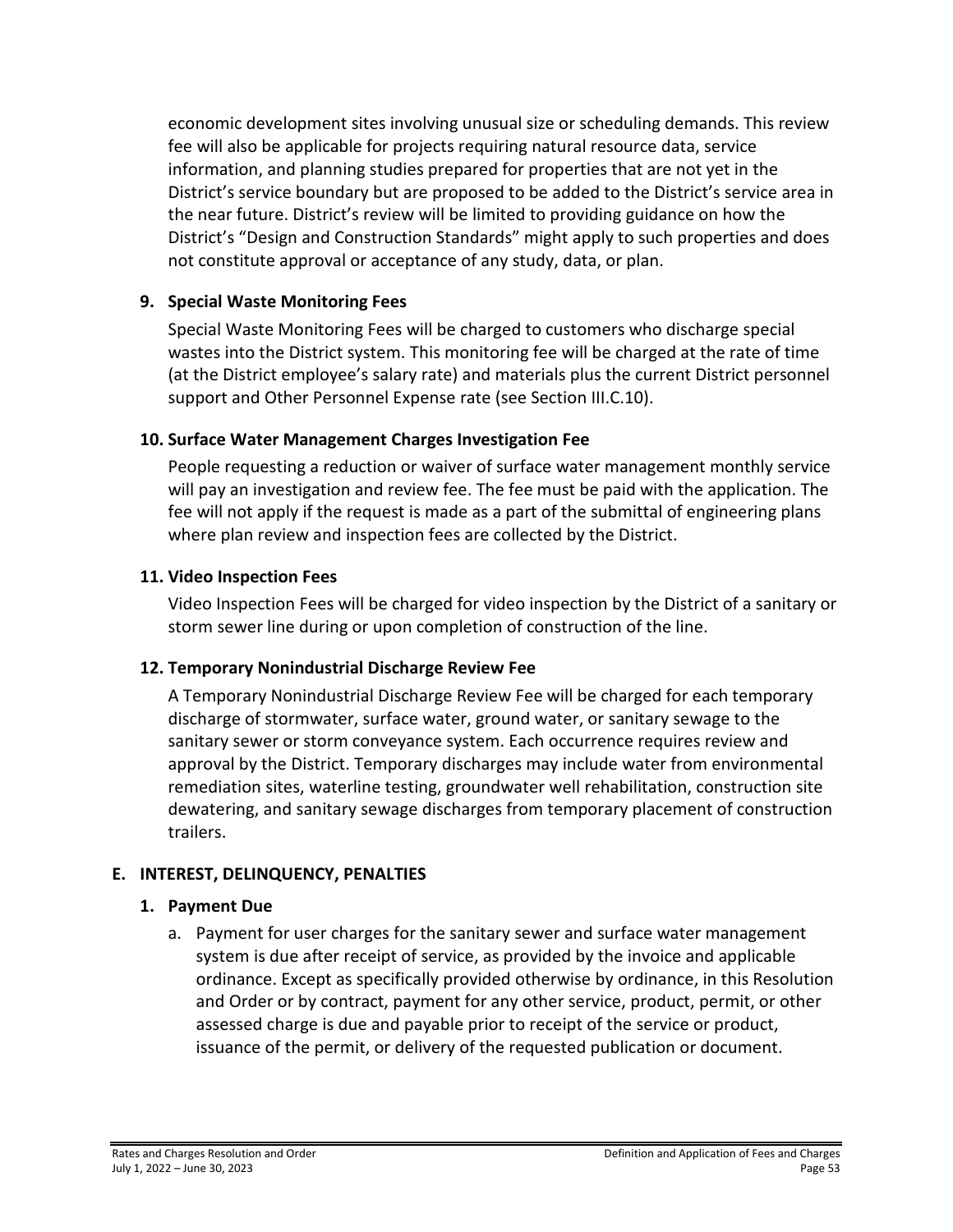economic development sites involving unusual size or scheduling demands. This review fee will also be applicable for projects requiring natural resource data, service information, and planning studies prepared for properties that are not yet in the District's service boundary but are proposed to be added to the District's service area in the near future. District's review will be limited to providing guidance on how the District's "Design and Construction Standards" might apply to such properties and does not constitute approval or acceptance of any study, data, or plan.

### 9. Special Waste Monitoring Fees

Special Waste Monitoring Fees will be charged to customers who discharge special wastes into the District system. This monitoring fee will be charged at the rate of time (at the District employee's salary rate) and materials plus the current District personnel support and Other Personnel Expense rate (see Section III.C.10).

### 10. Surface Water Management Charges Investigation Fee

People requesting a reduction or waiver of surface water management monthly service will pay an investigation and review fee. The fee must be paid with the application. The fee will not apply if the request is made as a part of the submittal of engineering plans where plan review and inspection fees are collected by the District.

### 11. Video Inspection Fees

Video Inspection Fees will be charged for video inspection by the District of a sanitary or storm sewer line during or upon completion of construction of the line.

### 12. Temporary Nonindustrial Discharge Review Fee

A Temporary Nonindustrial Discharge Review Fee will be charged for each temporary discharge of stormwater, surface water, ground water, or sanitary sewage to the sanitary sewer or storm conveyance system. Each occurrence requires review and approval by the District. Temporary discharges may include water from environmental remediation sites, waterline testing, groundwater well rehabilitation, construction site dewatering, and sanitary sewage discharges from temporary placement of construction trailers.

## E. INTEREST, DELINQUENCY, PENALTIES

### 1. Payment Due

a. Payment for user charges for the sanitary sewer and surface water management system is due after receipt of service, as provided by the invoice and applicable ordinance. Except as specifically provided otherwise by ordinance, in this Resolution and Order or by contract, payment for any other service, product, permit, or other assessed charge is due and payable prior to receipt of the service or product, issuance of the permit, or delivery of the requested publication or document.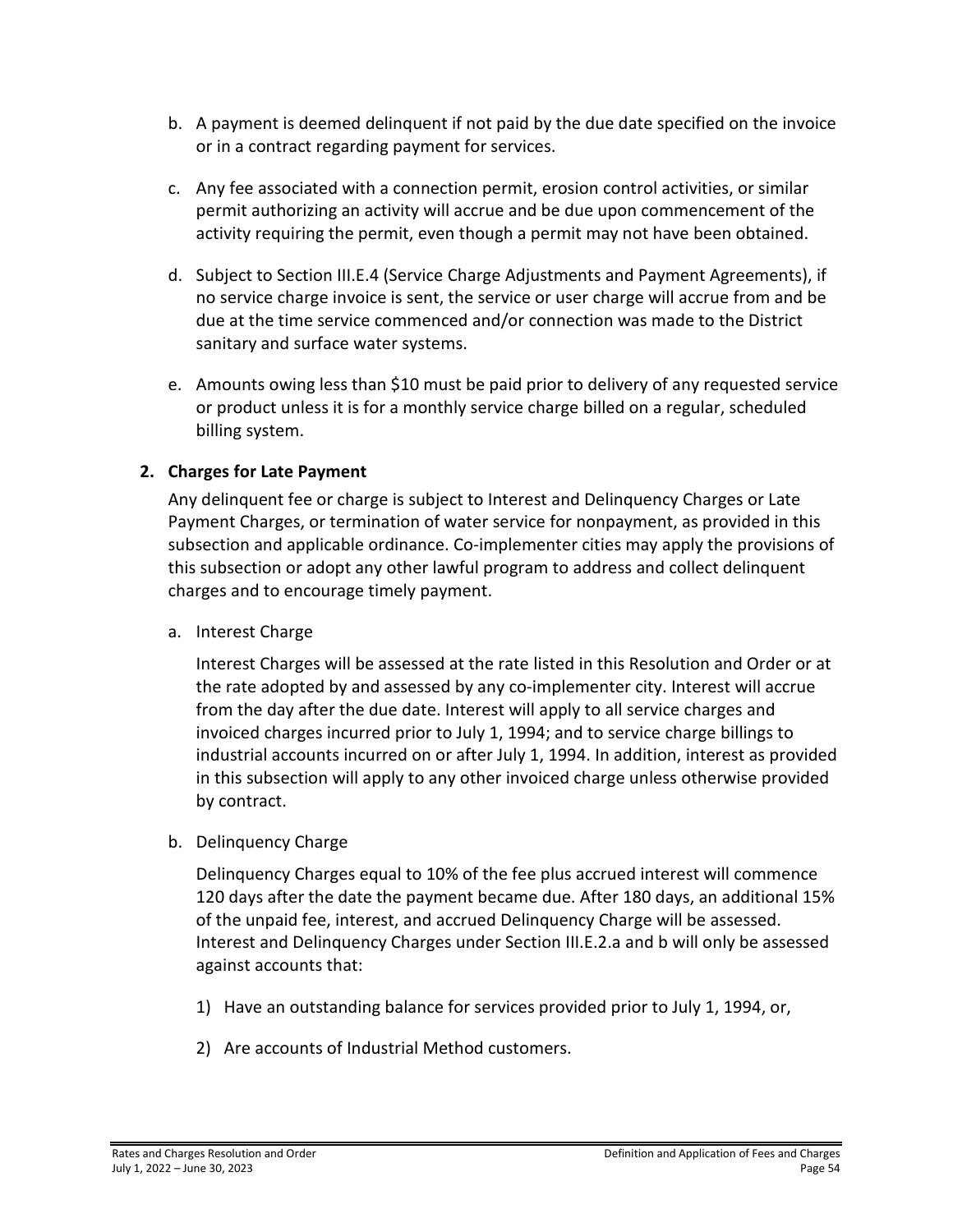b. A payment is deemed delinquent if not paid by the due date specified on the invoice or in a contract regarding payment for services.

c. Any fee associated with a connection permit, erosion control activities, or similar permit authorizing an activity will accrue and be due upon commencement of the activity requiring the permit, even though a permit may not have been obtained.

d. Subject to Section III.E.4 (Service Charge Adjustments and Payment Agreements), if no service charge invoice is sent, the service or user charge will accrue from and be due at the time service commenced and/or connection was made to the District sanitary and surface water systems.

e. Amounts owing less than $10 must be paid prior to delivery of any requested service or product unless it is for a monthly service charge billed on a regular, scheduled billing system.

**2. Charges for Late Payment**

Any delinquent fee or charge is subject to Interest and Delinquency Charges or Late Payment Charges, or termination of water service for nonpayment, as provided in this subsection and applicable ordinance. Co-implementer cities may apply the provisions of this subsection or adopt any other lawful program to address and collect delinquent charges and to encourage timely payment.

a. Interest Charge

Interest Charges will be assessed at the rate listed in this Resolution and Order or at the rate adopted by and assessed by any co-implementer city. Interest will accrue from the day after the due date. Interest will apply to all service charges and invoiced charges incurred prior to July 1, 1994; and to service charge billings to industrial accounts incurred on or after July 1, 1994. In addition, interest as provided in this subsection will apply to any other invoiced charge unless otherwise provided by contract.

b. Delinquency Charge

Delinquency Charges equal to 10% of the fee plus accrued interest will commence 120 days after the date the payment became due. After 180 days, an additional 15% of the unpaid fee, interest, and accrued Delinquency Charge will be assessed. Interest and Delinquency Charges under Section III.E.2.a and b will only be assessed against accounts that:

1) Have an outstanding balance for services provided prior to July 1, 1994, or,

2) Are accounts of Industrial Method customers.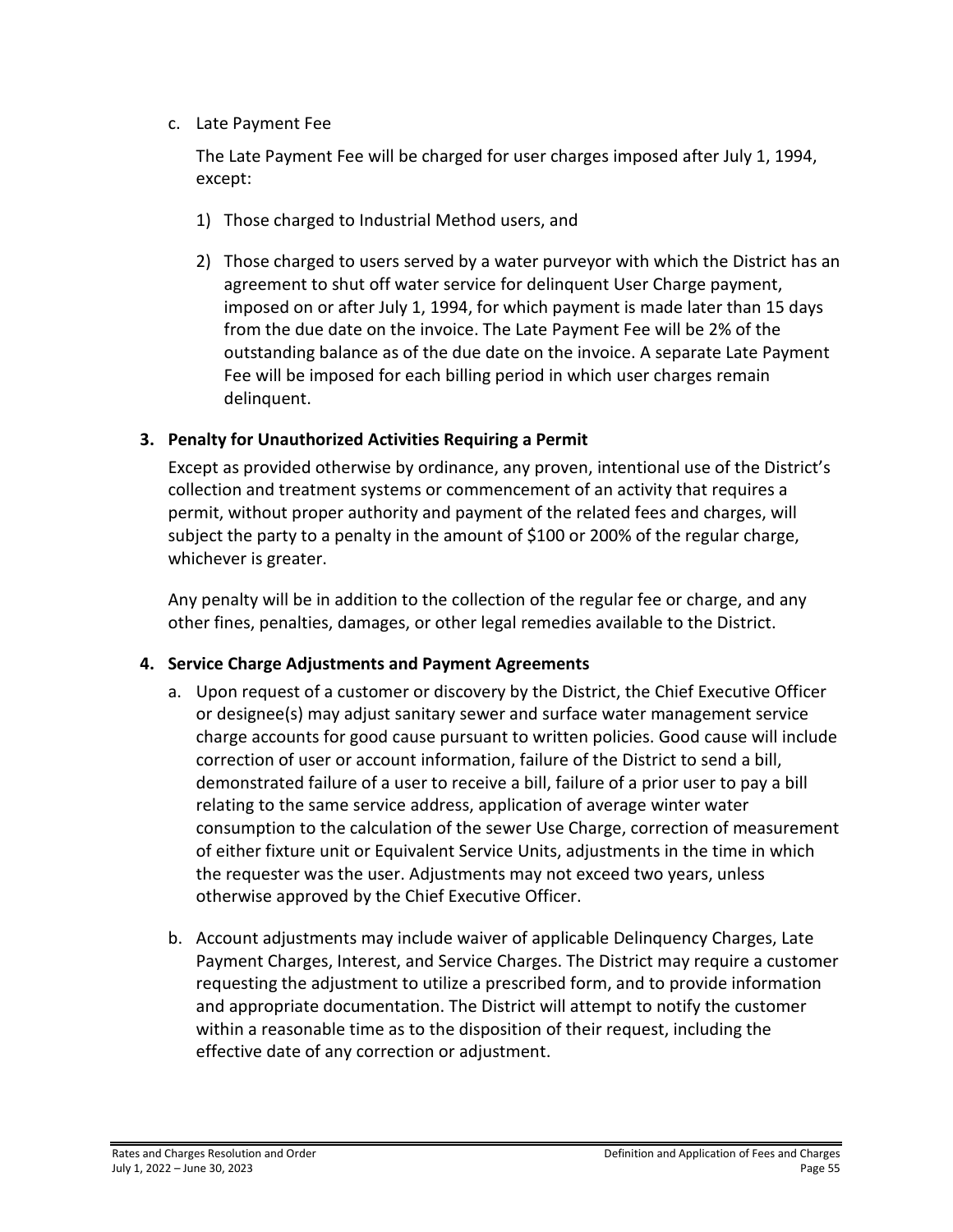c. Late Payment Fee

   The Late Payment Fee will be charged for user charges imposed after July 1, 1994, except:

   1) Those charged to Industrial Method users, and

   2) Those charged to users served by a water purveyor with which the District has an agreement to shut off water service for delinquent User Charge payment, imposed on or after July 1, 1994, for which payment is made later than 15 days from the due date on the invoice. The Late Payment Fee will be 2% of the outstanding balance as of the due date on the invoice. A separate Late Payment Fee will be imposed for each billing period in which user charges remain delinquent.

### 3. Penalty for Unauthorized Activities Requiring a Permit

Except as provided otherwise by ordinance, any proven, intentional use of the District's collection and treatment systems or commencement of an activity that requires a permit, without proper authority and payment of the related fees and charges, will subject the party to a penalty in the amount of $100 or 200% of the regular charge, whichever is greater.

Any penalty will be in addition to the collection of the regular fee or charge, and any other fines, penalties, damages, or other legal remedies available to the District.

### 4. Service Charge Adjustments and Payment Agreements

a. Upon request of a customer or discovery by the District, the Chief Executive Officer or designee(s) may adjust sanitary sewer and surface water management service charge accounts for good cause pursuant to written policies. Good cause will include correction of user or account information, failure of the District to send a bill, demonstrated failure of a user to receive a bill, failure of a prior user to pay a bill relating to the same service address, application of average winter water consumption to the calculation of the sewer Use Charge, correction of measurement of either fixture unit or Equivalent Service Units, adjustments in the time in which the requester was the user. Adjustments may not exceed two years, unless otherwise approved by the Chief Executive Officer.

b. Account adjustments may include waiver of applicable Delinquency Charges, Late Payment Charges, Interest, and Service Charges. The District may require a customer requesting the adjustment to utilize a prescribed form, and to provide information and appropriate documentation. The District will attempt to notify the customer within a reasonable time as to the disposition of their request, including the effective date of any correction or adjustment.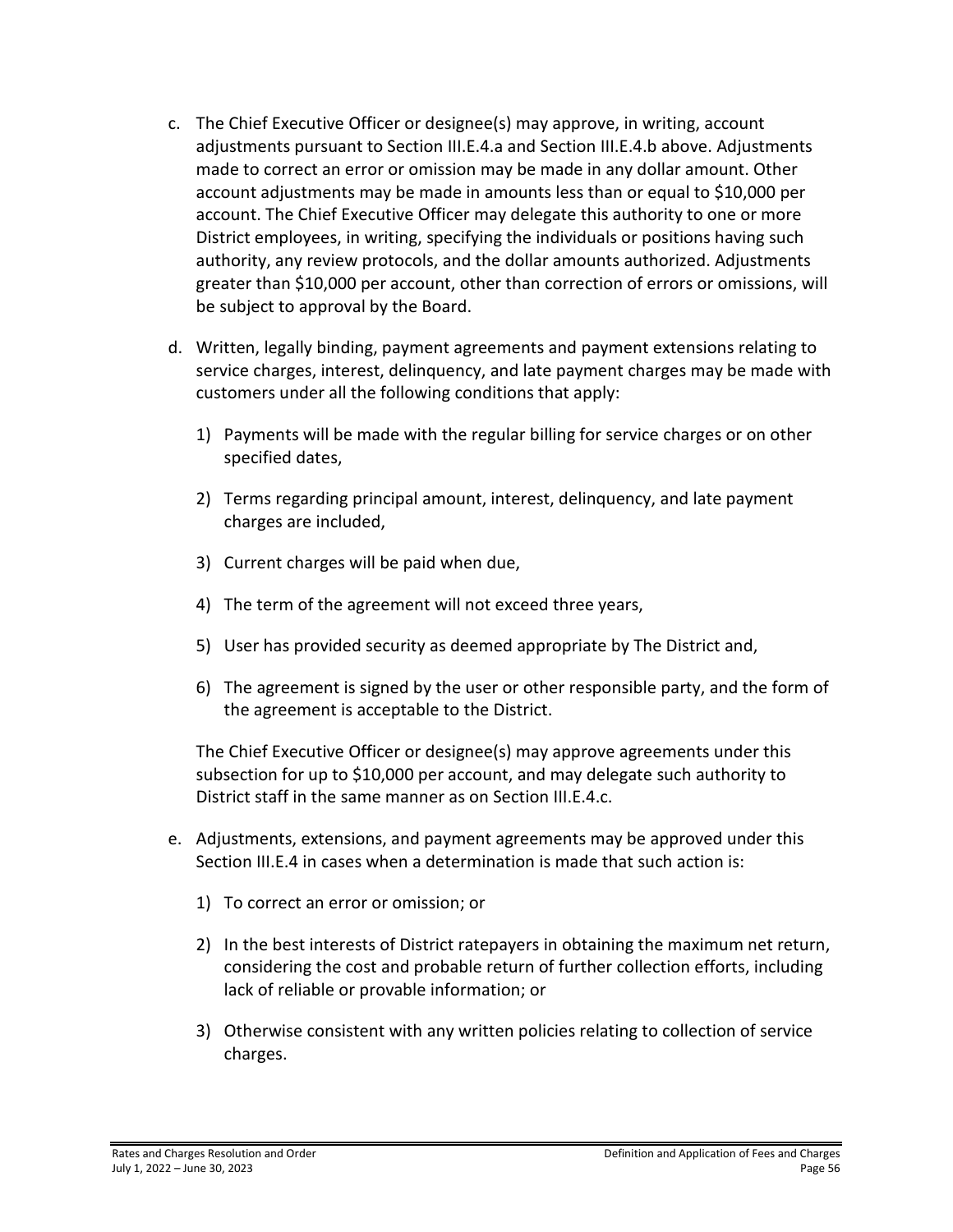c. The Chief Executive Officer or designee(s) may approve, in writing, account adjustments pursuant to Section III.E.4.a and Section III.E.4.b above. Adjustments made to correct an error or omission may be made in any dollar amount. Other account adjustments may be made in amounts less than or equal to $10,000 per account. The Chief Executive Officer may delegate this authority to one or more District employees, in writing, specifying the individuals or positions having such authority, any review protocols, and the dollar amounts authorized. Adjustments greater than $10,000 per account, other than correction of errors or omissions, will be subject to approval by the Board.

d. Written, legally binding, payment agreements and payment extensions relating to service charges, interest, delinquency, and late payment charges may be made with customers under all the following conditions that apply:

   1) Payments will be made with the regular billing for service charges or on other specified dates,

   2) Terms regarding principal amount, interest, delinquency, and late payment charges are included,

   3) Current charges will be paid when due,

   4) The term of the agreement will not exceed three years,

   5) User has provided security as deemed appropriate by The District and,

   6) The agreement is signed by the user or other responsible party, and the form of the agreement is acceptable to the District.

   The Chief Executive Officer or designee(s) may approve agreements under this subsection for up to $10,000 per account, and may delegate such authority to District staff in the same manner as on Section III.E.4.c.

e. Adjustments, extensions, and payment agreements may be approved under this Section III.E.4 in cases when a determination is made that such action is:

   1) To correct an error or omission; or

   2) In the best interests of District ratepayers in obtaining the maximum net return, considering the cost and probable return of further collection efforts, including lack of reliable or provable information; or

   3) Otherwise consistent with any written policies relating to collection of service charges.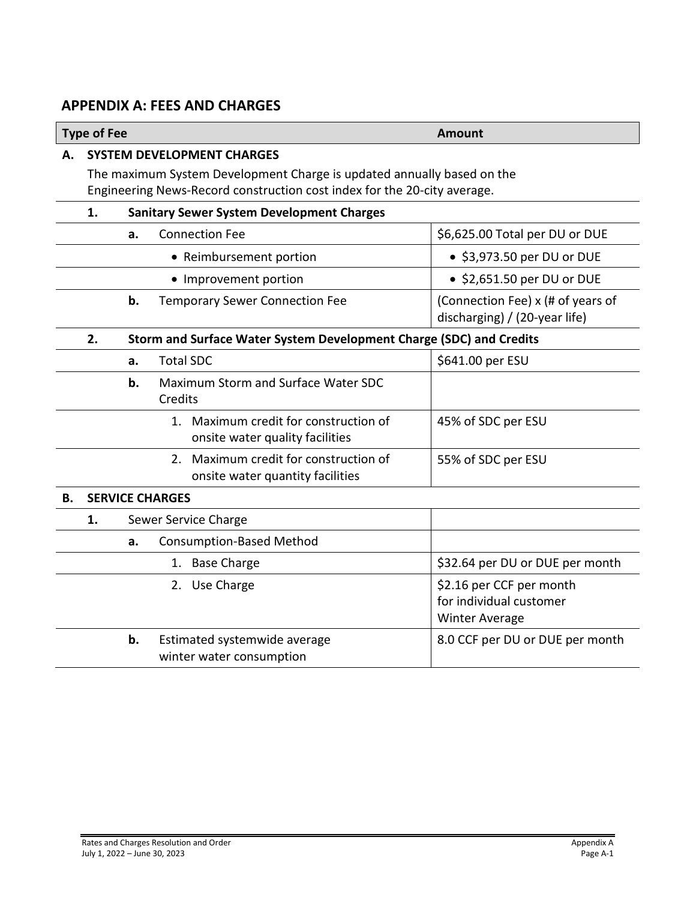## APPENDIX A: FEES AND CHARGES

| Type of Fee | | | | Amount |
|---|---|---|---|---|
| **A.** | **SYSTEM DEVELOPMENT CHARGES** | | | |
| | The maximum System Development Charge is updated annually based on the Engineering News-Record construction cost index for the 20-city average. | | | |
| | **1.** | **Sanitary Sewer System Development Charges** | | |
| | | **a.** | Connection Fee | $6,625.00 Total per DU or DUE |
| | | | • Reimbursement portion | • $3,973.50 per DU or DUE |
| | | | • Improvement portion | • $2,651.50 per DU or DUE |
| | | **b.** | Temporary Sewer Connection Fee | (Connection Fee) x (# of years of discharging) / (20-year life) |
| | **2.** | **Storm and Surface Water System Development Charge (SDC) and Credits** | | |
| | | **a.** | Total SDC | $641.00 per ESU |
| | | **b.** | Maximum Storm and Surface Water SDC Credits | |
| | | | 1. Maximum credit for construction of onsite water quality facilities | 45% of SDC per ESU |
| | | | 2. Maximum credit for construction of onsite water quantity facilities | 55% of SDC per ESU |
| **B.** | **SERVICE CHARGES** | | | |
| | **1.** | Sewer Service Charge | | |
| | | **a.** | Consumption-Based Method | |
| | | | 1. Base Charge | $32.64 per DU or DUE per month |
| | | | 2. Use Charge | $2.16 per CCF per month for individual customer Winter Average |
| | | **b.** | Estimated systemwide average winter water consumption | 8.0 CCF per DU or DUE per month |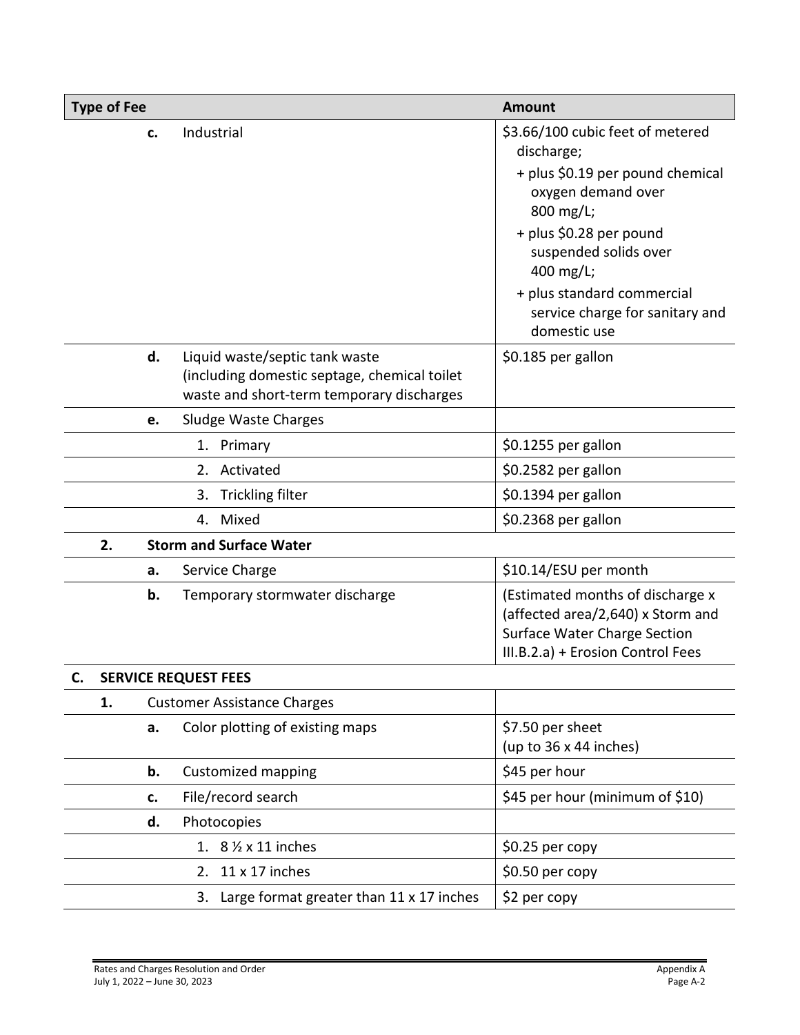| Type of Fee | Amount |
|---|---|
| **c.** Industrial | $3.66/100 cubic feet of metered discharge;<br>+ plus $0.19 per pound chemical oxygen demand over 800 mg/L;<br>+ plus $0.28 per pound suspended solids over 400 mg/L;<br>+ plus standard commercial service charge for sanitary and domestic use |
| **d.** Liquid waste/septic tank waste (including domestic septage, chemical toilet waste and short-term temporary discharges | $0.185 per gallon |
| **e.** Sludge Waste Charges | |
| 1. Primary | $0.1255 per gallon |
| 2. Activated | $0.2582 per gallon |
| 3. Trickling filter | $0.1394 per gallon |
| 4. Mixed | $0.2368 per gallon |
| **2. Storm and Surface Water** | |
| **a.** Service Charge | $10.14/ESU per month |
| **b.** Temporary stormwater discharge | (Estimated months of discharge x (affected area/2,640) x Storm and Surface Water Charge Section III.B.2.a) + Erosion Control Fees |
| **C. SERVICE REQUEST FEES** | |
| **1.** Customer Assistance Charges | |
| **a.** Color plotting of existing maps | $7.50 per sheet (up to 36 x 44 inches) |
| **b.** Customized mapping | $45 per hour |
| **c.** File/record search | $45 per hour (minimum of $10) |
| **d.** Photocopies | |
| 1. 8 ½ x 11 inches | $0.25 per copy |
| 2. 11 x 17 inches | $0.50 per copy |
| 3. Large format greater than 11 x 17 inches | $2 per copy |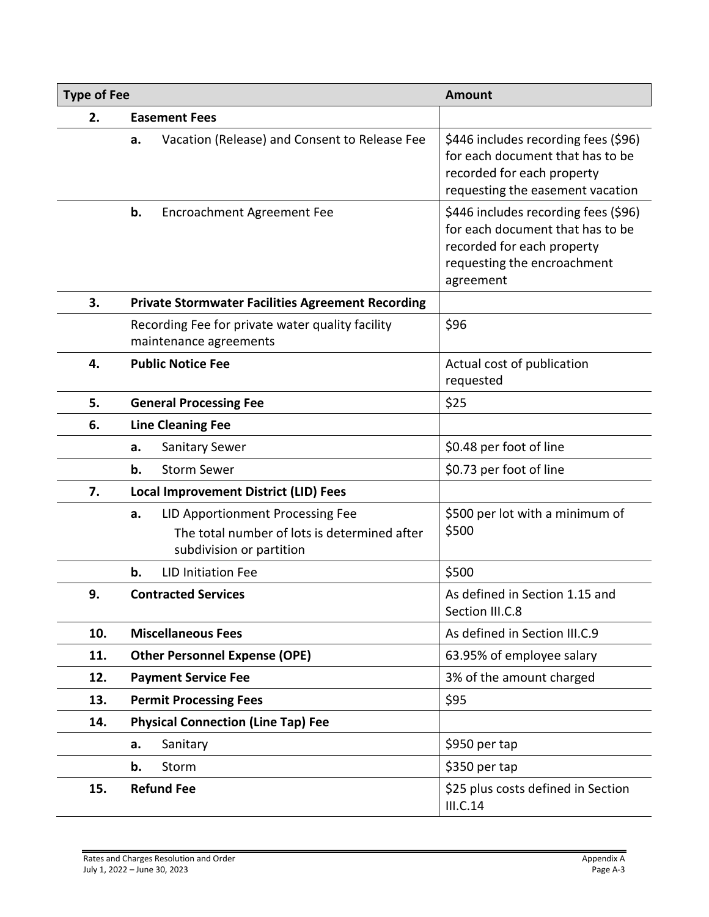| Type of Fee | | | Amount |
|---|---|---|---|
| **2.** | **Easement Fees** | | |
| | **a.** | Vacation (Release) and Consent to Release Fee | $446 includes recording fees ($96) for each document that has to be recorded for each property requesting the easement vacation |
| | **b.** | Encroachment Agreement Fee | $446 includes recording fees ($96) for each document that has to be recorded for each property requesting the encroachment agreement |
| **3.** | **Private Stormwater Facilities Agreement Recording** | | |
| | Recording Fee for private water quality facility maintenance agreements | | $96 |
| **4.** | **Public Notice Fee** | | Actual cost of publication requested |
| **5.** | **General Processing Fee** | | $25 |
| **6.** | **Line Cleaning Fee** | | |
| | **a.** | Sanitary Sewer | $0.48 per foot of line |
| | **b.** | Storm Sewer | $0.73 per foot of line |
| **7.** | **Local Improvement District (LID) Fees** | | |
| | **a.** | LID Apportionment Processing Fee<br>The total number of lots is determined after subdivision or partition | $500 per lot with a minimum of $500 |
| | **b.** | LID Initiation Fee | $500 |
| **9.** | **Contracted Services** | | As defined in Section 1.15 and Section III.C.8 |
| **10.** | **Miscellaneous Fees** | | As defined in Section III.C.9 |
| **11.** | **Other Personnel Expense (OPE)** | | 63.95% of employee salary |
| **12.** | **Payment Service Fee** | | 3% of the amount charged |
| **13.** | **Permit Processing Fees** | | $95 |
| **14.** | **Physical Connection (Line Tap) Fee** | | |
| | **a.** | Sanitary | $950 per tap |
| | **b.** | Storm | $350 per tap |
| **15.** | **Refund Fee** | | $25 plus costs defined in Section III.C.14 |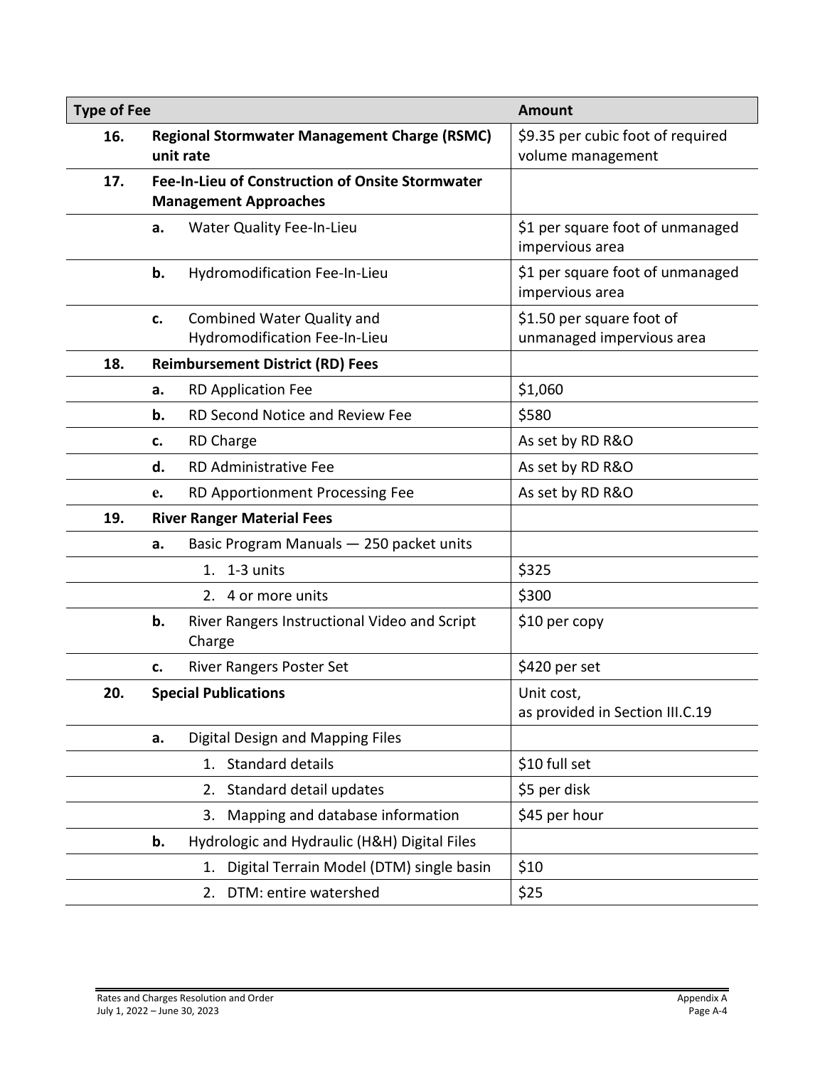| Type of Fee | | | Amount |
|---|---|---|---|
| **16.** | **Regional Stormwater Management Charge (RSMC) unit rate** | | $9.35 per cubic foot of required volume management |
| **17.** | **Fee-In-Lieu of Construction of Onsite Stormwater Management Approaches** | | |
| | **a.** | Water Quality Fee-In-Lieu | $1 per square foot of unmanaged impervious area |
| | **b.** | Hydromodification Fee-In-Lieu | $1 per square foot of unmanaged impervious area |
| | **c.** | Combined Water Quality and Hydromodification Fee-In-Lieu | $1.50 per square foot of unmanaged impervious area |
| **18.** | **Reimbursement District (RD) Fees** | | |
| | **a.** | RD Application Fee | $1,060 |
| | **b.** | RD Second Notice and Review Fee | $580 |
| | **c.** | RD Charge | As set by RD R&O |
| | **d.** | RD Administrative Fee | As set by RD R&O |
| | **e.** | RD Apportionment Processing Fee | As set by RD R&O |
| **19.** | **River Ranger Material Fees** | | |
| | **a.** | Basic Program Manuals — 250 packet units | |
| | | 1. 1-3 units | $325 |
| | | 2. 4 or more units | $300 |
| | **b.** | River Rangers Instructional Video and Script Charge | $10 per copy |
| | **c.** | River Rangers Poster Set | $420 per set |
| **20.** | **Special Publications** | | Unit cost, as provided in Section III.C.19 |
| | **a.** | Digital Design and Mapping Files | |
| | | 1. Standard details | $10 full set |
| | | 2. Standard detail updates | $5 per disk |
| | | 3. Mapping and database information | $45 per hour |
| | **b.** | Hydrologic and Hydraulic (H&H) Digital Files | |
| | | 1. Digital Terrain Model (DTM) single basin | $10 |
| | | 2. DTM: entire watershed | $25 |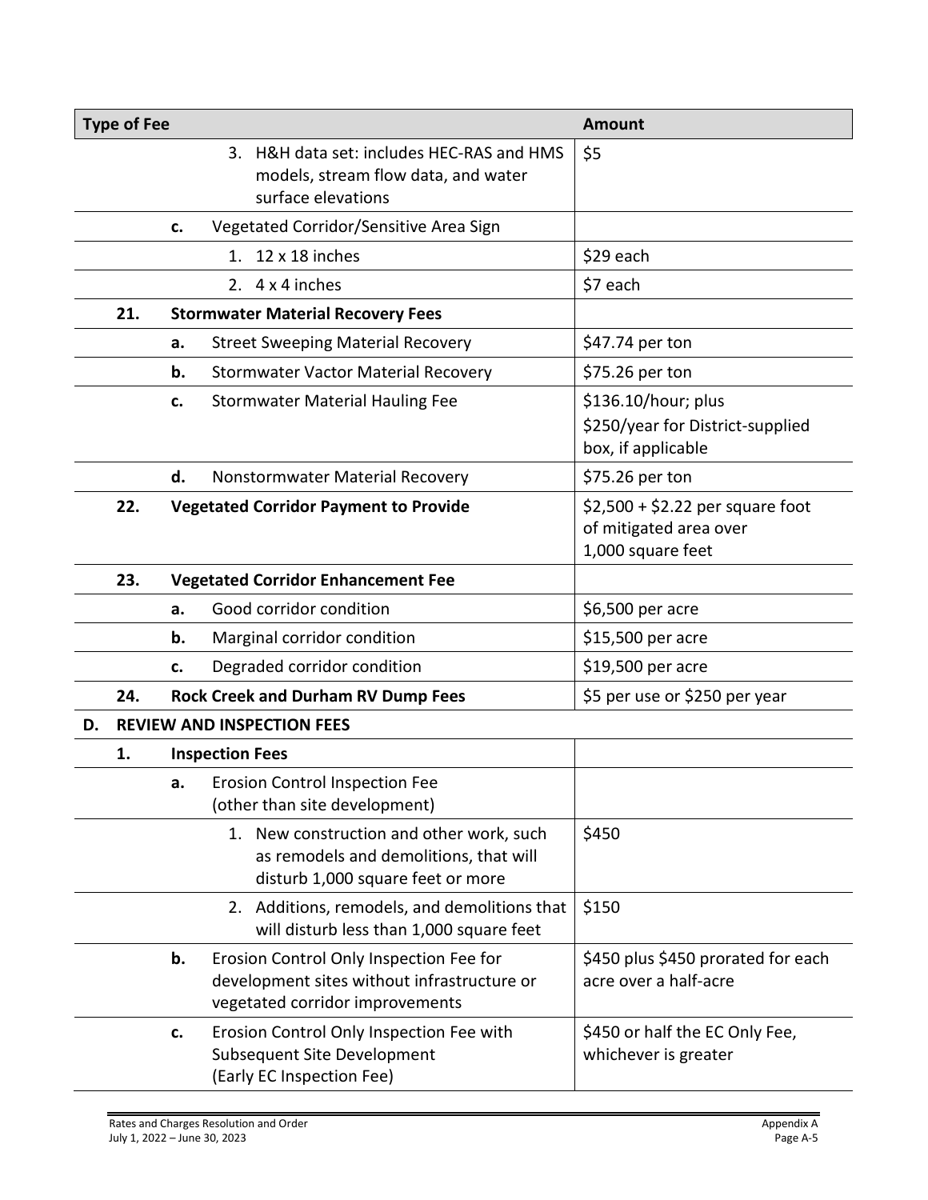| Type of Fee | | | | Amount |
|---|---|---|---|---|
| | | | 3. H&H data set: includes HEC-RAS and HMS models, stream flow data, and water surface elevations | $5 |
| | | **c.** | Vegetated Corridor/Sensitive Area Sign | |
| | | | 1. 12 x 18 inches | $29 each |
| | | | 2. 4 x 4 inches | $7 each |
| | **21.** | **Stormwater Material Recovery Fees** | | |
| | | **a.** | Street Sweeping Material Recovery | $47.74 per ton |
| | | **b.** | Stormwater Vactor Material Recovery | $75.26 per ton |
| | | **c.** | Stormwater Material Hauling Fee | $136.10/hour; plus $250/year for District-supplied box, if applicable |
| | | **d.** | Nonstormwater Material Recovery | $75.26 per ton |
| | **22.** | **Vegetated Corridor Payment to Provide** | | $2,500 + $2.22 per square foot of mitigated area over 1,000 square feet |
| | **23.** | **Vegetated Corridor Enhancement Fee** | | |
| | | **a.** | Good corridor condition | $6,500 per acre |
| | | **b.** | Marginal corridor condition | $15,500 per acre |
| | | **c.** | Degraded corridor condition | $19,500 per acre |
| | **24.** | **Rock Creek and Durham RV Dump Fees** | | $5 per use or $250 per year |
| **D.** | **REVIEW AND INSPECTION FEES** | | | |
| | **1.** | **Inspection Fees** | | |
| | | **a.** | Erosion Control Inspection Fee (other than site development) | |
| | | | 1. New construction and other work, such as remodels and demolitions, that will disturb 1,000 square feet or more | $450 |
| | | | 2. Additions, remodels, and demolitions that will disturb less than 1,000 square feet | $150 |
| | | **b.** | Erosion Control Only Inspection Fee for development sites without infrastructure or vegetated corridor improvements | $450 plus $450 prorated for each acre over a half-acre |
| | | **c.** | Erosion Control Only Inspection Fee with Subsequent Site Development (Early EC Inspection Fee) | $450 or half the EC Only Fee, whichever is greater |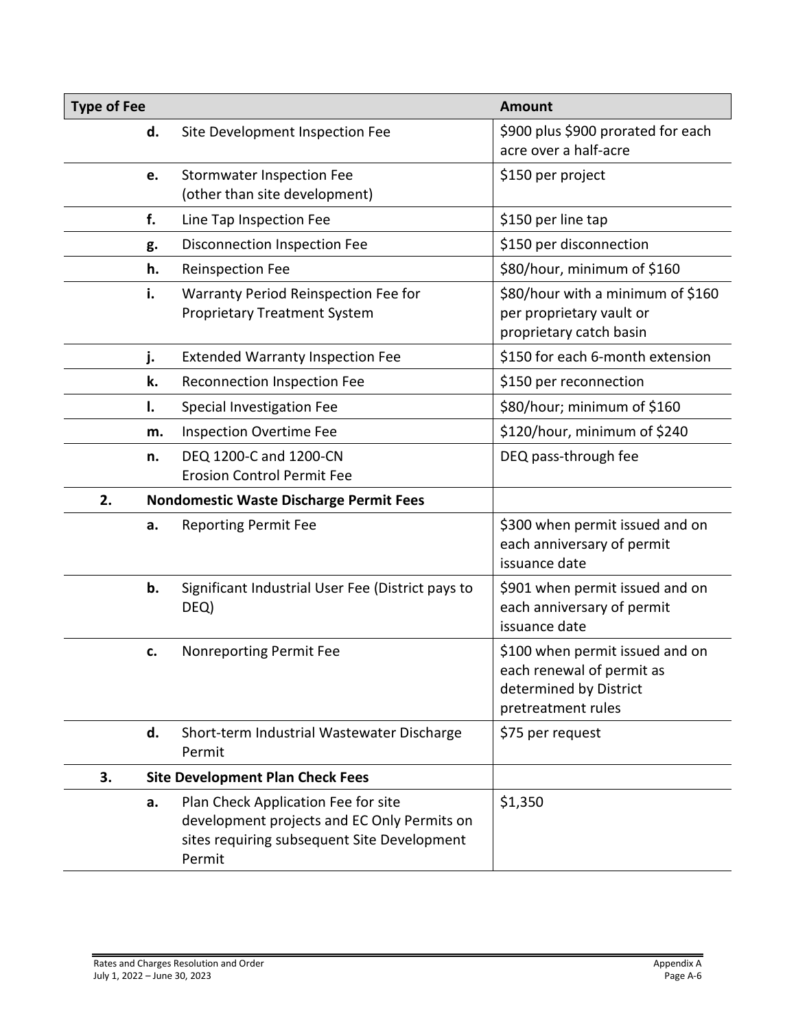| Type of Fee | | | Amount |
|---|---|---|---|
| | d. | Site Development Inspection Fee | $900 plus $900 prorated for each acre over a half-acre |
| | e. | Stormwater Inspection Fee (other than site development) | $150 per project |
| | f. | Line Tap Inspection Fee | $150 per line tap |
| | g. | Disconnection Inspection Fee | $150 per disconnection |
| | h. | Reinspection Fee | $80/hour, minimum of $160 |
| | i. | Warranty Period Reinspection Fee for Proprietary Treatment System | $80/hour with a minimum of $160 per proprietary vault or proprietary catch basin |
| | j. | Extended Warranty Inspection Fee | $150 for each 6-month extension |
| | k. | Reconnection Inspection Fee | $150 per reconnection |
| | l. | Special Investigation Fee | $80/hour; minimum of $160 |
| | m. | Inspection Overtime Fee | $120/hour, minimum of $240 |
| | n. | DEQ 1200-C and 1200-CN Erosion Control Permit Fee | DEQ pass-through fee |
| **2.** | **Nondomestic Waste Discharge Permit Fees** | | |
| | a. | Reporting Permit Fee | $300 when permit issued and on each anniversary of permit issuance date |
| | b. | Significant Industrial User Fee (District pays to DEQ) | $901 when permit issued and on each anniversary of permit issuance date |
| | c. | Nonreporting Permit Fee | $100 when permit issued and on each renewal of permit as determined by District pretreatment rules |
| | d. | Short-term Industrial Wastewater Discharge Permit | $75 per request |
| **3.** | **Site Development Plan Check Fees** | | |
| | a. | Plan Check Application Fee for site development projects and EC Only Permits on sites requiring subsequent Site Development Permit | $1,350 |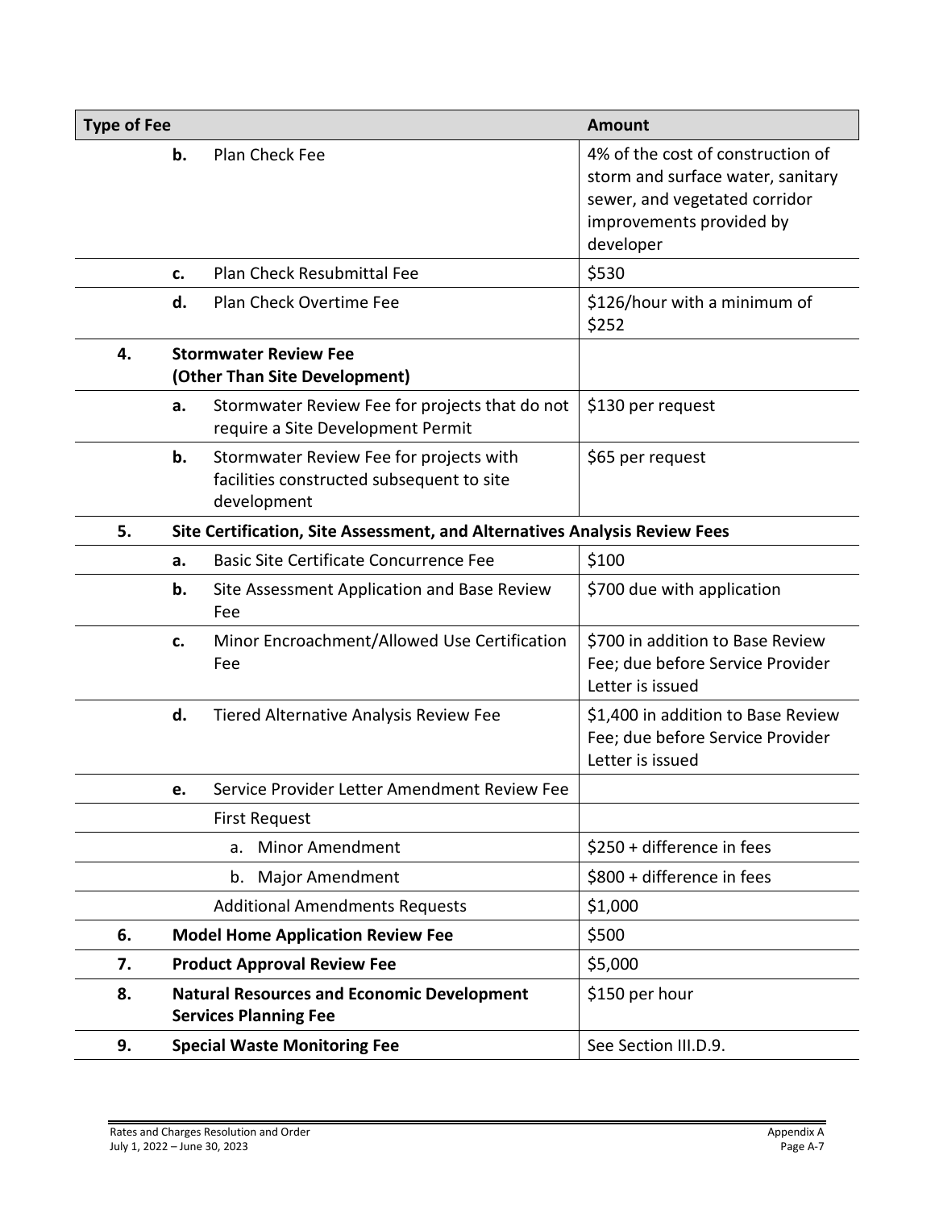| Type of Fee | | | Amount |
|---|---|---|---|
| | **b.** | Plan Check Fee | 4% of the cost of construction of storm and surface water, sanitary sewer, and vegetated corridor improvements provided by developer |
| | **c.** | Plan Check Resubmittal Fee | $530 |
| | **d.** | Plan Check Overtime Fee | $126/hour with a minimum of $252 |
| **4.** | **Stormwater Review Fee (Other Than Site Development)** | | |
| | **a.** | Stormwater Review Fee for projects that do not require a Site Development Permit | $130 per request |
| | **b.** | Stormwater Review Fee for projects with facilities constructed subsequent to site development | $65 per request |
| **5.** | **Site Certification, Site Assessment, and Alternatives Analysis Review Fees** | | |
| | **a.** | Basic Site Certificate Concurrence Fee | $100 |
| | **b.** | Site Assessment Application and Base Review Fee | $700 due with application |
| | **c.** | Minor Encroachment/Allowed Use Certification Fee | $700 in addition to Base Review Fee; due before Service Provider Letter is issued |
| | **d.** | Tiered Alternative Analysis Review Fee | $1,400 in addition to Base Review Fee; due before Service Provider Letter is issued |
| | **e.** | Service Provider Letter Amendment Review Fee | |
| | | First Request | |
| | | a. Minor Amendment | $250 + difference in fees |
| | | b. Major Amendment | $800 + difference in fees |
| | | Additional Amendments Requests | $1,000 |
| **6.** | **Model Home Application Review Fee** | | $500 |
| **7.** | **Product Approval Review Fee** | | $5,000 |
| **8.** | **Natural Resources and Economic Development Services Planning Fee** | | $150 per hour |
| **9.** | **Special Waste Monitoring Fee** | | See Section III.D.9. |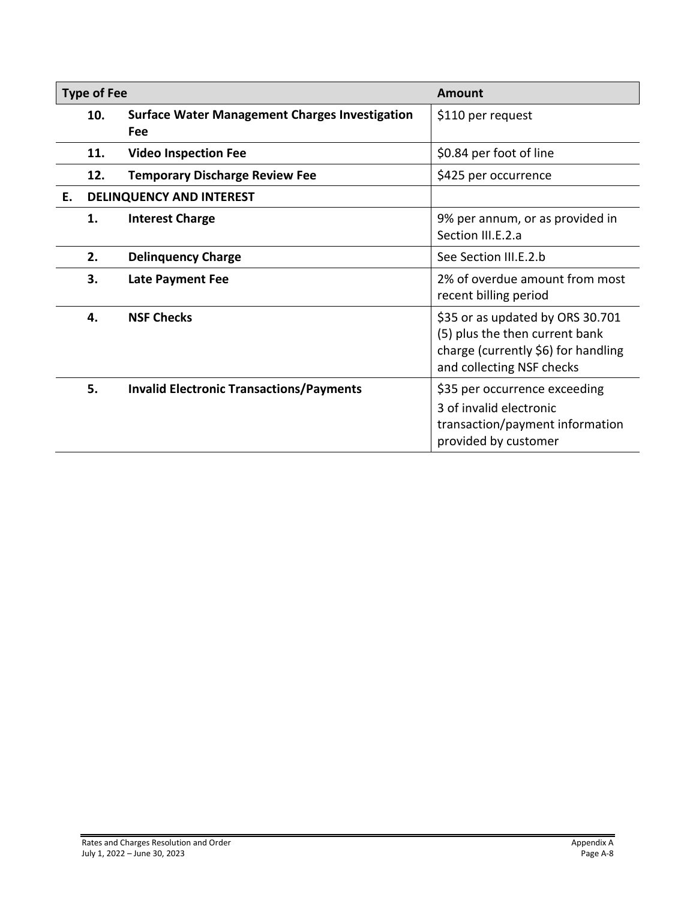| Type of Fee | | | Amount |
|---|---|---|---|
| | **10.** | **Surface Water Management Charges Investigation Fee** | $110 per request |
| | **11.** | **Video Inspection Fee** | $0.84 per foot of line |
| | **12.** | **Temporary Discharge Review Fee** | $425 per occurrence |
| **E.** | **DELINQUENCY AND INTEREST** | | |
| | **1.** | **Interest Charge** | 9% per annum, or as provided in Section III.E.2.a |
| | **2.** | **Delinquency Charge** | See Section III.E.2.b |
| | **3.** | **Late Payment Fee** | 2% of overdue amount from most recent billing period |
| | **4.** | **NSF Checks** | $35 or as updated by ORS 30.701 (5) plus the then current bank charge (currently $6) for handling and collecting NSF checks |
| | **5.** | **Invalid Electronic Transactions/Payments** | $35 per occurrence exceeding 3 of invalid electronic transaction/payment information provided by customer |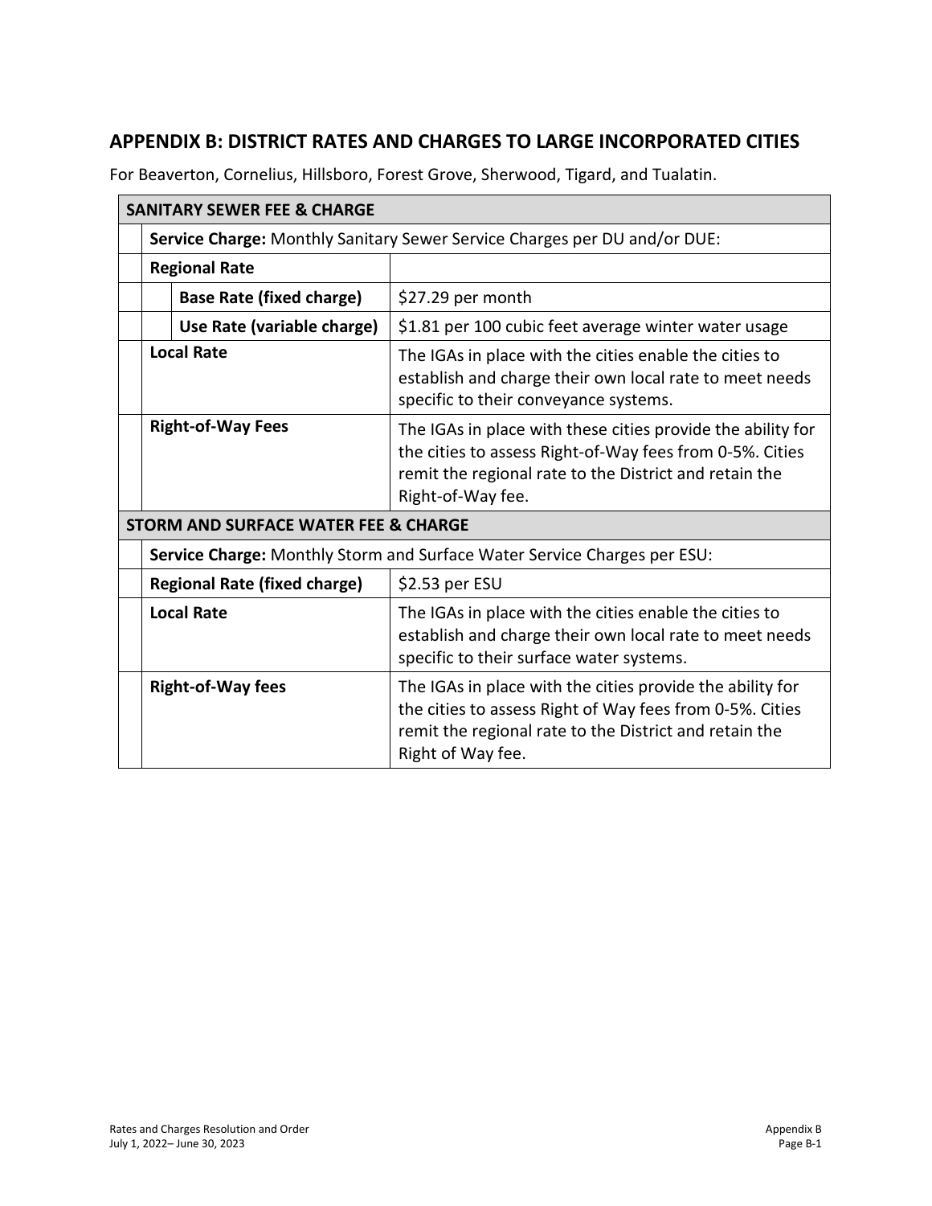## APPENDIX B: DISTRICT RATES AND CHARGES TO LARGE INCORPORATED CITIES

For Beaverton, Cornelius, Hillsboro, Forest Grove, Sherwood, Tigard, and Tualatin.

| SANITARY SEWER FEE & CHARGE | |
|---|---|
| **Service Charge:** Monthly Sanitary Sewer Service Charges per DU and/or DUE: | |
| **Regional Rate** | |
| **Base Rate (fixed charge)** | $27.29 per month |
| **Use Rate (variable charge)** | $1.81 per 100 cubic feet average winter water usage |
| **Local Rate** | The IGAs in place with the cities enable the cities to establish and charge their own local rate to meet needs specific to their conveyance systems. |
| **Right-of-Way Fees** | The IGAs in place with these cities provide the ability for the cities to assess Right-of-Way fees from 0-5%. Cities remit the regional rate to the District and retain the Right-of-Way fee. |
| **STORM AND SURFACE WATER FEE & CHARGE** | |
| **Service Charge:** Monthly Storm and Surface Water Service Charges per ESU: | |
| **Regional Rate (fixed charge)** | $2.53 per ESU |
| **Local Rate** | The IGAs in place with the cities enable the cities to establish and charge their own local rate to meet needs specific to their surface water systems. |
| **Right-of-Way fees** | The IGAs in place with the cities provide the ability for the cities to assess Right of Way fees from 0-5%. Cities remit the regional rate to the District and retain the Right of Way fee. |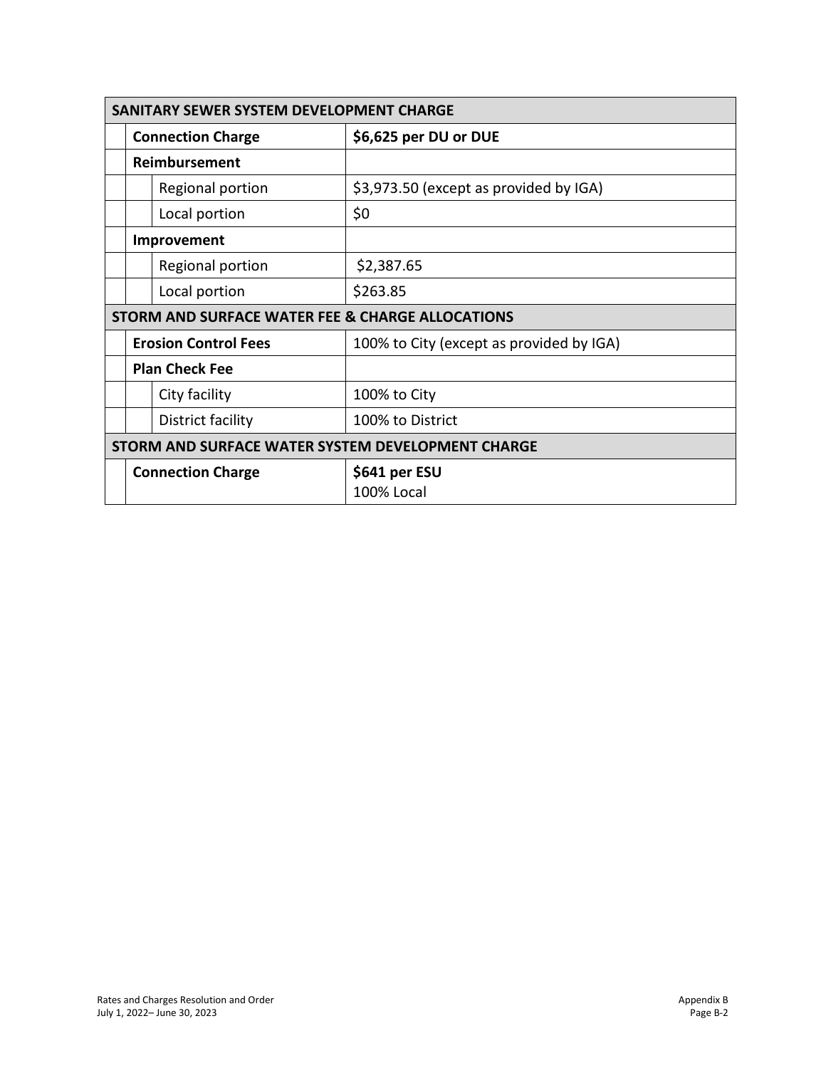| | | | |
|---|---|---|---|
| **SANITARY SEWER SYSTEM DEVELOPMENT CHARGE** | | | |
| | **Connection Charge** | | **$6,625 per DU or DUE** |
| | **Reimbursement** | | |
| | | Regional portion | $3,973.50 (except as provided by IGA) |
| | | Local portion | $0 |
| | **Improvement** | | |
| | | Regional portion | $2,387.65 |
| | | Local portion | $263.85 |
| **STORM AND SURFACE WATER FEE & CHARGE ALLOCATIONS** | | | |
| | **Erosion Control Fees** | | 100% to City (except as provided by IGA) |
| | **Plan Check Fee** | | |
| | | City facility | 100% to City |
| | | District facility | 100% to District |
| **STORM AND SURFACE WATER SYSTEM DEVELOPMENT CHARGE** | | | |
| | **Connection Charge** | | **$641 per ESU**<br>100% Local |